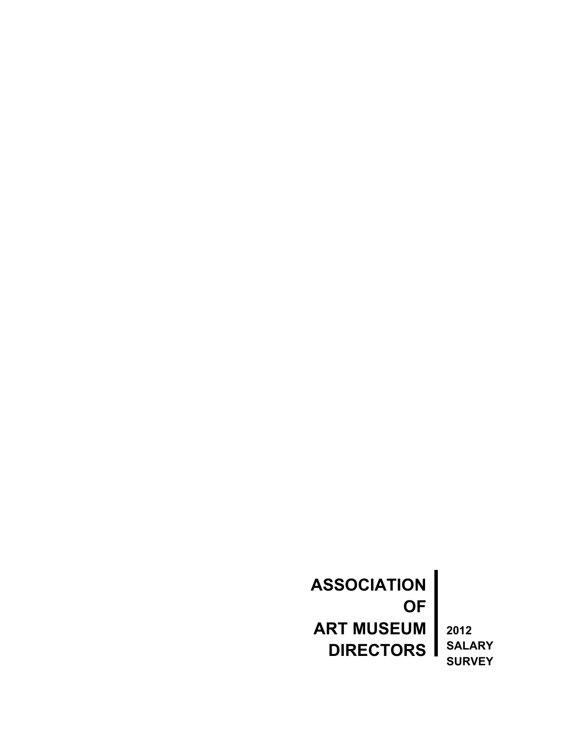# ASSOCIATION OF ART MUSEUM DIRECTORS

## 2012 SALARY SURVEY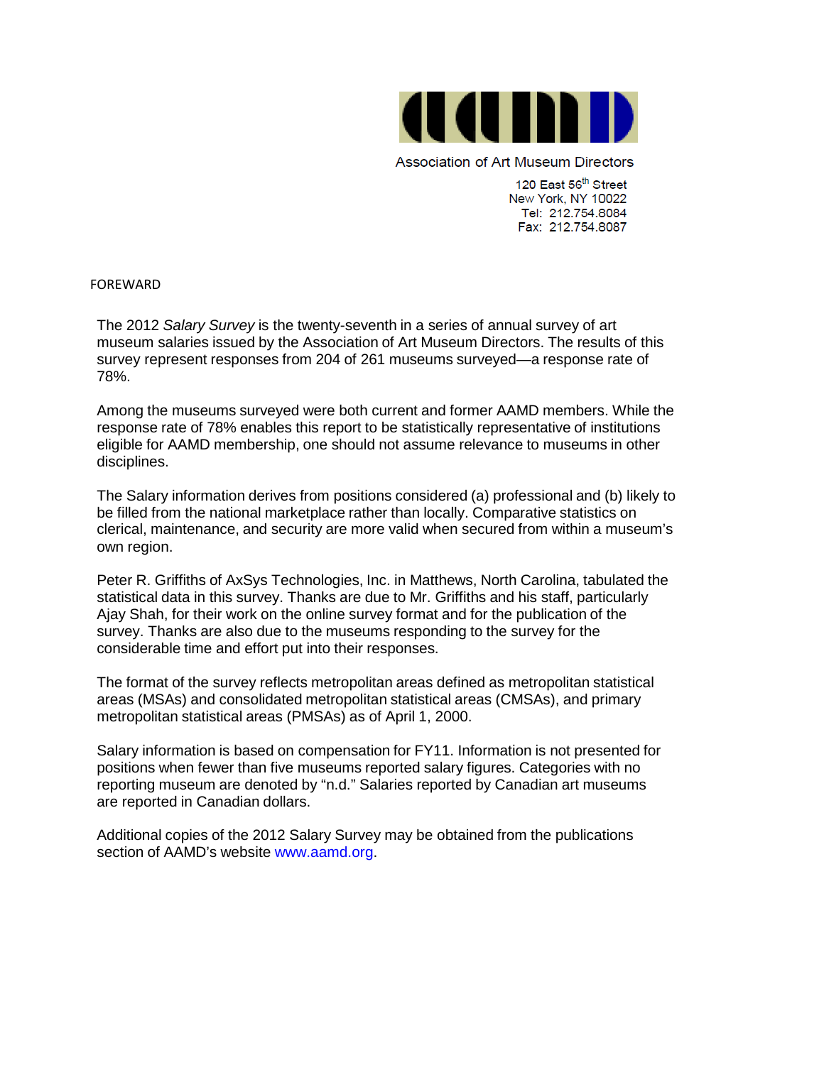Association of Art Museum Directors

120 East 56th Street
New York, NY 10022
Tel: 212.754.8084
Fax: 212.754.8087

## FOREWARD

The 2012 *Salary Survey* is the twenty-seventh in a series of annual survey of art museum salaries issued by the Association of Art Museum Directors. The results of this survey represent responses from 204 of 261 museums surveyed—a response rate of 78%.

Among the museums surveyed were both current and former AAMD members. While the response rate of 78% enables this report to be statistically representative of institutions eligible for AAMD membership, one should not assume relevance to museums in other disciplines.

The Salary information derives from positions considered (a) professional and (b) likely to be filled from the national marketplace rather than locally. Comparative statistics on clerical, maintenance, and security are more valid when secured from within a museum's own region.

Peter R. Griffiths of AxSys Technologies, Inc. in Matthews, North Carolina, tabulated the statistical data in this survey. Thanks are due to Mr. Griffiths and his staff, particularly Ajay Shah, for their work on the online survey format and for the publication of the survey. Thanks are also due to the museums responding to the survey for the considerable time and effort put into their responses.

The format of the survey reflects metropolitan areas defined as metropolitan statistical areas (MSAs) and consolidated metropolitan statistical areas (CMSAs), and primary metropolitan statistical areas (PMSAs) as of April 1, 2000.

Salary information is based on compensation for FY11. Information is not presented for positions when fewer than five museums reported salary figures. Categories with no reporting museum are denoted by "n.d." Salaries reported by Canadian art museums are reported in Canadian dollars.

Additional copies of the 2012 Salary Survey may be obtained from the publications section of AAMD's website www.aamd.org.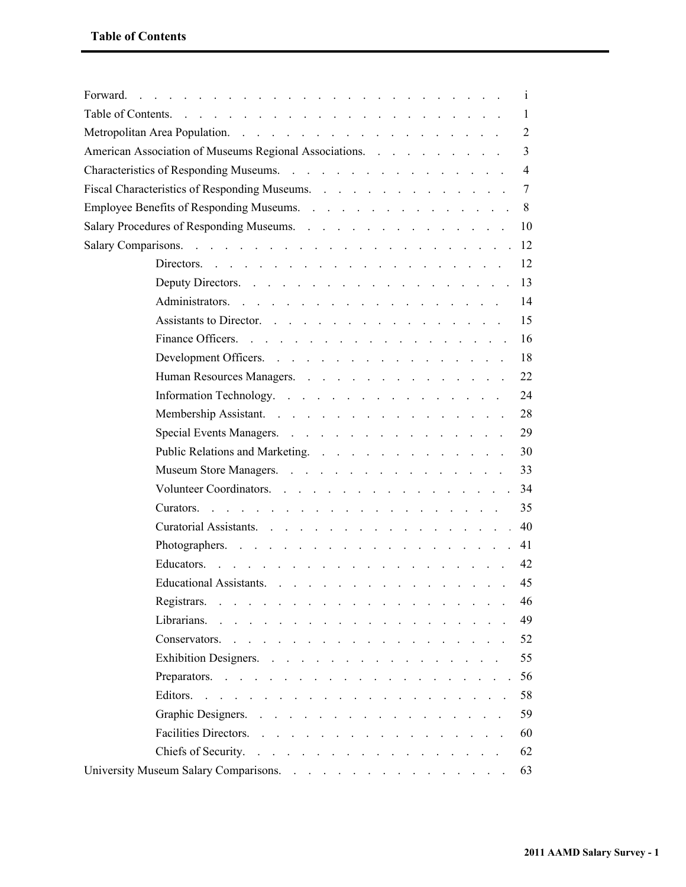# Table of Contents

| | |
|---|---|
| Forward | i |
| Table of Contents | 1 |
| Metropolitan Area Population | 2 |
| American Association of Museums Regional Associations | 3 |
| Characteristics of Responding Museums | 4 |
| Fiscal Characteristics of Responding Museums | 7 |
| Employee Benefits of Responding Museums | 8 |
| Salary Procedures of Responding Museums | 10 |
| Salary Comparisons | 12 |
| Directors | 12 |
| Deputy Directors | 13 |
| Administrators | 14 |
| Assistants to Director | 15 |
| Finance Officers | 16 |
| Development Officers | 18 |
| Human Resources Managers | 22 |
| Information Technology | 24 |
| Membership Assistant | 28 |
| Special Events Managers | 29 |
| Public Relations and Marketing | 30 |
| Museum Store Managers | 33 |
| Volunteer Coordinators | 34 |
| Curators | 35 |
| Curatorial Assistants | 40 |
| Photographers | 41 |
| Educators | 42 |
| Educational Assistants | 45 |
| Registrars | 46 |
| Librarians | 49 |
| Conservators | 52 |
| Exhibition Designers | 55 |
| Preparators | 56 |
| Editors | 58 |
| Graphic Designers | 59 |
| Facilities Directors | 60 |
| Chiefs of Security | 62 |
| University Museum Salary Comparisons | 63 |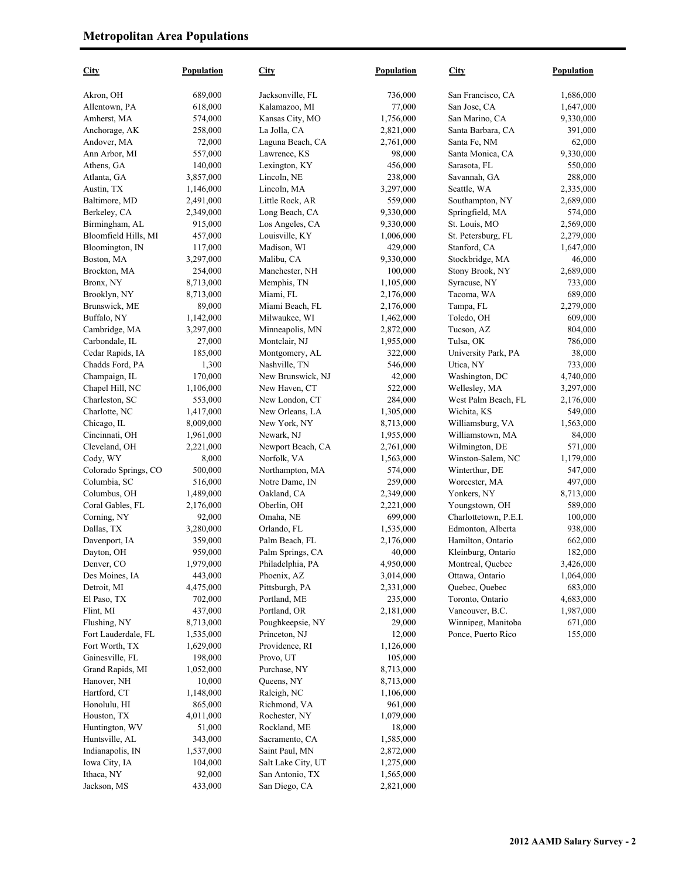## Metropolitan Area Populations

| City | Population |
|---|---|
| Akron, OH | 689,000 |
| Allentown, PA | 618,000 |
| Amherst, MA | 574,000 |
| Anchorage, AK | 258,000 |
| Andover, MA | 72,000 |
| Ann Arbor, MI | 557,000 |
| Athens, GA | 140,000 |
| Atlanta, GA | 3,857,000 |
| Austin, TX | 1,146,000 |
| Baltimore, MD | 2,491,000 |
| Berkeley, CA | 2,349,000 |
| Birmingham, AL | 915,000 |
| Bloomfield Hills, MI | 457,000 |
| Bloomington, IN | 117,000 |
| Boston, MA | 3,297,000 |
| Brockton, MA | 254,000 |
| Bronx, NY | 8,713,000 |
| Brooklyn, NY | 8,713,000 |
| Brunswick, ME | 89,000 |
| Buffalo, NY | 1,142,000 |
| Cambridge, MA | 3,297,000 |
| Carbondale, IL | 27,000 |
| Cedar Rapids, IA | 185,000 |
| Chadds Ford, PA | 1,300 |
| Champaign, IL | 170,000 |
| Chapel Hill, NC | 1,106,000 |
| Charleston, SC | 553,000 |
| Charlotte, NC | 1,417,000 |
| Chicago, IL | 8,009,000 |
| Cincinnati, OH | 1,961,000 |
| Cleveland, OH | 2,221,000 |
| Cody, WY | 8,000 |
| Colorado Springs, CO | 500,000 |
| Columbia, SC | 516,000 |
| Columbus, OH | 1,489,000 |
| Coral Gables, FL | 2,176,000 |
| Corning, NY | 92,000 |
| Dallas, TX | 3,280,000 |
| Davenport, IA | 359,000 |
| Dayton, OH | 959,000 |
| Denver, CO | 1,979,000 |
| Des Moines, IA | 443,000 |
| Detroit, MI | 4,475,000 |
| El Paso, TX | 702,000 |
| Flint, MI | 437,000 |
| Flushing, NY | 8,713,000 |
| Fort Lauderdale, FL | 1,535,000 |
| Fort Worth, TX | 1,629,000 |
| Gainesville, FL | 198,000 |
| Grand Rapids, MI | 1,052,000 |
| Hanover, NH | 10,000 |
| Hartford, CT | 1,148,000 |
| Honolulu, HI | 865,000 |
| Houston, TX | 4,011,000 |
| Huntington, WV | 51,000 |
| Huntsville, AL | 343,000 |
| Indianapolis, IN | 1,537,000 |
| Iowa City, IA | 104,000 |
| Ithaca, NY | 92,000 |
| Jackson, MS | 433,000 |
| Jacksonville, FL | 736,000 |
| Kalamazoo, MI | 77,000 |
| Kansas City, MO | 1,756,000 |
| La Jolla, CA | 2,821,000 |
| Laguna Beach, CA | 2,761,000 |
| Lawrence, KS | 98,000 |
| Lexington, KY | 456,000 |
| Lincoln, NE | 238,000 |
| Lincoln, MA | 3,297,000 |
| Little Rock, AR | 559,000 |
| Long Beach, CA | 9,330,000 |
| Los Angeles, CA | 9,330,000 |
| Louisville, KY | 1,006,000 |
| Madison, WI | 429,000 |
| Malibu, CA | 9,330,000 |
| Manchester, NH | 100,000 |
| Memphis, TN | 1,105,000 |
| Miami, FL | 2,176,000 |
| Miami Beach, FL | 2,176,000 |
| Milwaukee, WI | 1,462,000 |
| Minneapolis, MN | 2,872,000 |
| Montclair, NJ | 1,955,000 |
| Montgomery, AL | 322,000 |
| Nashville, TN | 546,000 |
| New Brunswick, NJ | 42,000 |
| New Haven, CT | 522,000 |
| New London, CT | 284,000 |
| New Orleans, LA | 1,305,000 |
| New York, NY | 8,713,000 |
| Newark, NJ | 1,955,000 |
| Newport Beach, CA | 2,761,000 |
| Norfolk, VA | 1,563,000 |
| Northampton, MA | 574,000 |
| Notre Dame, IN | 259,000 |
| Oakland, CA | 2,349,000 |
| Oberlin, OH | 2,221,000 |
| Omaha, NE | 699,000 |
| Orlando, FL | 1,535,000 |
| Palm Beach, FL | 2,176,000 |
| Palm Springs, CA | 40,000 |
| Philadelphia, PA | 4,950,000 |
| Phoenix, AZ | 3,014,000 |
| Pittsburgh, PA | 2,331,000 |
| Portland, ME | 235,000 |
| Portland, OR | 2,181,000 |
| Poughkeepsie, NY | 29,000 |
| Princeton, NJ | 12,000 |
| Providence, RI | 1,126,000 |
| Provo, UT | 105,000 |
| Purchase, NY | 8,713,000 |
| Queens, NY | 8,713,000 |
| Raleigh, NC | 1,106,000 |
| Richmond, VA | 961,000 |
| Rochester, NY | 1,079,000 |
| Rockland, ME | 18,000 |
| Sacramento, CA | 1,585,000 |
| Saint Paul, MN | 2,872,000 |
| Salt Lake City, UT | 1,275,000 |
| San Antonio, TX | 1,565,000 |
| San Diego, CA | 2,821,000 |
| San Francisco, CA | 1,686,000 |
| San Jose, CA | 1,647,000 |
| San Marino, CA | 9,330,000 |
| Santa Barbara, CA | 391,000 |
| Santa Fe, NM | 62,000 |
| Santa Monica, CA | 9,330,000 |
| Sarasota, FL | 550,000 |
| Savannah, GA | 288,000 |
| Seattle, WA | 2,335,000 |
| Southampton, NY | 2,689,000 |
| Springfield, MA | 574,000 |
| St. Louis, MO | 2,569,000 |
| St. Petersburg, FL | 2,279,000 |
| Stanford, CA | 1,647,000 |
| Stockbridge, MA | 46,000 |
| Stony Brook, NY | 2,689,000 |
| Syracuse, NY | 733,000 |
| Tacoma, WA | 689,000 |
| Tampa, FL | 2,279,000 |
| Toledo, OH | 609,000 |
| Tucson, AZ | 804,000 |
| Tulsa, OK | 786,000 |
| University Park, PA | 38,000 |
| Utica, NY | 733,000 |
| Washington, DC | 4,740,000 |
| Wellesley, MA | 3,297,000 |
| West Palm Beach, FL | 2,176,000 |
| Wichita, KS | 549,000 |
| Williamsburg, VA | 1,563,000 |
| Williamstown, MA | 84,000 |
| Wilmington, DE | 571,000 |
| Winston-Salem, NC | 1,179,000 |
| Winterthur, DE | 547,000 |
| Worcester, MA | 497,000 |
| Yonkers, NY | 8,713,000 |
| Youngstown, OH | 589,000 |
| Charlottetown, P.E.I. | 100,000 |
| Edmonton, Alberta | 938,000 |
| Hamilton, Ontario | 662,000 |
| Kleinburg, Ontario | 182,000 |
| Montreal, Quebec | 3,426,000 |
| Ottawa, Ontario | 1,064,000 |
| Quebec, Quebec | 683,000 |
| Toronto, Ontario | 4,683,000 |
| Vancouver, B.C. | 1,987,000 |
| Winnipeg, Manitoba | 671,000 |
| Ponce, Puerto Rico | 155,000 |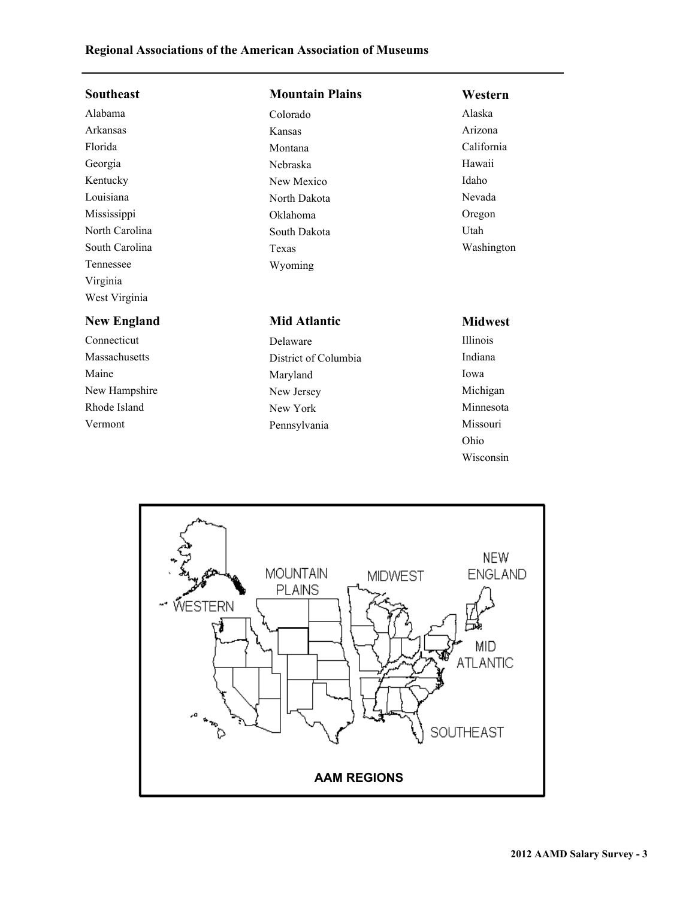## Regional Associations of the American Association of Museums

### Southeast

- Alabama
- Arkansas
- Florida
- Georgia
- Kentucky
- Louisiana
- Mississippi
- North Carolina
- South Carolina
- Tennessee
- Virginia
- West Virginia

### Mountain Plains

- Colorado
- Kansas
- Montana
- Nebraska
- New Mexico
- North Dakota
- Oklahoma
- South Dakota
- Texas
- Wyoming

### Western

- Alaska
- Arizona
- California
- Hawaii
- Idaho
- Nevada
- Oregon
- Utah
- Washington

### New England

- Connecticut
- Massachusetts
- Maine
- New Hampshire
- Rhode Island
- Vermont

### Mid Atlantic

- Delaware
- District of Columbia
- Maryland
- New Jersey
- New York
- Pennsylvania

### Midwest

- Illinois
- Indiana
- Iowa
- Michigan
- Minnesota
- Missouri
- Ohio
- Wisconsin

**AAM REGIONS**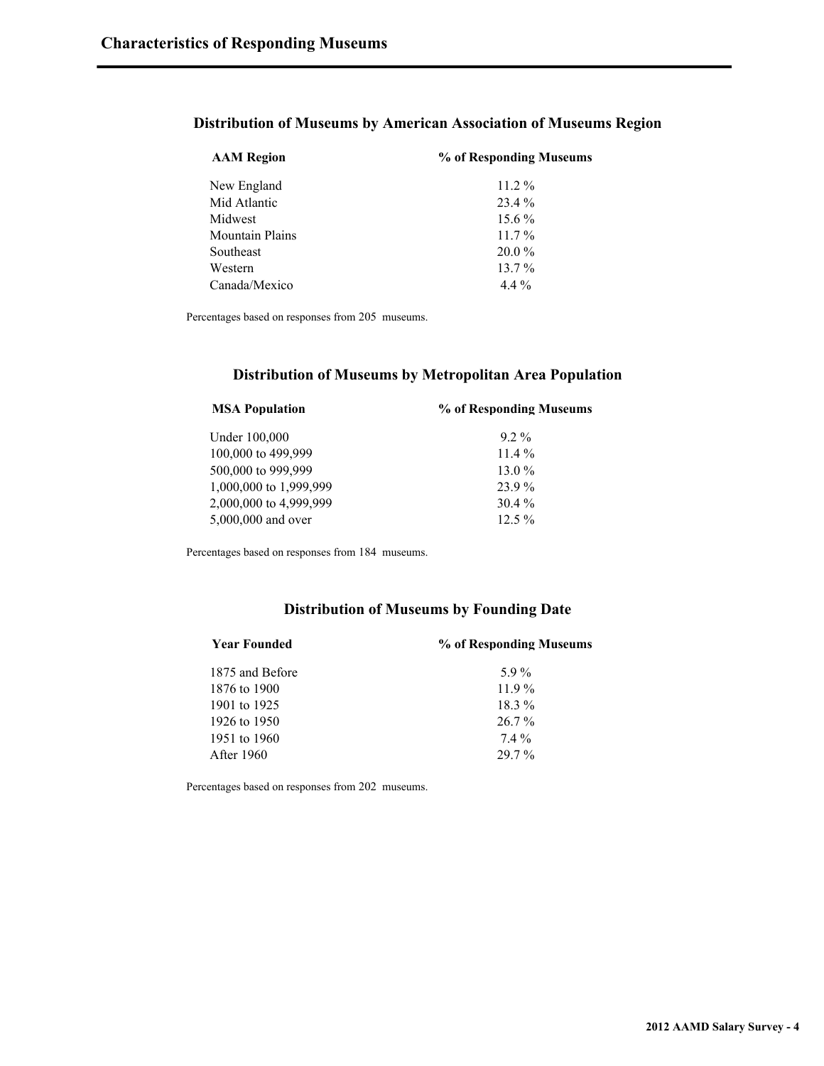# Characteristics of Responding Museums

## Distribution of Museums by American Association of Museums Region

| AAM Region | % of Responding Museums |
|---|---|
| New England | 11.2 % |
| Mid Atlantic | 23.4 % |
| Midwest | 15.6 % |
| Mountain Plains | 11.7 % |
| Southeast | 20.0 % |
| Western | 13.7 % |
| Canada/Mexico | 4.4 % |

Percentages based on responses from 205 museums.

## Distribution of Museums by Metropolitan Area Population

| MSA Population | % of Responding Museums |
|---|---|
| Under 100,000 | 9.2 % |
| 100,000 to 499,999 | 11.4 % |
| 500,000 to 999,999 | 13.0 % |
| 1,000,000 to 1,999,999 | 23.9 % |
| 2,000,000 to 4,999,999 | 30.4 % |
| 5,000,000 and over | 12.5 % |

Percentages based on responses from 184 museums.

## Distribution of Museums by Founding Date

| Year Founded | % of Responding Museums |
|---|---|
| 1875 and Before | 5.9 % |
| 1876 to 1900 | 11.9 % |
| 1901 to 1925 | 18.3 % |
| 1926 to 1950 | 26.7 % |
| 1951 to 1960 | 7.4 % |
| After 1960 | 29.7 % |

Percentages based on responses from 202 museums.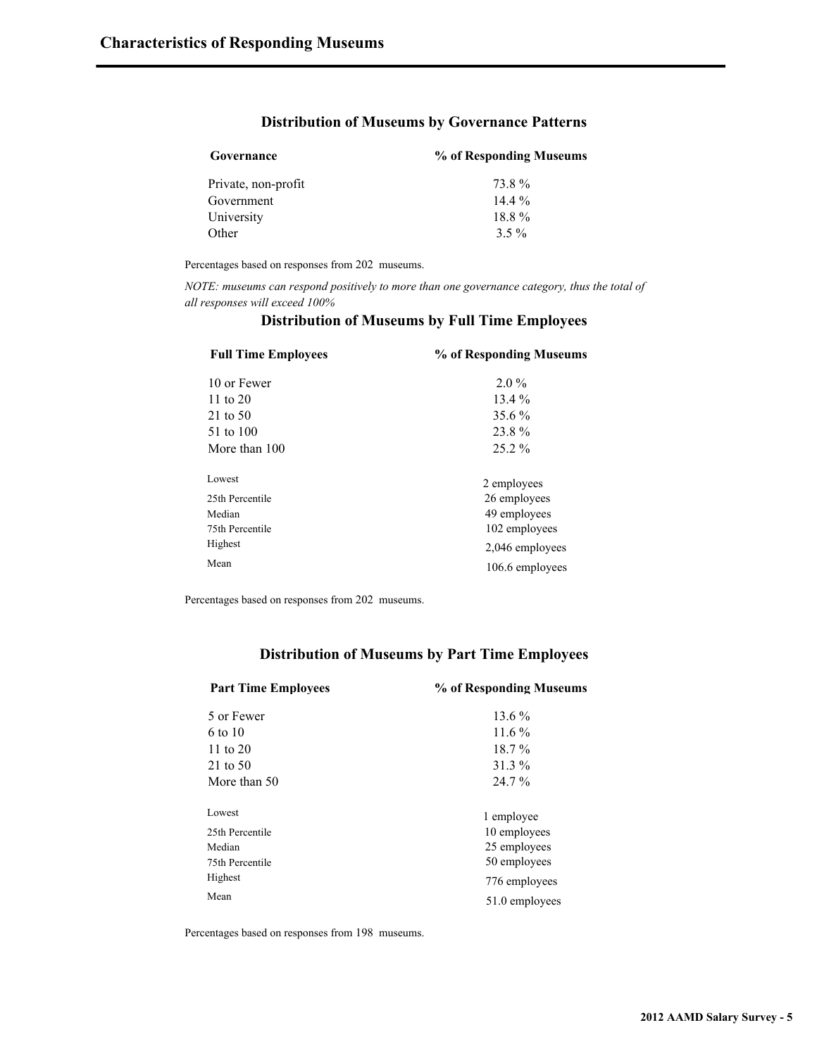# Characteristics of Responding Museums

## Distribution of Museums by Governance Patterns

| Governance | % of Responding Museums |
|---|---|
| Private, non-profit | 73.8 % |
| Government | 14.4 % |
| University | 18.8 % |
| Other | 3.5 % |

Percentages based on responses from 202 museums.

*NOTE: museums can respond positively to more than one governance category, thus the total of all responses will exceed 100%*

## Distribution of Museums by Full Time Employees

| Full Time Employees | % of Responding Museums |
|---|---|
| 10 or Fewer | 2.0 % |
| 11 to 20 | 13.4 % |
| 21 to 50 | 35.6 % |
| 51 to 100 | 23.8 % |
| More than 100 | 25.2 % |

| | |
|---|---|
| Lowest | 2 employees |
| 25th Percentile | 26 employees |
| Median | 49 employees |
| 75th Percentile | 102 employees |
| Highest | 2,046 employees |
| Mean | 106.6 employees |

Percentages based on responses from 202 museums.

## Distribution of Museums by Part Time Employees

| Part Time Employees | % of Responding Museums |
|---|---|
| 5 or Fewer | 13.6 % |
| 6 to 10 | 11.6 % |
| 11 to 20 | 18.7 % |
| 21 to 50 | 31.3 % |
| More than 50 | 24.7 % |

| | |
|---|---|
| Lowest | 1 employee |
| 25th Percentile | 10 employees |
| Median | 25 employees |
| 75th Percentile | 50 employees |
| Highest | 776 employees |
| Mean | 51.0 employees |

Percentages based on responses from 198 museums.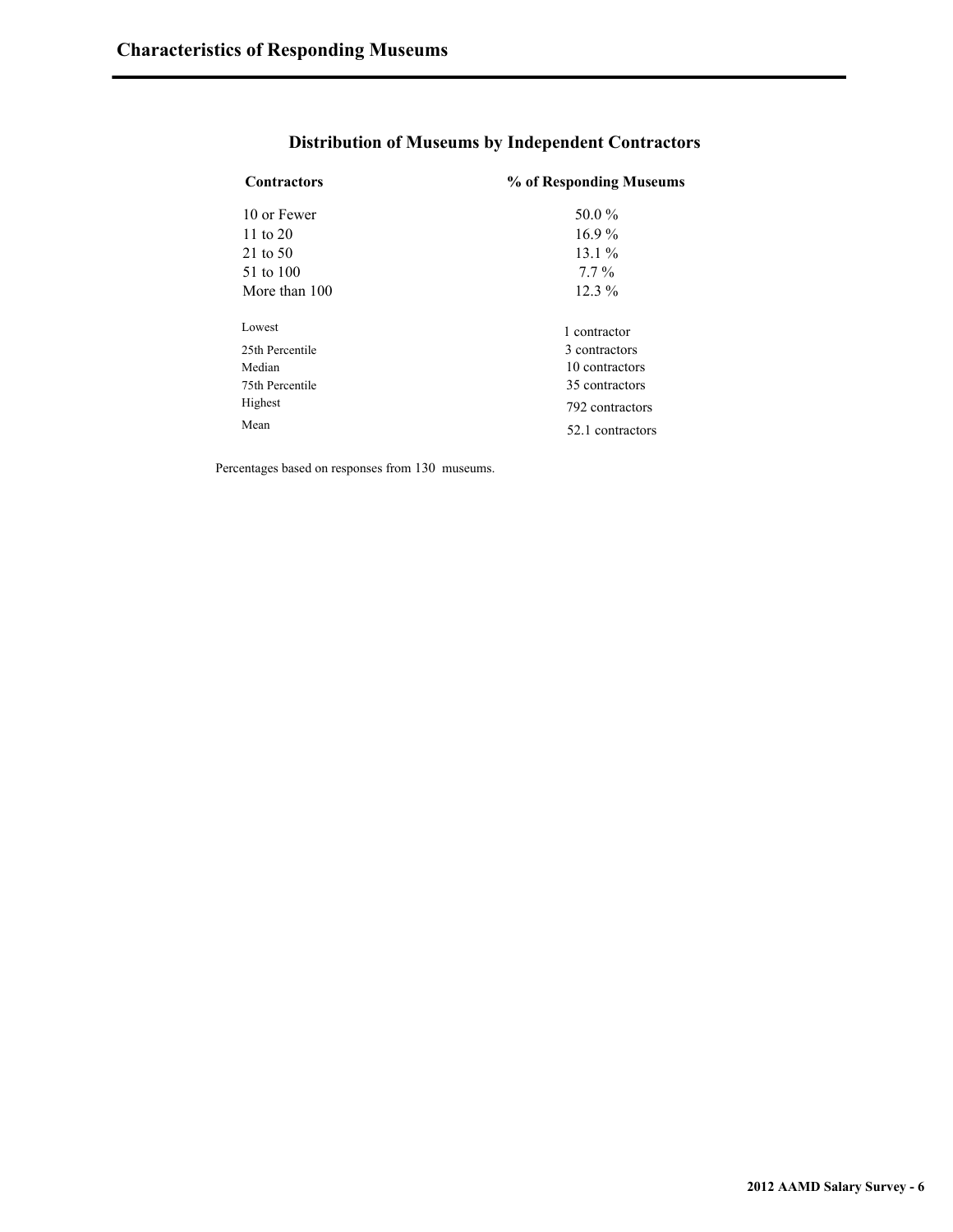## Characteristics of Responding Museums

### Distribution of Museums by Independent Contractors

| Contractors | % of Responding Museums |
| --- | --- |
| 10 or Fewer | 50.0 % |
| 11 to 20 | 16.9 % |
| 21 to 50 | 13.1 % |
| 51 to 100 | 7.7 % |
| More than 100 | 12.3 % |

| | |
| --- | --- |
| Lowest | 1 contractor |
| 25th Percentile | 3 contractors |
| Median | 10 contractors |
| 75th Percentile | 35 contractors |
| Highest | 792 contractors |
| Mean | 52.1 contractors |

Percentages based on responses from 130 museums.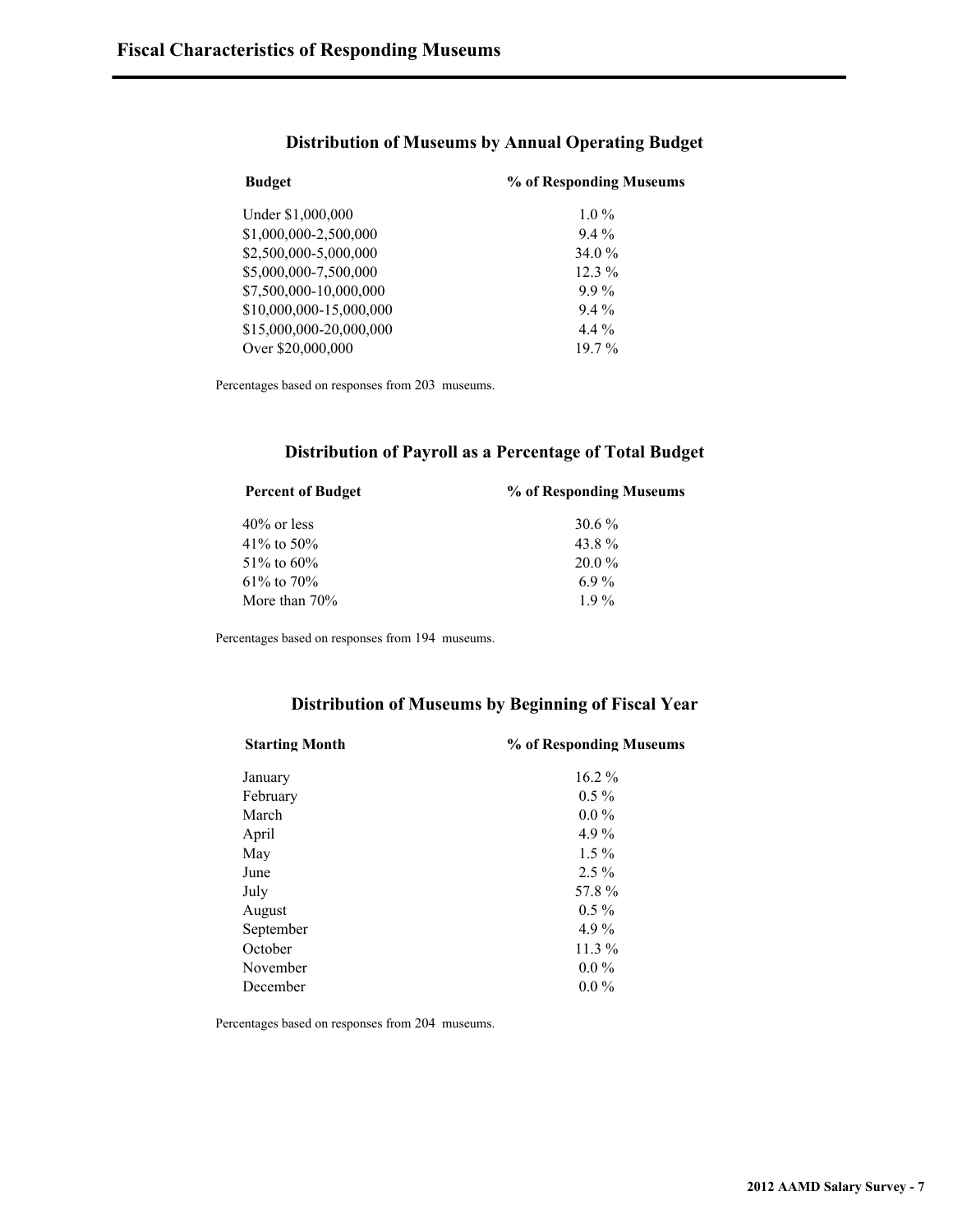# Fiscal Characteristics of Responding Museums

## Distribution of Museums by Annual Operating Budget

| Budget | % of Responding Museums |
|---|---|
| Under $1,000,000 | 1.0 % |
| $1,000,000-2,500,000 | 9.4 % |
| $2,500,000-5,000,000 | 34.0 % |
| $5,000,000-7,500,000 | 12.3 % |
| $7,500,000-10,000,000 | 9.9 % |
| $10,000,000-15,000,000 | 9.4 % |
| $15,000,000-20,000,000 | 4.4 % |
| Over $20,000,000 | 19.7 % |

Percentages based on responses from 203 museums.

## Distribution of Payroll as a Percentage of Total Budget

| Percent of Budget | % of Responding Museums |
|---|---|
| 40% or less | 30.6 % |
| 41% to 50% | 43.8 % |
| 51% to 60% | 20.0 % |
| 61% to 70% | 6.9 % |
| More than 70% | 1.9 % |

Percentages based on responses from 194 museums.

## Distribution of Museums by Beginning of Fiscal Year

| Starting Month | % of Responding Museums |
|---|---|
| January | 16.2 % |
| February | 0.5 % |
| March | 0.0 % |
| April | 4.9 % |
| May | 1.5 % |
| June | 2.5 % |
| July | 57.8 % |
| August | 0.5 % |
| September | 4.9 % |
| October | 11.3 % |
| November | 0.0 % |
| December | 0.0 % |

Percentages based on responses from 204 museums.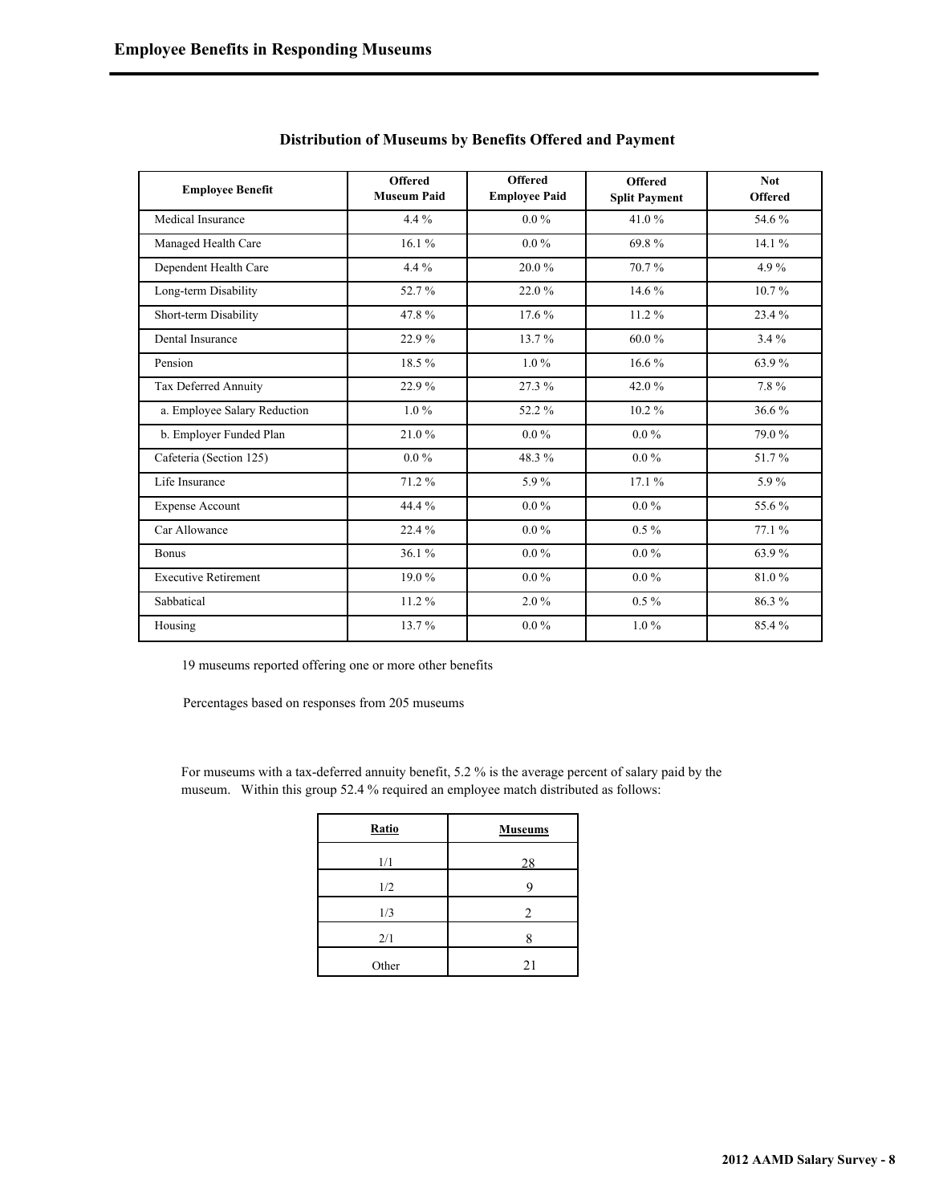# Employee Benefits in Responding Museums

## Distribution of Museums by Benefits Offered and Payment

| Employee Benefit | Offered Museum Paid | Offered Employee Paid | Offered Split Payment | Not Offered |
|---|---|---|---|---|
| Medical Insurance | 4.4 % | 0.0 % | 41.0 % | 54.6 % |
| Managed Health Care | 16.1 % | 0.0 % | 69.8 % | 14.1 % |
| Dependent Health Care | 4.4 % | 20.0 % | 70.7 % | 4.9 % |
| Long-term Disability | 52.7 % | 22.0 % | 14.6 % | 10.7 % |
| Short-term Disability | 47.8 % | 17.6 % | 11.2 % | 23.4 % |
| Dental Insurance | 22.9 % | 13.7 % | 60.0 % | 3.4 % |
| Pension | 18.5 % | 1.0 % | 16.6 % | 63.9 % |
| Tax Deferred Annuity | 22.9 % | 27.3 % | 42.0 % | 7.8 % |
| a. Employee Salary Reduction | 1.0 % | 52.2 % | 10.2 % | 36.6 % |
| b. Employer Funded Plan | 21.0 % | 0.0 % | 0.0 % | 79.0 % |
| Cafeteria (Section 125) | 0.0 % | 48.3 % | 0.0 % | 51.7 % |
| Life Insurance | 71.2 % | 5.9 % | 17.1 % | 5.9 % |
| Expense Account | 44.4 % | 0.0 % | 0.0 % | 55.6 % |
| Car Allowance | 22.4 % | 0.0 % | 0.5 % | 77.1 % |
| Bonus | 36.1 % | 0.0 % | 0.0 % | 63.9 % |
| Executive Retirement | 19.0 % | 0.0 % | 0.0 % | 81.0 % |
| Sabbatical | 11.2 % | 2.0 % | 0.5 % | 86.3 % |
| Housing | 13.7 % | 0.0 % | 1.0 % | 85.4 % |

19 museums reported offering one or more other benefits

Percentages based on responses from 205 museums

For museums with a tax-deferred annuity benefit, 5.2 % is the average percent of salary paid by the museum. Within this group 52.4 % required an employee match distributed as follows:

| Ratio | Museums |
|---|---|
| 1/1 | 28 |
| 1/2 | 9 |
| 1/3 | 2 |
| 2/1 | 8 |
| Other | 21 |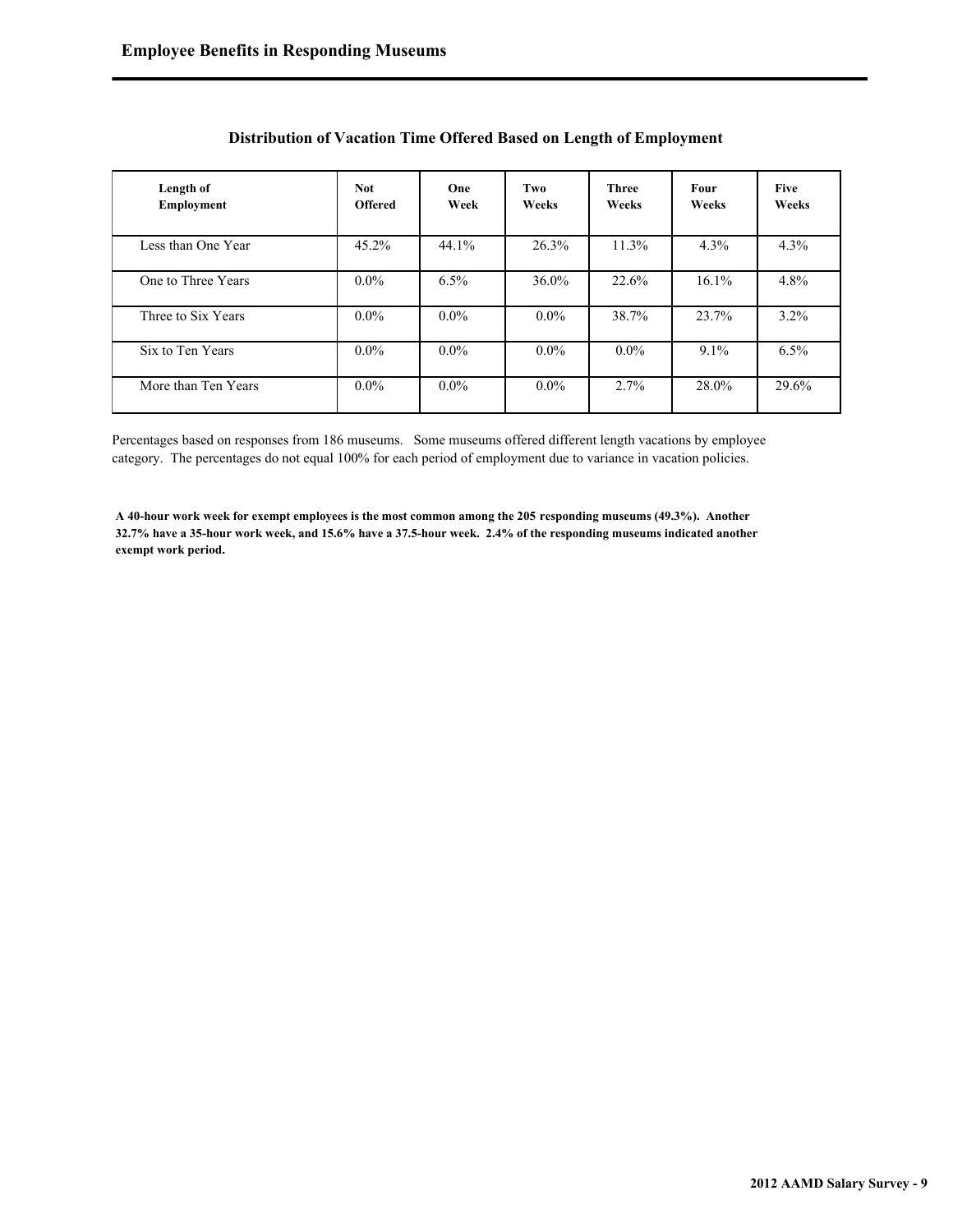## Employee Benefits in Responding Museums

### Distribution of Vacation Time Offered Based on Length of Employment

| Length of Employment | Not Offered | One Week | Two Weeks | Three Weeks | Four Weeks | Five Weeks |
|---|---|---|---|---|---|---|
| Less than One Year | 45.2% | 44.1% | 26.3% | 11.3% | 4.3% | 4.3% |
| One to Three Years | 0.0% | 6.5% | 36.0% | 22.6% | 16.1% | 4.8% |
| Three to Six Years | 0.0% | 0.0% | 0.0% | 38.7% | 23.7% | 3.2% |
| Six to Ten Years | 0.0% | 0.0% | 0.0% | 0.0% | 9.1% | 6.5% |
| More than Ten Years | 0.0% | 0.0% | 0.0% | 2.7% | 28.0% | 29.6% |

Percentages based on responses from 186 museums. Some museums offered different length vacations by employee category. The percentages do not equal 100% for each period of employment due to variance in vacation policies.

**A 40-hour work week for exempt employees is the most common among the 205 responding museums (49.3%). Another 32.7% have a 35-hour work week, and 15.6% have a 37.5-hour week. 2.4% of the responding museums indicated another exempt work period.**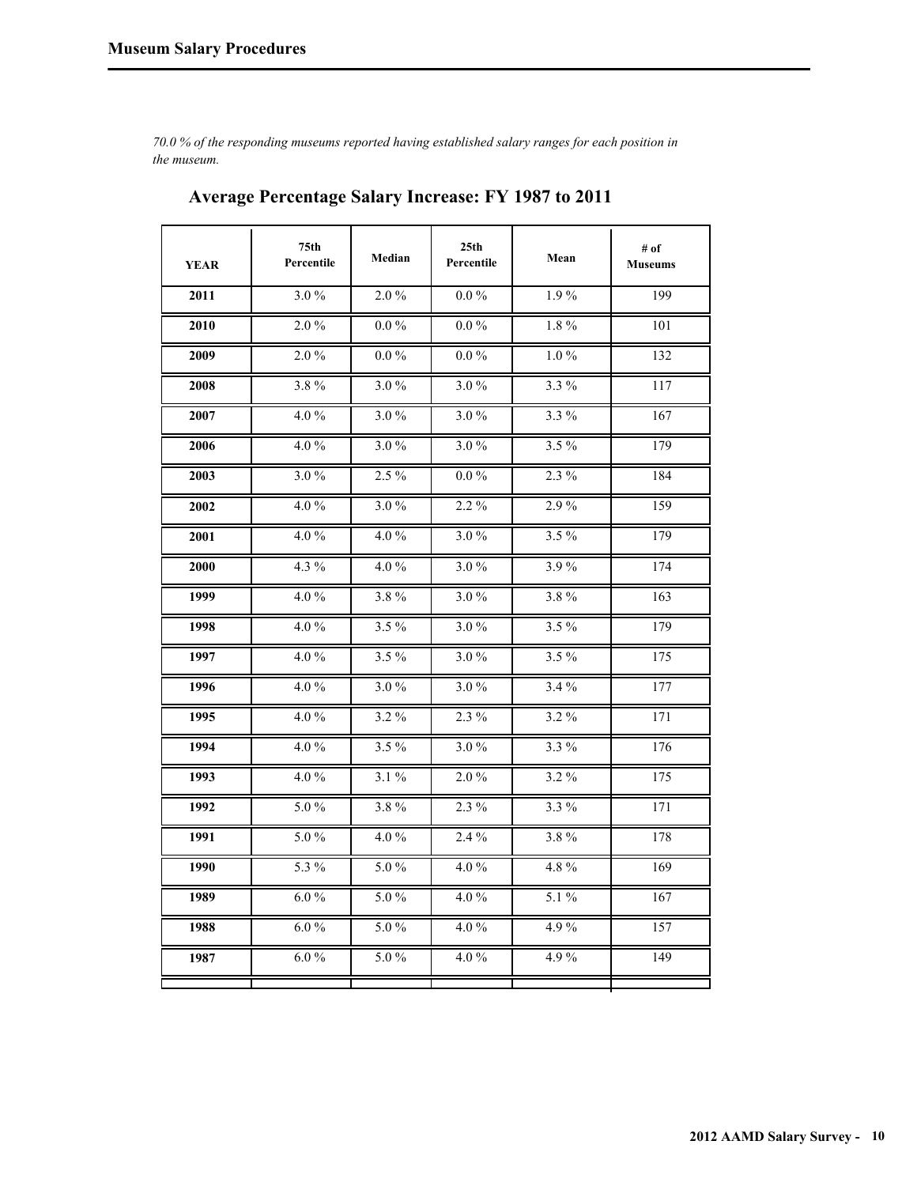## Museum Salary Procedures

*70.0 % of the responding museums reported having established salary ranges for each position in the museum.*

### Average Percentage Salary Increase: FY 1987 to 2011

| YEAR | 75th Percentile | Median | 25th Percentile | Mean | # of Museums |
|---|---|---|---|---|---|
| 2011 | 3.0 % | 2.0 % | 0.0 % | 1.9 % | 199 |
| 2010 | 2.0 % | 0.0 % | 0.0 % | 1.8 % | 101 |
| 2009 | 2.0 % | 0.0 % | 0.0 % | 1.0 % | 132 |
| 2008 | 3.8 % | 3.0 % | 3.0 % | 3.3 % | 117 |
| 2007 | 4.0 % | 3.0 % | 3.0 % | 3.3 % | 167 |
| 2006 | 4.0 % | 3.0 % | 3.0 % | 3.5 % | 179 |
| 2003 | 3.0 % | 2.5 % | 0.0 % | 2.3 % | 184 |
| 2002 | 4.0 % | 3.0 % | 2.2 % | 2.9 % | 159 |
| 2001 | 4.0 % | 4.0 % | 3.0 % | 3.5 % | 179 |
| 2000 | 4.3 % | 4.0 % | 3.0 % | 3.9 % | 174 |
| 1999 | 4.0 % | 3.8 % | 3.0 % | 3.8 % | 163 |
| 1998 | 4.0 % | 3.5 % | 3.0 % | 3.5 % | 179 |
| 1997 | 4.0 % | 3.5 % | 3.0 % | 3.5 % | 175 |
| 1996 | 4.0 % | 3.0 % | 3.0 % | 3.4 % | 177 |
| 1995 | 4.0 % | 3.2 % | 2.3 % | 3.2 % | 171 |
| 1994 | 4.0 % | 3.5 % | 3.0 % | 3.3 % | 176 |
| 1993 | 4.0 % | 3.1 % | 2.0 % | 3.2 % | 175 |
| 1992 | 5.0 % | 3.8 % | 2.3 % | 3.3 % | 171 |
| 1991 | 5.0 % | 4.0 % | 2.4 % | 3.8 % | 178 |
| 1990 | 5.3 % | 5.0 % | 4.0 % | 4.8 % | 169 |
| 1989 | 6.0 % | 5.0 % | 4.0 % | 5.1 % | 167 |
| 1988 | 6.0 % | 5.0 % | 4.0 % | 4.9 % | 157 |
| 1987 | 6.0 % | 5.0 % | 4.0 % | 4.9 % | 149 |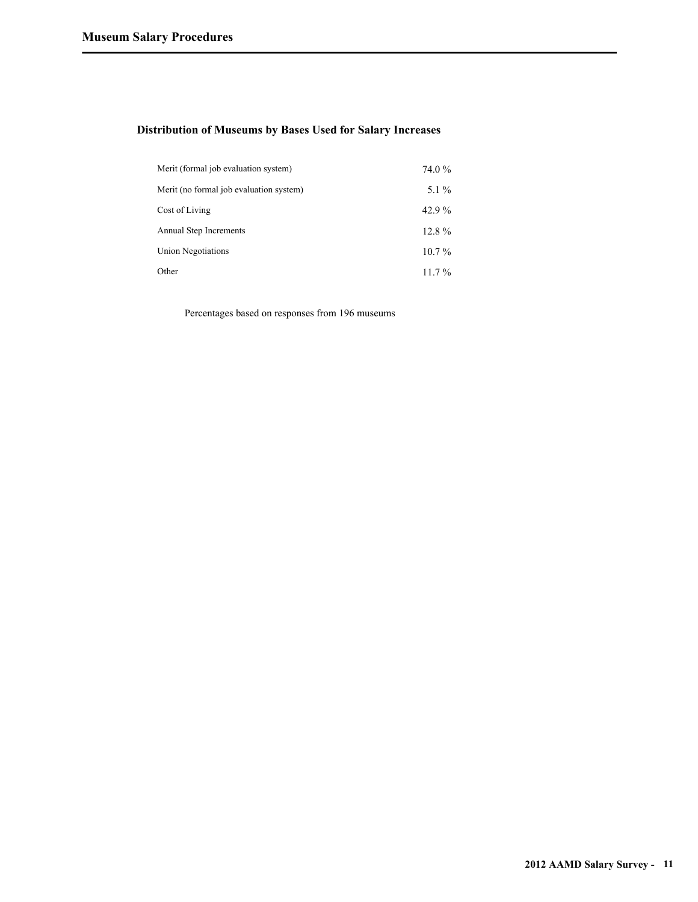# Museum Salary Procedures

## Distribution of Museums by Bases Used for Salary Increases

| Basis | Percentage |
| --- | --- |
| Merit (formal job evaluation system) | 74.0 % |
| Merit (no formal job evaluation system) | 5.1 % |
| Cost of Living | 42.9 % |
| Annual Step Increments | 12.8 % |
| Union Negotiations | 10.7 % |
| Other | 11.7 % |

Percentages based on responses from 196 museums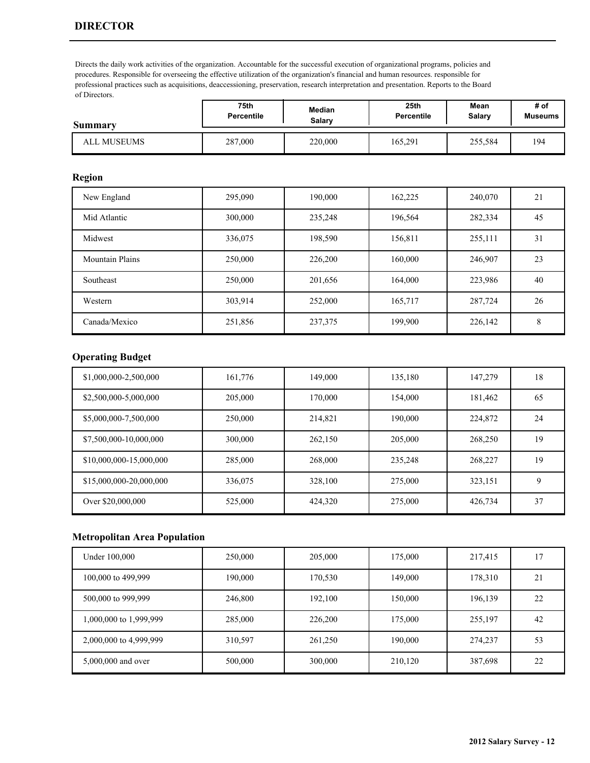# DIRECTOR

Directs the daily work activities of the organization. Accountable for the successful execution of organizational programs, policies and procedures. Responsible for overseeing the effective utilization of the organization's financial and human resources. responsible for professional practices such as acquisitions, deaccessioning, preservation, research interpretation and presentation. Reports to the Board of Directors.

| Summary | 75th Percentile | Median Salary | 25th Percentile | Mean Salary | # of Museums |
|---|---|---|---|---|---|
| ALL MUSEUMS | 287,000 | 220,000 | 165,291 | 255,584 | 194 |

### Region

| Region | 75th Percentile | Median Salary | 25th Percentile | Mean Salary | # of Museums |
|---|---|---|---|---|---|
| New England | 295,090 | 190,000 | 162,225 | 240,070 | 21 |
| Mid Atlantic | 300,000 | 235,248 | 196,564 | 282,334 | 45 |
| Midwest | 336,075 | 198,590 | 156,811 | 255,111 | 31 |
| Mountain Plains | 250,000 | 226,200 | 160,000 | 246,907 | 23 |
| Southeast | 250,000 | 201,656 | 164,000 | 223,986 | 40 |
| Western | 303,914 | 252,000 | 165,717 | 287,724 | 26 |
| Canada/Mexico | 251,856 | 237,375 | 199,900 | 226,142 | 8 |

### Operating Budget

| Operating Budget | 75th Percentile | Median Salary | 25th Percentile | Mean Salary | # of Museums |
|---|---|---|---|---|---|
| $1,000,000-2,500,000 | 161,776 | 149,000 | 135,180 | 147,279 | 18 |
| $2,500,000-5,000,000 | 205,000 | 170,000 | 154,000 | 181,462 | 65 |
| $5,000,000-7,500,000 | 250,000 | 214,821 | 190,000 | 224,872 | 24 |
| $7,500,000-10,000,000 | 300,000 | 262,150 | 205,000 | 268,250 | 19 |
| $10,000,000-15,000,000 | 285,000 | 268,000 | 235,248 | 268,227 | 19 |
| $15,000,000-20,000,000 | 336,075 | 328,100 | 275,000 | 323,151 | 9 |
| Over $20,000,000 | 525,000 | 424,320 | 275,000 | 426,734 | 37 |

### Metropolitan Area Population

| Metropolitan Area Population | 75th Percentile | Median Salary | 25th Percentile | Mean Salary | # of Museums |
|---|---|---|---|---|---|
| Under 100,000 | 250,000 | 205,000 | 175,000 | 217,415 | 17 |
| 100,000 to 499,999 | 190,000 | 170,530 | 149,000 | 178,310 | 21 |
| 500,000 to 999,999 | 246,800 | 192,100 | 150,000 | 196,139 | 22 |
| 1,000,000 to 1,999,999 | 285,000 | 226,200 | 175,000 | 255,197 | 42 |
| 2,000,000 to 4,999,999 | 310,597 | 261,250 | 190,000 | 274,237 | 53 |
| 5,000,000 and over | 500,000 | 300,000 | 210,120 | 387,698 | 22 |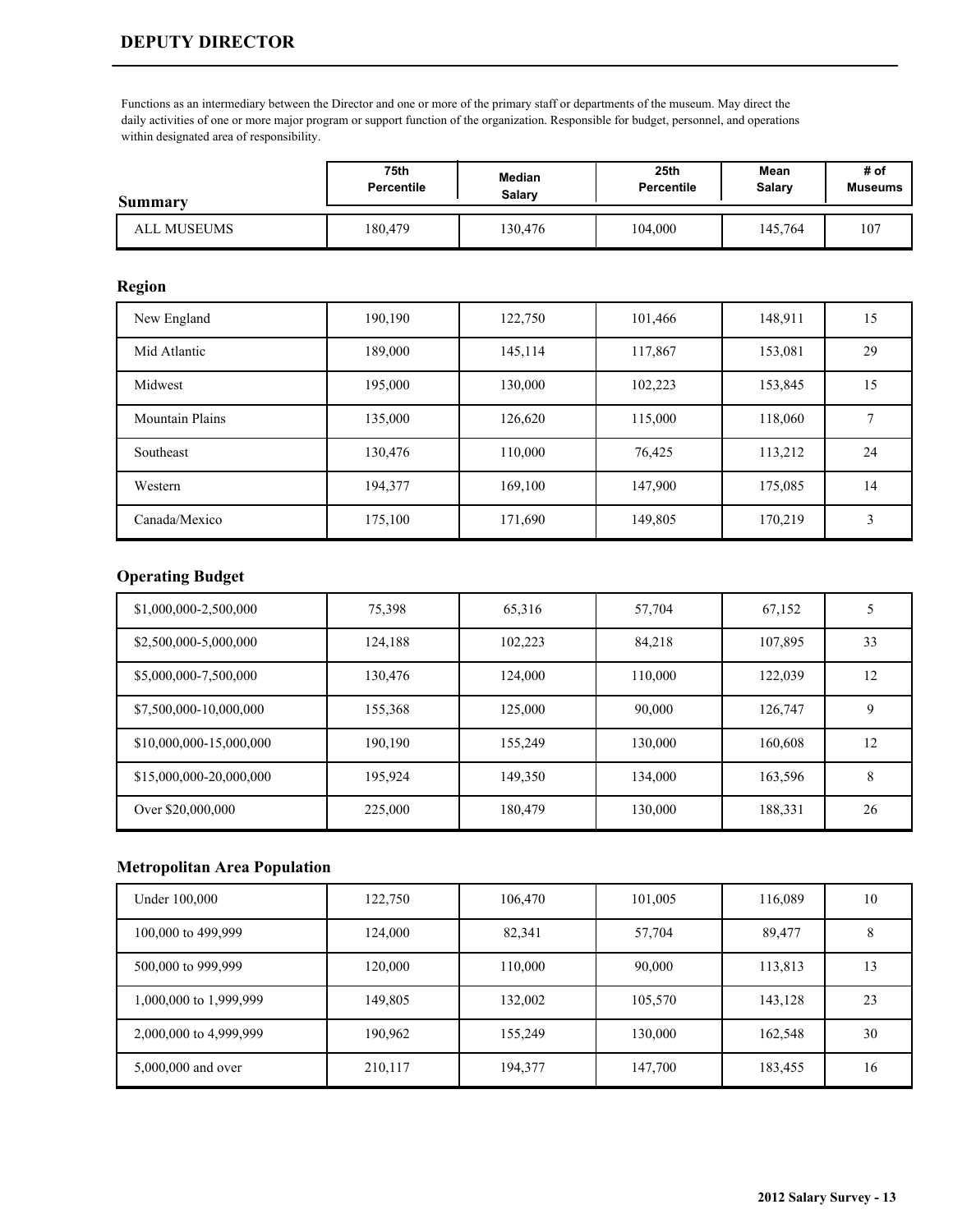## DEPUTY DIRECTOR

Functions as an intermediary between the Director and one or more of the primary staff or departments of the museum. May direct the daily activities of one or more major program or support function of the organization. Responsible for budget, personnel, and operations within designated area of responsibility.

| Summary | 75th Percentile | Median Salary | 25th Percentile | Mean Salary | # of Museums |
|---|---|---|---|---|---|
| ALL MUSEUMS | 180,479 | 130,476 | 104,000 | 145,764 | 107 |

### Region

| Region | 75th Percentile | Median Salary | 25th Percentile | Mean Salary | # of Museums |
|---|---|---|---|---|---|
| New England | 190,190 | 122,750 | 101,466 | 148,911 | 15 |
| Mid Atlantic | 189,000 | 145,114 | 117,867 | 153,081 | 29 |
| Midwest | 195,000 | 130,000 | 102,223 | 153,845 | 15 |
| Mountain Plains | 135,000 | 126,620 | 115,000 | 118,060 | 7 |
| Southeast | 130,476 | 110,000 | 76,425 | 113,212 | 24 |
| Western | 194,377 | 169,100 | 147,900 | 175,085 | 14 |
| Canada/Mexico | 175,100 | 171,690 | 149,805 | 170,219 | 3 |

### Operating Budget

| Operating Budget | 75th Percentile | Median Salary | 25th Percentile | Mean Salary | # of Museums |
|---|---|---|---|---|---|
| $1,000,000-2,500,000 | 75,398 | 65,316 | 57,704 | 67,152 | 5 |
| $2,500,000-5,000,000 | 124,188 | 102,223 | 84,218 | 107,895 | 33 |
| $5,000,000-7,500,000 | 130,476 | 124,000 | 110,000 | 122,039 | 12 |
| $7,500,000-10,000,000 | 155,368 | 125,000 | 90,000 | 126,747 | 9 |
| $10,000,000-15,000,000 | 190,190 | 155,249 | 130,000 | 160,608 | 12 |
| $15,000,000-20,000,000 | 195,924 | 149,350 | 134,000 | 163,596 | 8 |
| Over $20,000,000 | 225,000 | 180,479 | 130,000 | 188,331 | 26 |

### Metropolitan Area Population

| Metropolitan Area Population | 75th Percentile | Median Salary | 25th Percentile | Mean Salary | # of Museums |
|---|---|---|---|---|---|
| Under 100,000 | 122,750 | 106,470 | 101,005 | 116,089 | 10 |
| 100,000 to 499,999 | 124,000 | 82,341 | 57,704 | 89,477 | 8 |
| 500,000 to 999,999 | 120,000 | 110,000 | 90,000 | 113,813 | 13 |
| 1,000,000 to 1,999,999 | 149,805 | 132,002 | 105,570 | 143,128 | 23 |
| 2,000,000 to 4,999,999 | 190,962 | 155,249 | 130,000 | 162,548 | 30 |
| 5,000,000 and over | 210,117 | 194,377 | 147,700 | 183,455 | 16 |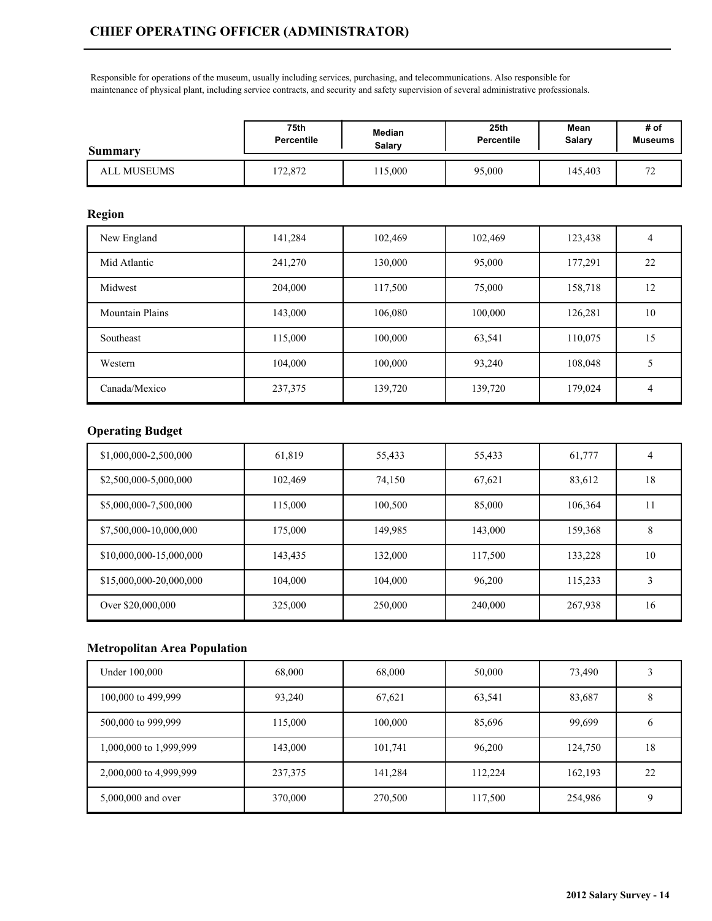# CHIEF OPERATING OFFICER (ADMINISTRATOR)

Responsible for operations of the museum, usually including services, purchasing, and telecommunications. Also responsible for maintenance of physical plant, including service contracts, and security and safety supervision of several administrative professionals.

| Summary | 75th Percentile | Median Salary | 25th Percentile | Mean Salary | # of Museums |
|---|---|---|---|---|---|
| ALL MUSEUMS | 172,872 | 115,000 | 95,000 | 145,403 | 72 |

**Region**

| | | | | | |
|---|---|---|---|---|---|
| New England | 141,284 | 102,469 | 102,469 | 123,438 | 4 |
| Mid Atlantic | 241,270 | 130,000 | 95,000 | 177,291 | 22 |
| Midwest | 204,000 | 117,500 | 75,000 | 158,718 | 12 |
| Mountain Plains | 143,000 | 106,080 | 100,000 | 126,281 | 10 |
| Southeast | 115,000 | 100,000 | 63,541 | 110,075 | 15 |
| Western | 104,000 | 100,000 | 93,240 | 108,048 | 5 |
| Canada/Mexico | 237,375 | 139,720 | 139,720 | 179,024 | 4 |

**Operating Budget**

| | | | | | |
|---|---|---|---|---|---|
| $1,000,000-2,500,000 | 61,819 | 55,433 | 55,433 | 61,777 | 4 |
| $2,500,000-5,000,000 | 102,469 | 74,150 | 67,621 | 83,612 | 18 |
| $5,000,000-7,500,000 | 115,000 | 100,500 | 85,000 | 106,364 | 11 |
| $7,500,000-10,000,000 | 175,000 | 149,985 | 143,000 | 159,368 | 8 |
| $10,000,000-15,000,000 | 143,435 | 132,000 | 117,500 | 133,228 | 10 |
| $15,000,000-20,000,000 | 104,000 | 104,000 | 96,200 | 115,233 | 3 |
| Over $20,000,000 | 325,000 | 250,000 | 240,000 | 267,938 | 16 |

**Metropolitan Area Population**

| | | | | | |
|---|---|---|---|---|---|
| Under 100,000 | 68,000 | 68,000 | 50,000 | 73,490 | 3 |
| 100,000 to 499,999 | 93,240 | 67,621 | 63,541 | 83,687 | 8 |
| 500,000 to 999,999 | 115,000 | 100,000 | 85,696 | 99,699 | 6 |
| 1,000,000 to 1,999,999 | 143,000 | 101,741 | 96,200 | 124,750 | 18 |
| 2,000,000 to 4,999,999 | 237,375 | 141,284 | 112,224 | 162,193 | 22 |
| 5,000,000 and over | 370,000 | 270,500 | 117,500 | 254,986 | 9 |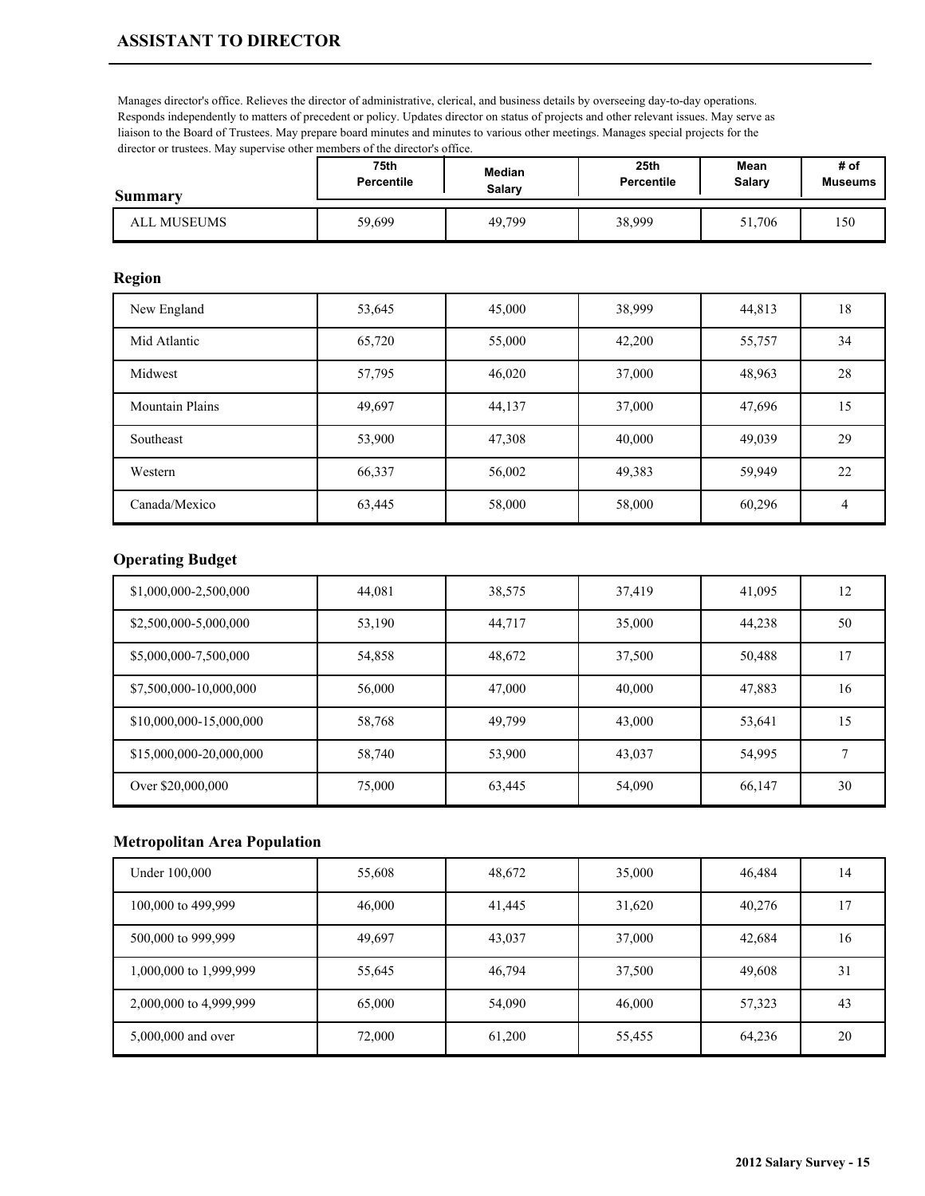# ASSISTANT TO DIRECTOR

Manages director's office. Relieves the director of administrative, clerical, and business details by overseeing day-to-day operations. Responds independently to matters of precedent or policy. Updates director on status of projects and other relevant issues. May serve as liaison to the Board of Trustees. May prepare board minutes and minutes to various other meetings. Manages special projects for the director or trustees. May supervise other members of the director's office.

| Summary | 75th Percentile | Median Salary | 25th Percentile | Mean Salary | # of Museums |
|---|---|---|---|---|---|
| ALL MUSEUMS | 59,699 | 49,799 | 38,999 | 51,706 | 150 |

### Region

| Region | 75th Percentile | Median Salary | 25th Percentile | Mean Salary | # of Museums |
|---|---|---|---|---|---|
| New England | 53,645 | 45,000 | 38,999 | 44,813 | 18 |
| Mid Atlantic | 65,720 | 55,000 | 42,200 | 55,757 | 34 |
| Midwest | 57,795 | 46,020 | 37,000 | 48,963 | 28 |
| Mountain Plains | 49,697 | 44,137 | 37,000 | 47,696 | 15 |
| Southeast | 53,900 | 47,308 | 40,000 | 49,039 | 29 |
| Western | 66,337 | 56,002 | 49,383 | 59,949 | 22 |
| Canada/Mexico | 63,445 | 58,000 | 58,000 | 60,296 | 4 |

### Operating Budget

| Operating Budget | 75th Percentile | Median Salary | 25th Percentile | Mean Salary | # of Museums |
|---|---|---|---|---|---|
| $1,000,000-2,500,000 | 44,081 | 38,575 | 37,419 | 41,095 | 12 |
| $2,500,000-5,000,000 | 53,190 | 44,717 | 35,000 | 44,238 | 50 |
| $5,000,000-7,500,000 | 54,858 | 48,672 | 37,500 | 50,488 | 17 |
| $7,500,000-10,000,000 | 56,000 | 47,000 | 40,000 | 47,883 | 16 |
| $10,000,000-15,000,000 | 58,768 | 49,799 | 43,000 | 53,641 | 15 |
| $15,000,000-20,000,000 | 58,740 | 53,900 | 43,037 | 54,995 | 7 |
| Over $20,000,000 | 75,000 | 63,445 | 54,090 | 66,147 | 30 |

### Metropolitan Area Population

| Metropolitan Area Population | 75th Percentile | Median Salary | 25th Percentile | Mean Salary | # of Museums |
|---|---|---|---|---|---|
| Under 100,000 | 55,608 | 48,672 | 35,000 | 46,484 | 14 |
| 100,000 to 499,999 | 46,000 | 41,445 | 31,620 | 40,276 | 17 |
| 500,000 to 999,999 | 49,697 | 43,037 | 37,000 | 42,684 | 16 |
| 1,000,000 to 1,999,999 | 55,645 | 46,794 | 37,500 | 49,608 | 31 |
| 2,000,000 to 4,999,999 | 65,000 | 54,090 | 46,000 | 57,323 | 43 |
| 5,000,000 and over | 72,000 | 61,200 | 55,455 | 64,236 | 20 |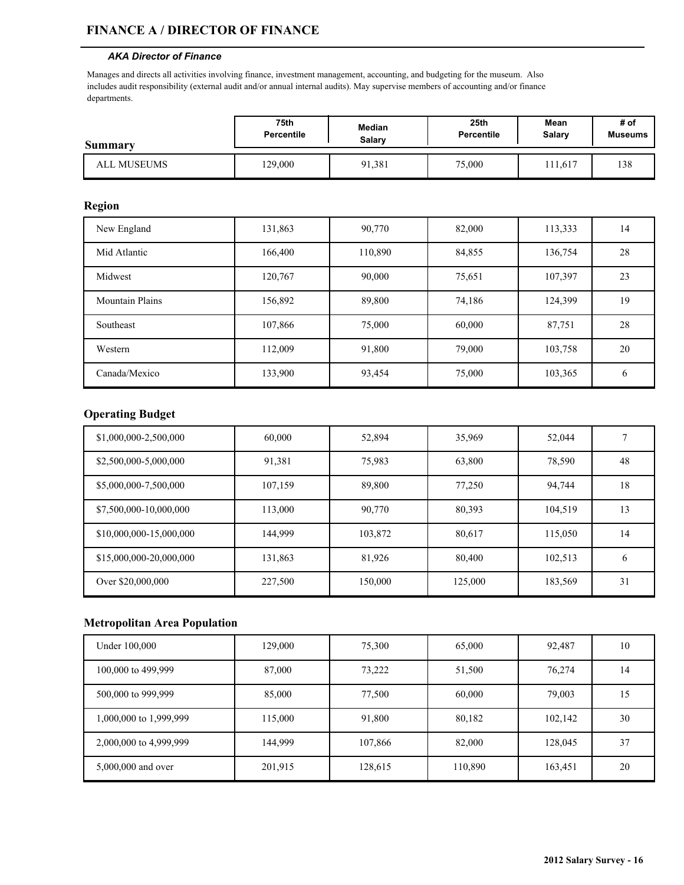# FINANCE A / DIRECTOR OF FINANCE

***AKA Director of Finance***

Manages and directs all activities involving finance, investment management, accounting, and budgeting for the museum. Also includes audit responsibility (external audit and/or annual internal audits). May supervise members of accounting and/or finance departments.

| Summary | 75th Percentile | Median Salary | 25th Percentile | Mean Salary | # of Museums |
|---|---|---|---|---|---|
| ALL MUSEUMS | 129,000 | 91,381 | 75,000 | 111,617 | 138 |

## Region

| | | | | | |
|---|---|---|---|---|---|
| New England | 131,863 | 90,770 | 82,000 | 113,333 | 14 |
| Mid Atlantic | 166,400 | 110,890 | 84,855 | 136,754 | 28 |
| Midwest | 120,767 | 90,000 | 75,651 | 107,397 | 23 |
| Mountain Plains | 156,892 | 89,800 | 74,186 | 124,399 | 19 |
| Southeast | 107,866 | 75,000 | 60,000 | 87,751 | 28 |
| Western | 112,009 | 91,800 | 79,000 | 103,758 | 20 |
| Canada/Mexico | 133,900 | 93,454 | 75,000 | 103,365 | 6 |

## Operating Budget

| | | | | | |
|---|---|---|---|---|---|
| $1,000,000-2,500,000 | 60,000 | 52,894 | 35,969 | 52,044 | 7 |
| $2,500,000-5,000,000 | 91,381 | 75,983 | 63,800 | 78,590 | 48 |
| $5,000,000-7,500,000 | 107,159 | 89,800 | 77,250 | 94,744 | 18 |
| $7,500,000-10,000,000 | 113,000 | 90,770 | 80,393 | 104,519 | 13 |
| $10,000,000-15,000,000 | 144,999 | 103,872 | 80,617 | 115,050 | 14 |
| $15,000,000-20,000,000 | 131,863 | 81,926 | 80,400 | 102,513 | 6 |
| Over $20,000,000 | 227,500 | 150,000 | 125,000 | 183,569 | 31 |

## Metropolitan Area Population

| | | | | | |
|---|---|---|---|---|---|
| Under 100,000 | 129,000 | 75,300 | 65,000 | 92,487 | 10 |
| 100,000 to 499,999 | 87,000 | 73,222 | 51,500 | 76,274 | 14 |
| 500,000 to 999,999 | 85,000 | 77,500 | 60,000 | 79,003 | 15 |
| 1,000,000 to 1,999,999 | 115,000 | 91,800 | 80,182 | 102,142 | 30 |
| 2,000,000 to 4,999,999 | 144,999 | 107,866 | 82,000 | 128,045 | 37 |
| 5,000,000 and over | 201,915 | 128,615 | 110,890 | 163,451 | 20 |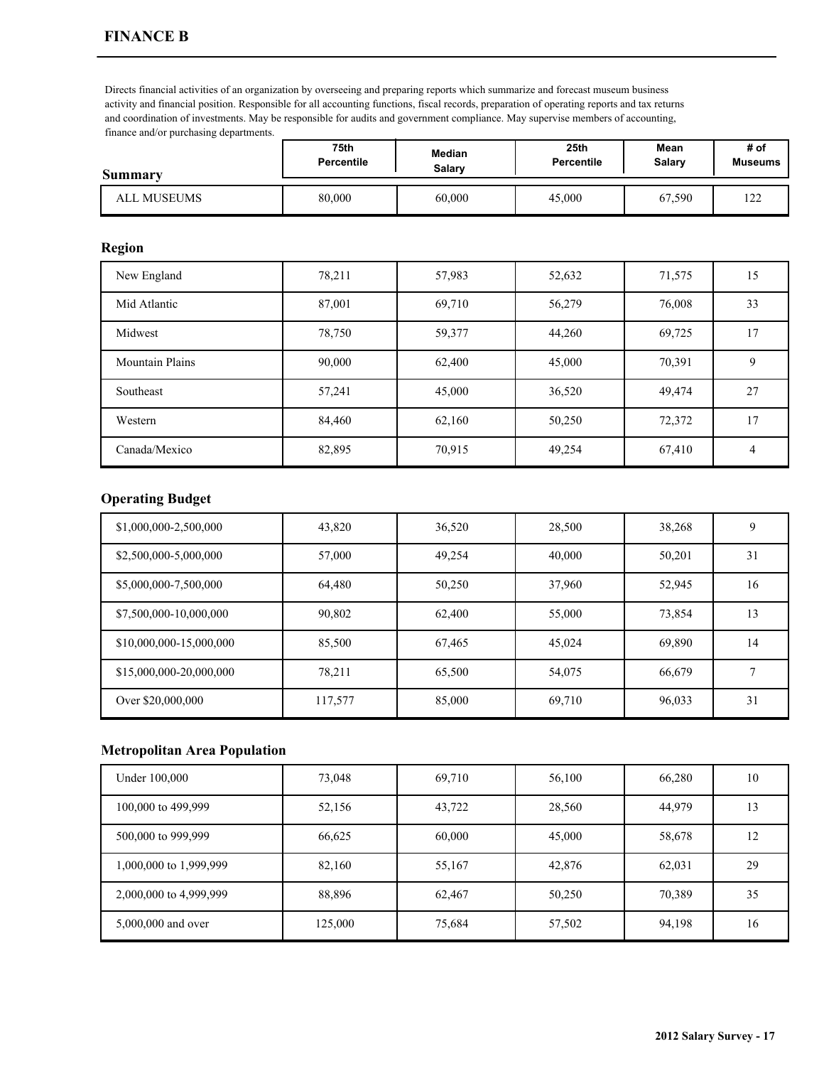# FINANCE B

Directs financial activities of an organization by overseeing and preparing reports which summarize and forecast museum business activity and financial position. Responsible for all accounting functions, fiscal records, preparation of operating reports and tax returns and coordination of investments. May be responsible for audits and government compliance. May supervise members of accounting, finance and/or purchasing departments.

| Summary | 75th Percentile | Median Salary | 25th Percentile | Mean Salary | # of Museums |
|---|---|---|---|---|---|
| ALL MUSEUMS | 80,000 | 60,000 | 45,000 | 67,590 | 122 |

### Region

| Region | 75th Percentile | Median Salary | 25th Percentile | Mean Salary | # of Museums |
|---|---|---|---|---|---|
| New England | 78,211 | 57,983 | 52,632 | 71,575 | 15 |
| Mid Atlantic | 87,001 | 69,710 | 56,279 | 76,008 | 33 |
| Midwest | 78,750 | 59,377 | 44,260 | 69,725 | 17 |
| Mountain Plains | 90,000 | 62,400 | 45,000 | 70,391 | 9 |
| Southeast | 57,241 | 45,000 | 36,520 | 49,474 | 27 |
| Western | 84,460 | 62,160 | 50,250 | 72,372 | 17 |
| Canada/Mexico | 82,895 | 70,915 | 49,254 | 67,410 | 4 |

### Operating Budget

| Operating Budget | 75th Percentile | Median Salary | 25th Percentile | Mean Salary | # of Museums |
|---|---|---|---|---|---|
| $1,000,000-2,500,000 | 43,820 | 36,520 | 28,500 | 38,268 | 9 |
| $2,500,000-5,000,000 | 57,000 | 49,254 | 40,000 | 50,201 | 31 |
| $5,000,000-7,500,000 | 64,480 | 50,250 | 37,960 | 52,945 | 16 |
| $7,500,000-10,000,000 | 90,802 | 62,400 | 55,000 | 73,854 | 13 |
| $10,000,000-15,000,000 | 85,500 | 67,465 | 45,024 | 69,890 | 14 |
| $15,000,000-20,000,000 | 78,211 | 65,500 | 54,075 | 66,679 | 7 |
| Over $20,000,000 | 117,577 | 85,000 | 69,710 | 96,033 | 31 |

### Metropolitan Area Population

| Metropolitan Area Population | 75th Percentile | Median Salary | 25th Percentile | Mean Salary | # of Museums |
|---|---|---|---|---|---|
| Under 100,000 | 73,048 | 69,710 | 56,100 | 66,280 | 10 |
| 100,000 to 499,999 | 52,156 | 43,722 | 28,560 | 44,979 | 13 |
| 500,000 to 999,999 | 66,625 | 60,000 | 45,000 | 58,678 | 12 |
| 1,000,000 to 1,999,999 | 82,160 | 55,167 | 42,876 | 62,031 | 29 |
| 2,000,000 to 4,999,999 | 88,896 | 62,467 | 50,250 | 70,389 | 35 |
| 5,000,000 and over | 125,000 | 75,684 | 57,502 | 94,198 | 16 |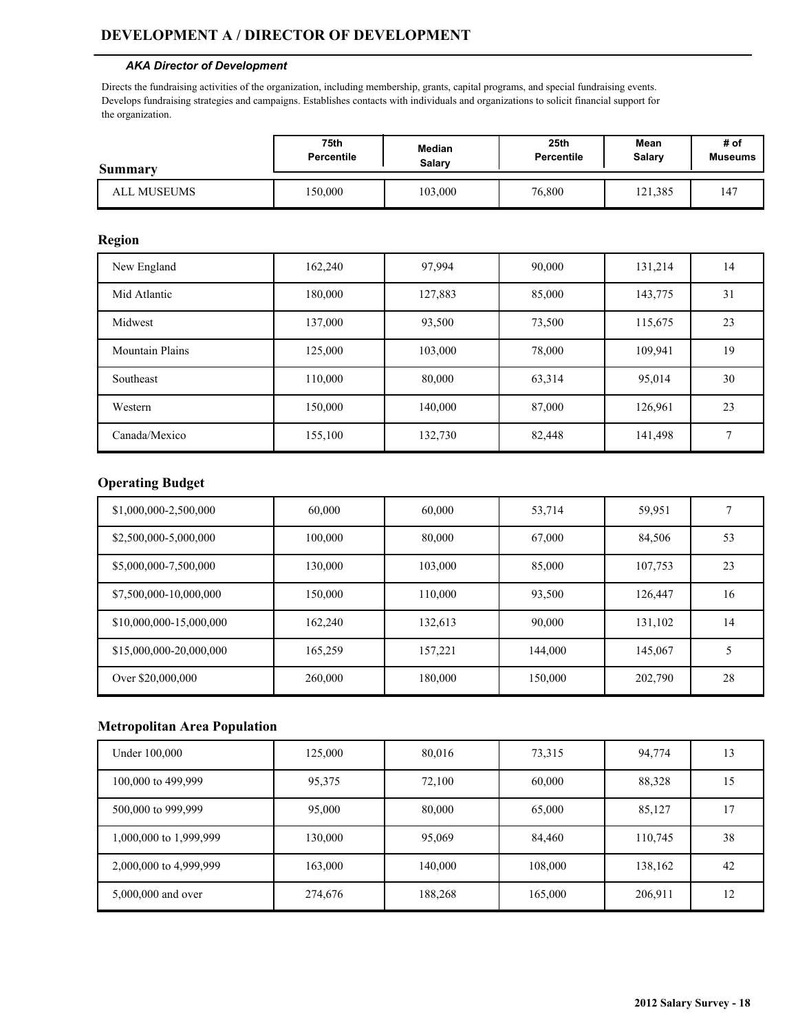# DEVELOPMENT A / DIRECTOR OF DEVELOPMENT

***AKA Director of Development***

Directs the fundraising activities of the organization, including membership, grants, capital programs, and special fundraising events. Develops fundraising strategies and campaigns. Establishes contacts with individuals and organizations to solicit financial support for the organization.

| Summary | 75th Percentile | Median Salary | 25th Percentile | Mean Salary | # of Museums |
|---|---|---|---|---|---|
| ALL MUSEUMS | 150,000 | 103,000 | 76,800 | 121,385 | 147 |

## Region

| Region | 75th Percentile | Median Salary | 25th Percentile | Mean Salary | # of Museums |
|---|---|---|---|---|---|
| New England | 162,240 | 97,994 | 90,000 | 131,214 | 14 |
| Mid Atlantic | 180,000 | 127,883 | 85,000 | 143,775 | 31 |
| Midwest | 137,000 | 93,500 | 73,500 | 115,675 | 23 |
| Mountain Plains | 125,000 | 103,000 | 78,000 | 109,941 | 19 |
| Southeast | 110,000 | 80,000 | 63,314 | 95,014 | 30 |
| Western | 150,000 | 140,000 | 87,000 | 126,961 | 23 |
| Canada/Mexico | 155,100 | 132,730 | 82,448 | 141,498 | 7 |

## Operating Budget

| Operating Budget | 75th Percentile | Median Salary | 25th Percentile | Mean Salary | # of Museums |
|---|---|---|---|---|---|
| $1,000,000-2,500,000 | 60,000 | 60,000 | 53,714 | 59,951 | 7 |
| $2,500,000-5,000,000 | 100,000 | 80,000 | 67,000 | 84,506 | 53 |
| $5,000,000-7,500,000 | 130,000 | 103,000 | 85,000 | 107,753 | 23 |
| $7,500,000-10,000,000 | 150,000 | 110,000 | 93,500 | 126,447 | 16 |
| $10,000,000-15,000,000 | 162,240 | 132,613 | 90,000 | 131,102 | 14 |
| $15,000,000-20,000,000 | 165,259 | 157,221 | 144,000 | 145,067 | 5 |
| Over $20,000,000 | 260,000 | 180,000 | 150,000 | 202,790 | 28 |

## Metropolitan Area Population

| Metropolitan Area Population | 75th Percentile | Median Salary | 25th Percentile | Mean Salary | # of Museums |
|---|---|---|---|---|---|
| Under 100,000 | 125,000 | 80,016 | 73,315 | 94,774 | 13 |
| 100,000 to 499,999 | 95,375 | 72,100 | 60,000 | 88,328 | 15 |
| 500,000 to 999,999 | 95,000 | 80,000 | 65,000 | 85,127 | 17 |
| 1,000,000 to 1,999,999 | 130,000 | 95,069 | 84,460 | 110,745 | 38 |
| 2,000,000 to 4,999,999 | 163,000 | 140,000 | 108,000 | 138,162 | 42 |
| 5,000,000 and over | 274,676 | 188,268 | 165,000 | 206,911 | 12 |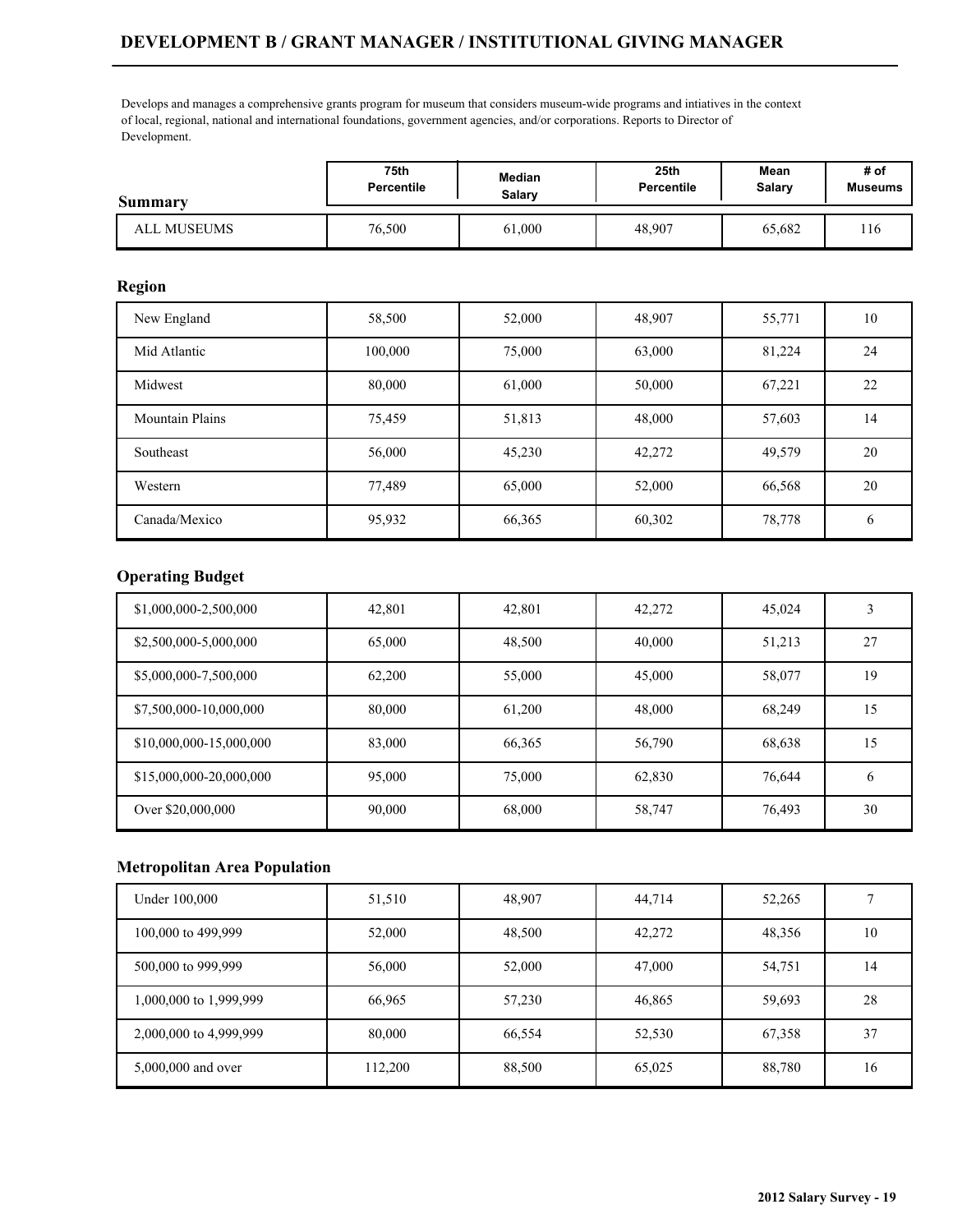# DEVELOPMENT B / GRANT MANAGER / INSTITUTIONAL GIVING MANAGER

Develops and manages a comprehensive grants program for museum that considers museum-wide programs and intiatives in the context of local, regional, national and international foundations, government agencies, and/or corporations. Reports to Director of Development.

| Summary | 75th Percentile | Median Salary | 25th Percentile | Mean Salary | # of Museums |
|---|---|---|---|---|---|
| ALL MUSEUMS | 76,500 | 61,000 | 48,907 | 65,682 | 116 |

## Region

| Region | 75th Percentile | Median Salary | 25th Percentile | Mean Salary | # of Museums |
|---|---|---|---|---|---|
| New England | 58,500 | 52,000 | 48,907 | 55,771 | 10 |
| Mid Atlantic | 100,000 | 75,000 | 63,000 | 81,224 | 24 |
| Midwest | 80,000 | 61,000 | 50,000 | 67,221 | 22 |
| Mountain Plains | 75,459 | 51,813 | 48,000 | 57,603 | 14 |
| Southeast | 56,000 | 45,230 | 42,272 | 49,579 | 20 |
| Western | 77,489 | 65,000 | 52,000 | 66,568 | 20 |
| Canada/Mexico | 95,932 | 66,365 | 60,302 | 78,778 | 6 |

## Operating Budget

| Operating Budget | 75th Percentile | Median Salary | 25th Percentile | Mean Salary | # of Museums |
|---|---|---|---|---|---|
| $1,000,000-2,500,000 | 42,801 | 42,801 | 42,272 | 45,024 | 3 |
| $2,500,000-5,000,000 | 65,000 | 48,500 | 40,000 | 51,213 | 27 |
| $5,000,000-7,500,000 | 62,200 | 55,000 | 45,000 | 58,077 | 19 |
| $7,500,000-10,000,000 | 80,000 | 61,200 | 48,000 | 68,249 | 15 |
| $10,000,000-15,000,000 | 83,000 | 66,365 | 56,790 | 68,638 | 15 |
| $15,000,000-20,000,000 | 95,000 | 75,000 | 62,830 | 76,644 | 6 |
| Over $20,000,000 | 90,000 | 68,000 | 58,747 | 76,493 | 30 |

## Metropolitan Area Population

| Metropolitan Area Population | 75th Percentile | Median Salary | 25th Percentile | Mean Salary | # of Museums |
|---|---|---|---|---|---|
| Under 100,000 | 51,510 | 48,907 | 44,714 | 52,265 | 7 |
| 100,000 to 499,999 | 52,000 | 48,500 | 42,272 | 48,356 | 10 |
| 500,000 to 999,999 | 56,000 | 52,000 | 47,000 | 54,751 | 14 |
| 1,000,000 to 1,999,999 | 66,965 | 57,230 | 46,865 | 59,693 | 28 |
| 2,000,000 to 4,999,999 | 80,000 | 66,554 | 52,530 | 67,358 | 37 |
| 5,000,000 and over | 112,200 | 88,500 | 65,025 | 88,780 | 16 |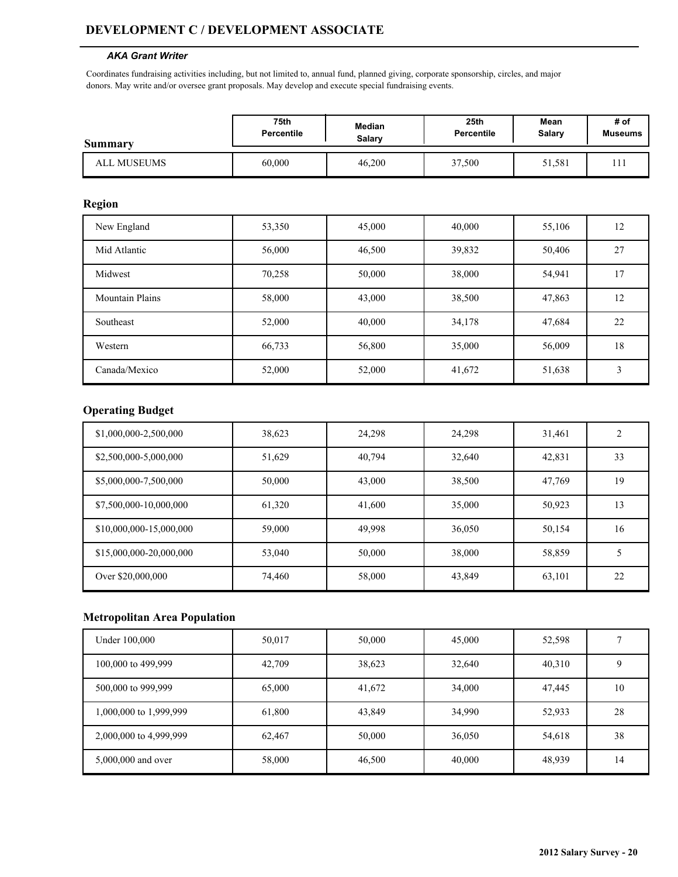# DEVELOPMENT C / DEVELOPMENT ASSOCIATE

***AKA Grant Writer***

Coordinates fundraising activities including, but not limited to, annual fund, planned giving, corporate sponsorship, circles, and major donors. May write and/or oversee grant proposals. May develop and execute special fundraising events.

| Summary | 75th Percentile | Median Salary | 25th Percentile | Mean Salary | # of Museums |
|---|---|---|---|---|---|
| ALL MUSEUMS | 60,000 | 46,200 | 37,500 | 51,581 | 111 |

## Region

| Region | 75th Percentile | Median Salary | 25th Percentile | Mean Salary | # of Museums |
|---|---|---|---|---|---|
| New England | 53,350 | 45,000 | 40,000 | 55,106 | 12 |
| Mid Atlantic | 56,000 | 46,500 | 39,832 | 50,406 | 27 |
| Midwest | 70,258 | 50,000 | 38,000 | 54,941 | 17 |
| Mountain Plains | 58,000 | 43,000 | 38,500 | 47,863 | 12 |
| Southeast | 52,000 | 40,000 | 34,178 | 47,684 | 22 |
| Western | 66,733 | 56,800 | 35,000 | 56,009 | 18 |
| Canada/Mexico | 52,000 | 52,000 | 41,672 | 51,638 | 3 |

## Operating Budget

| Operating Budget | 75th Percentile | Median Salary | 25th Percentile | Mean Salary | # of Museums |
|---|---|---|---|---|---|
| $1,000,000-2,500,000 | 38,623 | 24,298 | 24,298 | 31,461 | 2 |
| $2,500,000-5,000,000 | 51,629 | 40,794 | 32,640 | 42,831 | 33 |
| $5,000,000-7,500,000 | 50,000 | 43,000 | 38,500 | 47,769 | 19 |
| $7,500,000-10,000,000 | 61,320 | 41,600 | 35,000 | 50,923 | 13 |
| $10,000,000-15,000,000 | 59,000 | 49,998 | 36,050 | 50,154 | 16 |
| $15,000,000-20,000,000 | 53,040 | 50,000 | 38,000 | 58,859 | 5 |
| Over $20,000,000 | 74,460 | 58,000 | 43,849 | 63,101 | 22 |

## Metropolitan Area Population

| Metropolitan Area Population | 75th Percentile | Median Salary | 25th Percentile | Mean Salary | # of Museums |
|---|---|---|---|---|---|
| Under 100,000 | 50,017 | 50,000 | 45,000 | 52,598 | 7 |
| 100,000 to 499,999 | 42,709 | 38,623 | 32,640 | 40,310 | 9 |
| 500,000 to 999,999 | 65,000 | 41,672 | 34,000 | 47,445 | 10 |
| 1,000,000 to 1,999,999 | 61,800 | 43,849 | 34,990 | 52,933 | 28 |
| 2,000,000 to 4,999,999 | 62,467 | 50,000 | 36,050 | 54,618 | 38 |
| 5,000,000 and over | 58,000 | 46,500 | 40,000 | 48,939 | 14 |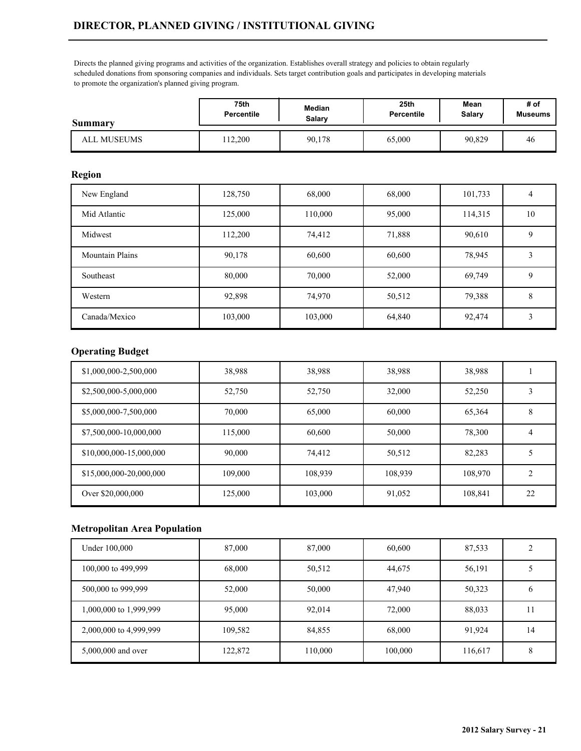## DIRECTOR, PLANNED GIVING / INSTITUTIONAL GIVING

Directs the planned giving programs and activities of the organization. Establishes overall strategy and policies to obtain regularly scheduled donations from sponsoring companies and individuals. Sets target contribution goals and participates in developing materials to promote the organization's planned giving program.

| Summary | 75th Percentile | Median Salary | 25th Percentile | Mean Salary | # of Museums |
|---|---|---|---|---|---|
| ALL MUSEUMS | 112,200 | 90,178 | 65,000 | 90,829 | 46 |

### Region

| Region | 75th Percentile | Median Salary | 25th Percentile | Mean Salary | # of Museums |
|---|---|---|---|---|---|
| New England | 128,750 | 68,000 | 68,000 | 101,733 | 4 |
| Mid Atlantic | 125,000 | 110,000 | 95,000 | 114,315 | 10 |
| Midwest | 112,200 | 74,412 | 71,888 | 90,610 | 9 |
| Mountain Plains | 90,178 | 60,600 | 60,600 | 78,945 | 3 |
| Southeast | 80,000 | 70,000 | 52,000 | 69,749 | 9 |
| Western | 92,898 | 74,970 | 50,512 | 79,388 | 8 |
| Canada/Mexico | 103,000 | 103,000 | 64,840 | 92,474 | 3 |

### Operating Budget

| Operating Budget | 75th Percentile | Median Salary | 25th Percentile | Mean Salary | # of Museums |
|---|---|---|---|---|---|
| $1,000,000-2,500,000 | 38,988 | 38,988 | 38,988 | 38,988 | 1 |
| $2,500,000-5,000,000 | 52,750 | 52,750 | 32,000 | 52,250 | 3 |
| $5,000,000-7,500,000 | 70,000 | 65,000 | 60,000 | 65,364 | 8 |
| $7,500,000-10,000,000 | 115,000 | 60,600 | 50,000 | 78,300 | 4 |
| $10,000,000-15,000,000 | 90,000 | 74,412 | 50,512 | 82,283 | 5 |
| $15,000,000-20,000,000 | 109,000 | 108,939 | 108,939 | 108,970 | 2 |
| Over $20,000,000 | 125,000 | 103,000 | 91,052 | 108,841 | 22 |

### Metropolitan Area Population

| Metropolitan Area Population | 75th Percentile | Median Salary | 25th Percentile | Mean Salary | # of Museums |
|---|---|---|---|---|---|
| Under 100,000 | 87,000 | 87,000 | 60,600 | 87,533 | 2 |
| 100,000 to 499,999 | 68,000 | 50,512 | 44,675 | 56,191 | 5 |
| 500,000 to 999,999 | 52,000 | 50,000 | 47,940 | 50,323 | 6 |
| 1,000,000 to 1,999,999 | 95,000 | 92,014 | 72,000 | 88,033 | 11 |
| 2,000,000 to 4,999,999 | 109,582 | 84,855 | 68,000 | 91,924 | 14 |
| 5,000,000 and over | 122,872 | 110,000 | 100,000 | 116,617 | 8 |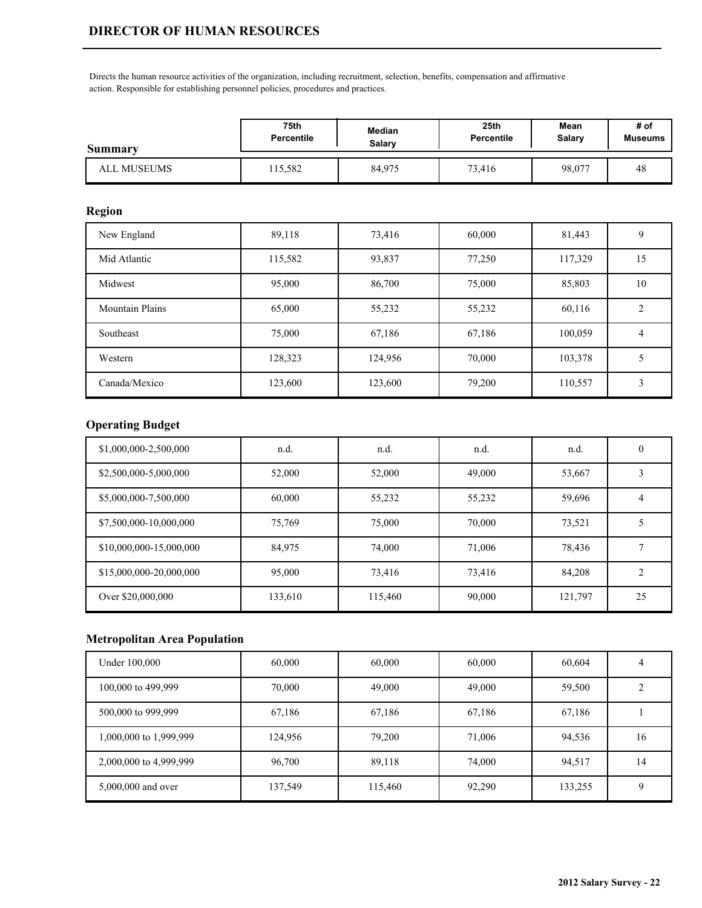# DIRECTOR OF HUMAN RESOURCES

Directs the human resource activities of the organization, including recruitment, selection, benefits, compensation and affirmative action. Responsible for establishing personnel policies, procedures and practices.

| Summary | 75th Percentile | Median Salary | 25th Percentile | Mean Salary | # of Museums |
|---|---|---|---|---|---|
| ALL MUSEUMS | 115,582 | 84,975 | 73,416 | 98,077 | 48 |

## Region

| | | | | | |
|---|---|---|---|---|---|
| New England | 89,118 | 73,416 | 60,000 | 81,443 | 9 |
| Mid Atlantic | 115,582 | 93,837 | 77,250 | 117,329 | 15 |
| Midwest | 95,000 | 86,700 | 75,000 | 85,803 | 10 |
| Mountain Plains | 65,000 | 55,232 | 55,232 | 60,116 | 2 |
| Southeast | 75,000 | 67,186 | 67,186 | 100,059 | 4 |
| Western | 128,323 | 124,956 | 70,000 | 103,378 | 5 |
| Canada/Mexico | 123,600 | 123,600 | 79,200 | 110,557 | 3 |

## Operating Budget

| | | | | | |
|---|---|---|---|---|---|
| $1,000,000-2,500,000 | n.d. | n.d. | n.d. | n.d. | 0 |
| $2,500,000-5,000,000 | 52,000 | 52,000 | 49,000 | 53,667 | 3 |
| $5,000,000-7,500,000 | 60,000 | 55,232 | 55,232 | 59,696 | 4 |
| $7,500,000-10,000,000 | 75,769 | 75,000 | 70,000 | 73,521 | 5 |
| $10,000,000-15,000,000 | 84,975 | 74,000 | 71,006 | 78,436 | 7 |
| $15,000,000-20,000,000 | 95,000 | 73,416 | 73,416 | 84,208 | 2 |
| Over $20,000,000 | 133,610 | 115,460 | 90,000 | 121,797 | 25 |

## Metropolitan Area Population

| | | | | | |
|---|---|---|---|---|---|
| Under 100,000 | 60,000 | 60,000 | 60,000 | 60,604 | 4 |
| 100,000 to 499,999 | 70,000 | 49,000 | 49,000 | 59,500 | 2 |
| 500,000 to 999,999 | 67,186 | 67,186 | 67,186 | 67,186 | 1 |
| 1,000,000 to 1,999,999 | 124,956 | 79,200 | 71,006 | 94,536 | 16 |
| 2,000,000 to 4,999,999 | 96,700 | 89,118 | 74,000 | 94,517 | 14 |
| 5,000,000 and over | 137,549 | 115,460 | 92,290 | 133,255 | 9 |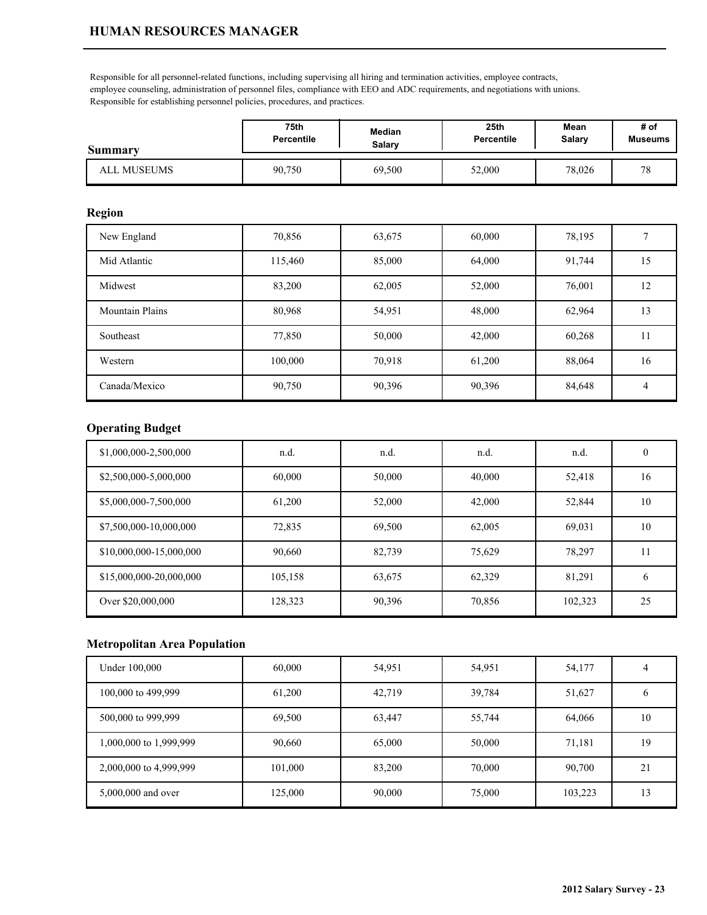# HUMAN RESOURCES MANAGER

Responsible for all personnel-related functions, including supervising all hiring and termination activities, employee contracts, employee counseling, administration of personnel files, compliance with EEO and ADC requirements, and negotiations with unions. Responsible for establishing personnel policies, procedures, and practices.

| Summary | 75th Percentile | Median Salary | 25th Percentile | Mean Salary | # of Museums |
|---|---|---|---|---|---|
| ALL MUSEUMS | 90,750 | 69,500 | 52,000 | 78,026 | 78 |

**Region**

| Region | 75th Percentile | Median Salary | 25th Percentile | Mean Salary | # of Museums |
|---|---|---|---|---|---|
| New England | 70,856 | 63,675 | 60,000 | 78,195 | 7 |
| Mid Atlantic | 115,460 | 85,000 | 64,000 | 91,744 | 15 |
| Midwest | 83,200 | 62,005 | 52,000 | 76,001 | 12 |
| Mountain Plains | 80,968 | 54,951 | 48,000 | 62,964 | 13 |
| Southeast | 77,850 | 50,000 | 42,000 | 60,268 | 11 |
| Western | 100,000 | 70,918 | 61,200 | 88,064 | 16 |
| Canada/Mexico | 90,750 | 90,396 | 90,396 | 84,648 | 4 |

**Operating Budget**

| Operating Budget | 75th Percentile | Median Salary | 25th Percentile | Mean Salary | # of Museums |
|---|---|---|---|---|---|
| $1,000,000-2,500,000 | n.d. | n.d. | n.d. | n.d. | 0 |
| $2,500,000-5,000,000 | 60,000 | 50,000 | 40,000 | 52,418 | 16 |
| $5,000,000-7,500,000 | 61,200 | 52,000 | 42,000 | 52,844 | 10 |
| $7,500,000-10,000,000 | 72,835 | 69,500 | 62,005 | 69,031 | 10 |
| $10,000,000-15,000,000 | 90,660 | 82,739 | 75,629 | 78,297 | 11 |
| $15,000,000-20,000,000 | 105,158 | 63,675 | 62,329 | 81,291 | 6 |
| Over $20,000,000 | 128,323 | 90,396 | 70,856 | 102,323 | 25 |

**Metropolitan Area Population**

| Metropolitan Area Population | 75th Percentile | Median Salary | 25th Percentile | Mean Salary | # of Museums |
|---|---|---|---|---|---|
| Under 100,000 | 60,000 | 54,951 | 54,951 | 54,177 | 4 |
| 100,000 to 499,999 | 61,200 | 42,719 | 39,784 | 51,627 | 6 |
| 500,000 to 999,999 | 69,500 | 63,447 | 55,744 | 64,066 | 10 |
| 1,000,000 to 1,999,999 | 90,660 | 65,000 | 50,000 | 71,181 | 19 |
| 2,000,000 to 4,999,999 | 101,000 | 83,200 | 70,000 | 90,700 | 21 |
| 5,000,000 and over | 125,000 | 90,000 | 75,000 | 103,223 | 13 |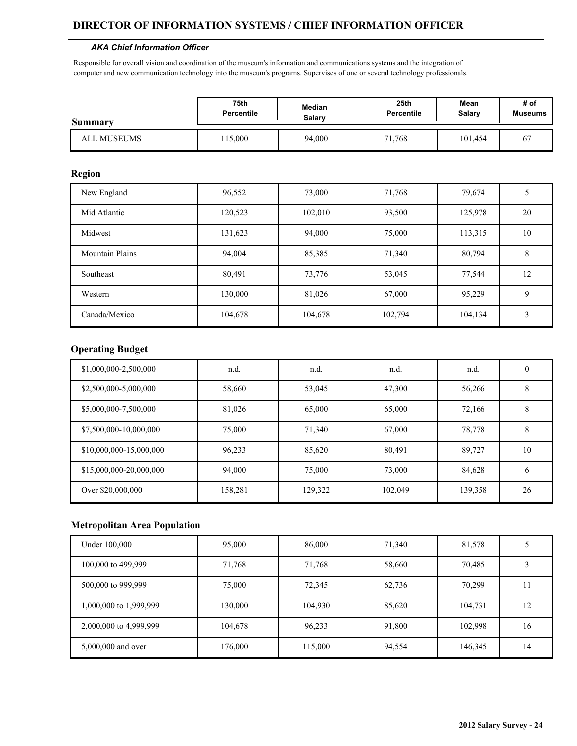# DIRECTOR OF INFORMATION SYSTEMS / CHIEF INFORMATION OFFICER

***AKA Chief Information Officer***

Responsible for overall vision and coordination of the museum's information and communications systems and the integration of computer and new communication technology into the museum's programs. Supervises of one or several technology professionals.

| Summary | 75th Percentile | Median Salary | 25th Percentile | Mean Salary | # of Museums |
|---|---|---|---|---|---|
| ALL MUSEUMS | 115,000 | 94,000 | 71,768 | 101,454 | 67 |

**Region**

| | 75th Percentile | Median Salary | 25th Percentile | Mean Salary | # of Museums |
|---|---|---|---|---|---|
| New England | 96,552 | 73,000 | 71,768 | 79,674 | 5 |
| Mid Atlantic | 120,523 | 102,010 | 93,500 | 125,978 | 20 |
| Midwest | 131,623 | 94,000 | 75,000 | 113,315 | 10 |
| Mountain Plains | 94,004 | 85,385 | 71,340 | 80,794 | 8 |
| Southeast | 80,491 | 73,776 | 53,045 | 77,544 | 12 |
| Western | 130,000 | 81,026 | 67,000 | 95,229 | 9 |
| Canada/Mexico | 104,678 | 104,678 | 102,794 | 104,134 | 3 |

**Operating Budget**

| | 75th Percentile | Median Salary | 25th Percentile | Mean Salary | # of Museums |
|---|---|---|---|---|---|
| $1,000,000-2,500,000 | n.d. | n.d. | n.d. | n.d. | 0 |
| $2,500,000-5,000,000 | 58,660 | 53,045 | 47,300 | 56,266 | 8 |
| $5,000,000-7,500,000 | 81,026 | 65,000 | 65,000 | 72,166 | 8 |
| $7,500,000-10,000,000 | 75,000 | 71,340 | 67,000 | 78,778 | 8 |
| $10,000,000-15,000,000 | 96,233 | 85,620 | 80,491 | 89,727 | 10 |
| $15,000,000-20,000,000 | 94,000 | 75,000 | 73,000 | 84,628 | 6 |
| Over $20,000,000 | 158,281 | 129,322 | 102,049 | 139,358 | 26 |

**Metropolitan Area Population**

| | 75th Percentile | Median Salary | 25th Percentile | Mean Salary | # of Museums |
|---|---|---|---|---|---|
| Under 100,000 | 95,000 | 86,000 | 71,340 | 81,578 | 5 |
| 100,000 to 499,999 | 71,768 | 71,768 | 58,660 | 70,485 | 3 |
| 500,000 to 999,999 | 75,000 | 72,345 | 62,736 | 70,299 | 11 |
| 1,000,000 to 1,999,999 | 130,000 | 104,930 | 85,620 | 104,731 | 12 |
| 2,000,000 to 4,999,999 | 104,678 | 96,233 | 91,800 | 102,998 | 16 |
| 5,000,000 and over | 176,000 | 115,000 | 94,554 | 146,345 | 14 |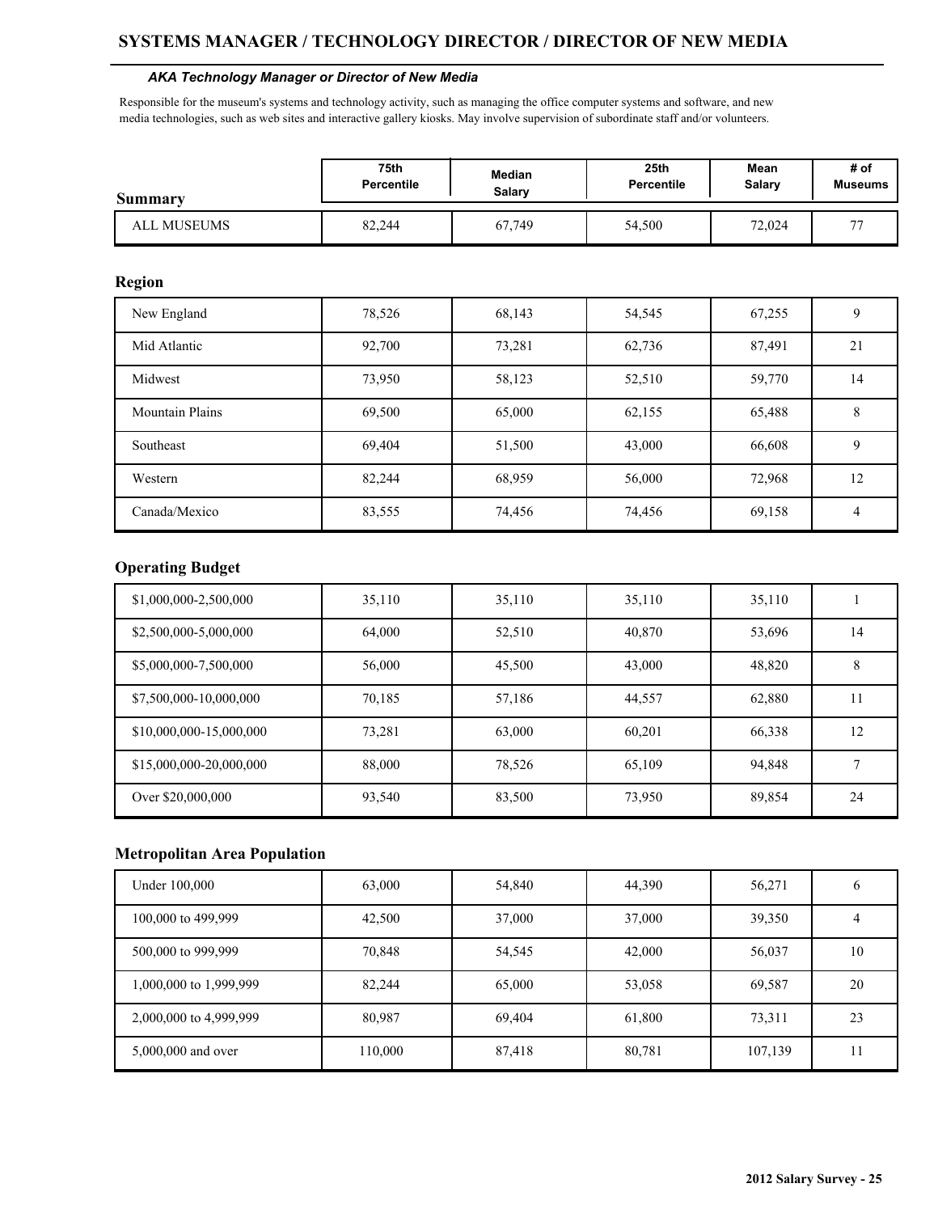# SYSTEMS MANAGER / TECHNOLOGY DIRECTOR / DIRECTOR OF NEW MEDIA

***AKA Technology Manager or Director of New Media***

Responsible for the museum's systems and technology activity, such as managing the office computer systems and software, and new media technologies, such as web sites and interactive gallery kiosks. May involve supervision of subordinate staff and/or volunteers.

| Summary | 75th Percentile | Median Salary | 25th Percentile | Mean Salary | # of Museums |
|---|---|---|---|---|---|
| ALL MUSEUMS | 82,244 | 67,749 | 54,500 | 72,024 | 77 |

## Region

| | 75th Percentile | Median Salary | 25th Percentile | Mean Salary | # of Museums |
|---|---|---|---|---|---|
| New England | 78,526 | 68,143 | 54,545 | 67,255 | 9 |
| Mid Atlantic | 92,700 | 73,281 | 62,736 | 87,491 | 21 |
| Midwest | 73,950 | 58,123 | 52,510 | 59,770 | 14 |
| Mountain Plains | 69,500 | 65,000 | 62,155 | 65,488 | 8 |
| Southeast | 69,404 | 51,500 | 43,000 | 66,608 | 9 |
| Western | 82,244 | 68,959 | 56,000 | 72,968 | 12 |
| Canada/Mexico | 83,555 | 74,456 | 74,456 | 69,158 | 4 |

## Operating Budget

| | 75th Percentile | Median Salary | 25th Percentile | Mean Salary | # of Museums |
|---|---|---|---|---|---|
| $1,000,000-2,500,000 | 35,110 | 35,110 | 35,110 | 35,110 | 1 |
| $2,500,000-5,000,000 | 64,000 | 52,510 | 40,870 | 53,696 | 14 |
| $5,000,000-7,500,000 | 56,000 | 45,500 | 43,000 | 48,820 | 8 |
| $7,500,000-10,000,000 | 70,185 | 57,186 | 44,557 | 62,880 | 11 |
| $10,000,000-15,000,000 | 73,281 | 63,000 | 60,201 | 66,338 | 12 |
| $15,000,000-20,000,000 | 88,000 | 78,526 | 65,109 | 94,848 | 7 |
| Over $20,000,000 | 93,540 | 83,500 | 73,950 | 89,854 | 24 |

## Metropolitan Area Population

| | 75th Percentile | Median Salary | 25th Percentile | Mean Salary | # of Museums |
|---|---|---|---|---|---|
| Under 100,000 | 63,000 | 54,840 | 44,390 | 56,271 | 6 |
| 100,000 to 499,999 | 42,500 | 37,000 | 37,000 | 39,350 | 4 |
| 500,000 to 999,999 | 70,848 | 54,545 | 42,000 | 56,037 | 10 |
| 1,000,000 to 1,999,999 | 82,244 | 65,000 | 53,058 | 69,587 | 20 |
| 2,000,000 to 4,999,999 | 80,987 | 69,404 | 61,800 | 73,311 | 23 |
| 5,000,000 and over | 110,000 | 87,418 | 80,781 | 107,139 | 11 |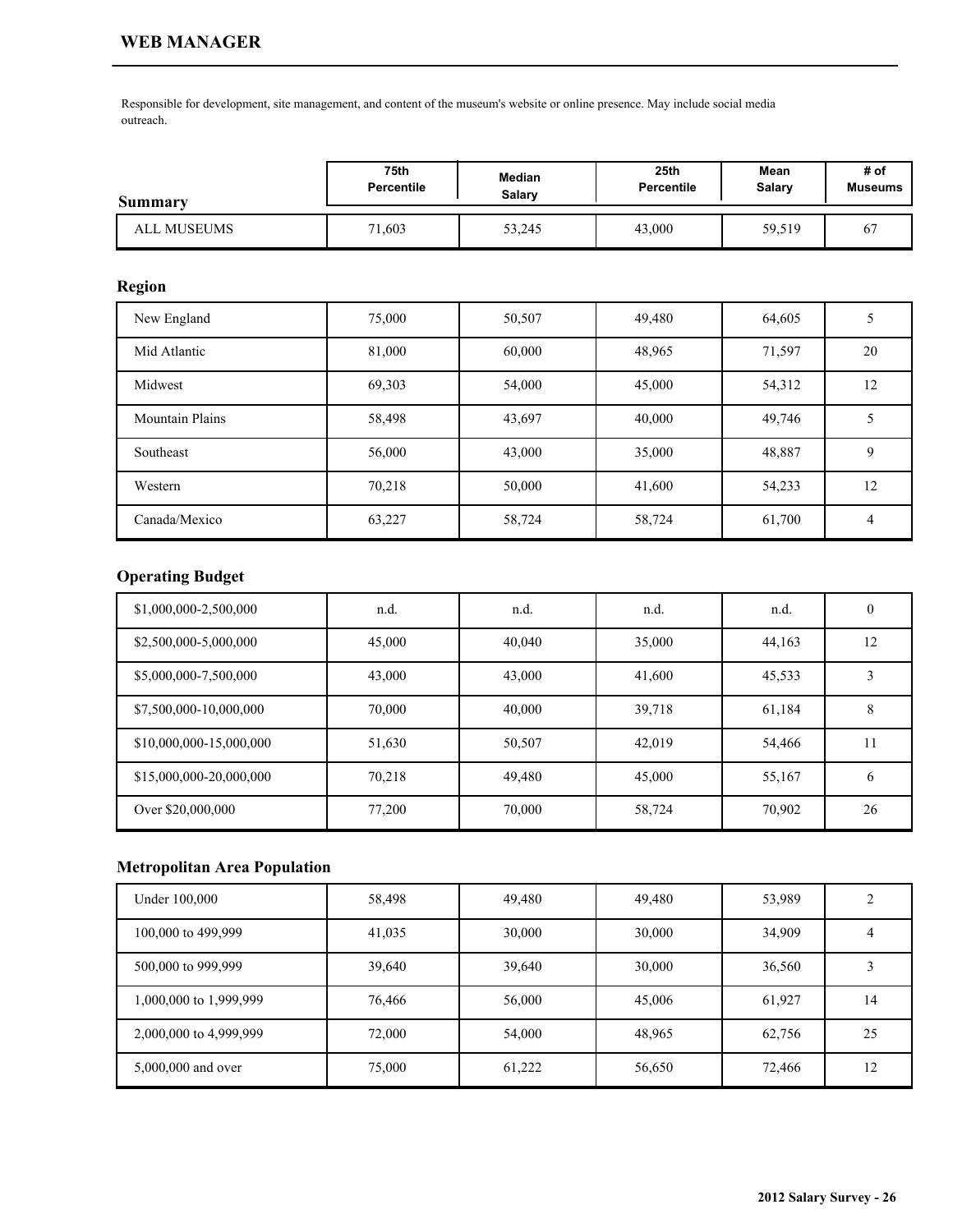## WEB MANAGER

Responsible for development, site management, and content of the museum's website or online presence. May include social media outreach.

| Summary | 75th Percentile | Median Salary | 25th Percentile | Mean Salary | # of Museums |
|---|---|---|---|---|---|
| ALL MUSEUMS | 71,603 | 53,245 | 43,000 | 59,519 | 67 |

### Region

| Region | 75th Percentile | Median Salary | 25th Percentile | Mean Salary | # of Museums |
|---|---|---|---|---|---|
| New England | 75,000 | 50,507 | 49,480 | 64,605 | 5 |
| Mid Atlantic | 81,000 | 60,000 | 48,965 | 71,597 | 20 |
| Midwest | 69,303 | 54,000 | 45,000 | 54,312 | 12 |
| Mountain Plains | 58,498 | 43,697 | 40,000 | 49,746 | 5 |
| Southeast | 56,000 | 43,000 | 35,000 | 48,887 | 9 |
| Western | 70,218 | 50,000 | 41,600 | 54,233 | 12 |
| Canada/Mexico | 63,227 | 58,724 | 58,724 | 61,700 | 4 |

### Operating Budget

| Operating Budget | 75th Percentile | Median Salary | 25th Percentile | Mean Salary | # of Museums |
|---|---|---|---|---|---|
| $1,000,000-2,500,000 | n.d. | n.d. | n.d. | n.d. | 0 |
| $2,500,000-5,000,000 | 45,000 | 40,040 | 35,000 | 44,163 | 12 |
| $5,000,000-7,500,000 | 43,000 | 43,000 | 41,600 | 45,533 | 3 |
| $7,500,000-10,000,000 | 70,000 | 40,000 | 39,718 | 61,184 | 8 |
| $10,000,000-15,000,000 | 51,630 | 50,507 | 42,019 | 54,466 | 11 |
| $15,000,000-20,000,000 | 70,218 | 49,480 | 45,000 | 55,167 | 6 |
| Over $20,000,000 | 77,200 | 70,000 | 58,724 | 70,902 | 26 |

### Metropolitan Area Population

| Metropolitan Area Population | 75th Percentile | Median Salary | 25th Percentile | Mean Salary | # of Museums |
|---|---|---|---|---|---|
| Under 100,000 | 58,498 | 49,480 | 49,480 | 53,989 | 2 |
| 100,000 to 499,999 | 41,035 | 30,000 | 30,000 | 34,909 | 4 |
| 500,000 to 999,999 | 39,640 | 39,640 | 30,000 | 36,560 | 3 |
| 1,000,000 to 1,999,999 | 76,466 | 56,000 | 45,006 | 61,927 | 14 |
| 2,000,000 to 4,999,999 | 72,000 | 54,000 | 48,965 | 62,756 | 25 |
| 5,000,000 and over | 75,000 | 61,222 | 56,650 | 72,466 | 12 |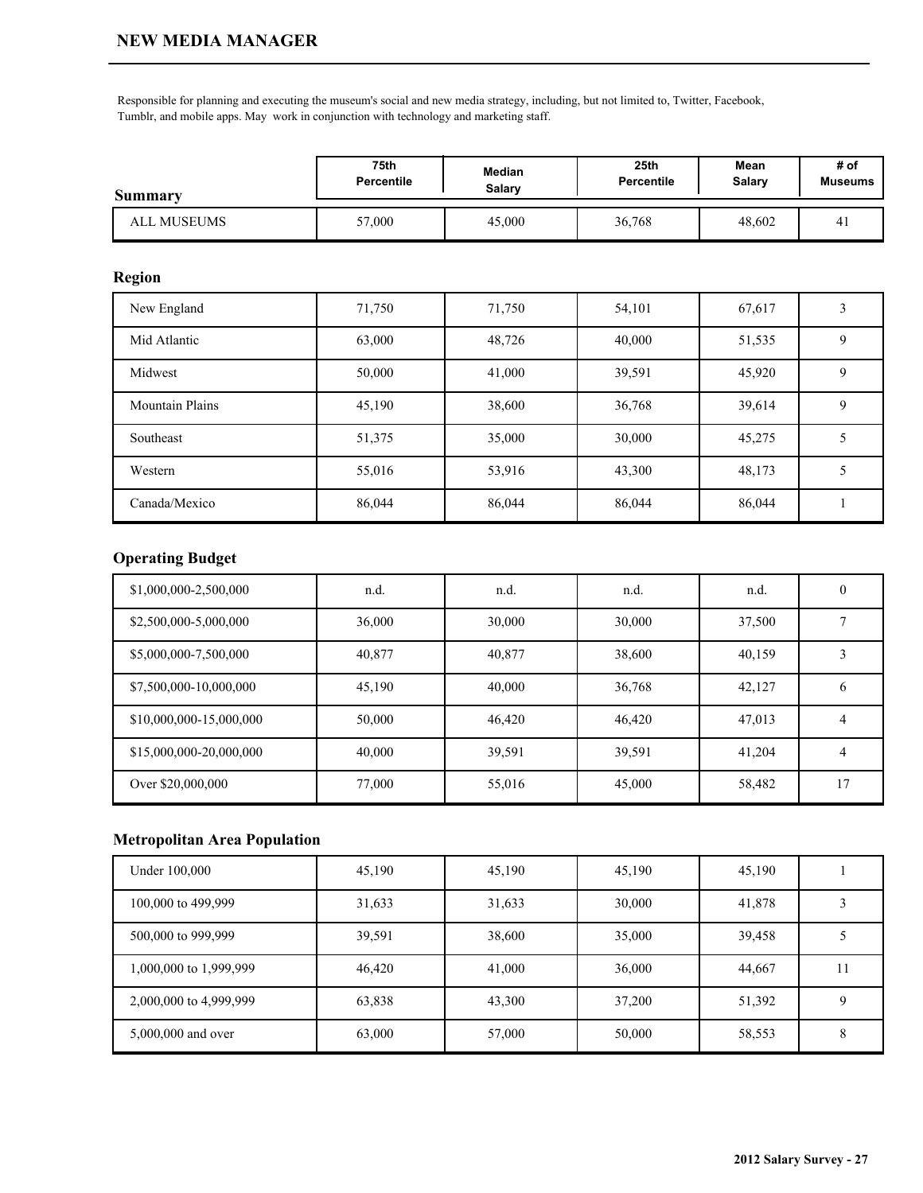## NEW MEDIA MANAGER

Responsible for planning and executing the museum's social and new media strategy, including, but not limited to, Twitter, Facebook, Tumblr, and mobile apps. May work in conjunction with technology and marketing staff.

| Summary | 75th Percentile | Median Salary | 25th Percentile | Mean Salary | # of Museums |
|---|---|---|---|---|---|
| ALL MUSEUMS | 57,000 | 45,000 | 36,768 | 48,602 | 41 |

### Region

| Region | 75th Percentile | Median Salary | 25th Percentile | Mean Salary | # of Museums |
|---|---|---|---|---|---|
| New England | 71,750 | 71,750 | 54,101 | 67,617 | 3 |
| Mid Atlantic | 63,000 | 48,726 | 40,000 | 51,535 | 9 |
| Midwest | 50,000 | 41,000 | 39,591 | 45,920 | 9 |
| Mountain Plains | 45,190 | 38,600 | 36,768 | 39,614 | 9 |
| Southeast | 51,375 | 35,000 | 30,000 | 45,275 | 5 |
| Western | 55,016 | 53,916 | 43,300 | 48,173 | 5 |
| Canada/Mexico | 86,044 | 86,044 | 86,044 | 86,044 | 1 |

### Operating Budget

| Operating Budget | 75th Percentile | Median Salary | 25th Percentile | Mean Salary | # of Museums |
|---|---|---|---|---|---|
| $1,000,000-2,500,000 | n.d. | n.d. | n.d. | n.d. | 0 |
| $2,500,000-5,000,000 | 36,000 | 30,000 | 30,000 | 37,500 | 7 |
| $5,000,000-7,500,000 | 40,877 | 40,877 | 38,600 | 40,159 | 3 |
| $7,500,000-10,000,000 | 45,190 | 40,000 | 36,768 | 42,127 | 6 |
| $10,000,000-15,000,000 | 50,000 | 46,420 | 46,420 | 47,013 | 4 |
| $15,000,000-20,000,000 | 40,000 | 39,591 | 39,591 | 41,204 | 4 |
| Over $20,000,000 | 77,000 | 55,016 | 45,000 | 58,482 | 17 |

### Metropolitan Area Population

| Metropolitan Area Population | 75th Percentile | Median Salary | 25th Percentile | Mean Salary | # of Museums |
|---|---|---|---|---|---|
| Under 100,000 | 45,190 | 45,190 | 45,190 | 45,190 | 1 |
| 100,000 to 499,999 | 31,633 | 31,633 | 30,000 | 41,878 | 3 |
| 500,000 to 999,999 | 39,591 | 38,600 | 35,000 | 39,458 | 5 |
| 1,000,000 to 1,999,999 | 46,420 | 41,000 | 36,000 | 44,667 | 11 |
| 2,000,000 to 4,999,999 | 63,838 | 43,300 | 37,200 | 51,392 | 9 |
| 5,000,000 and over | 63,000 | 57,000 | 50,000 | 58,553 | 8 |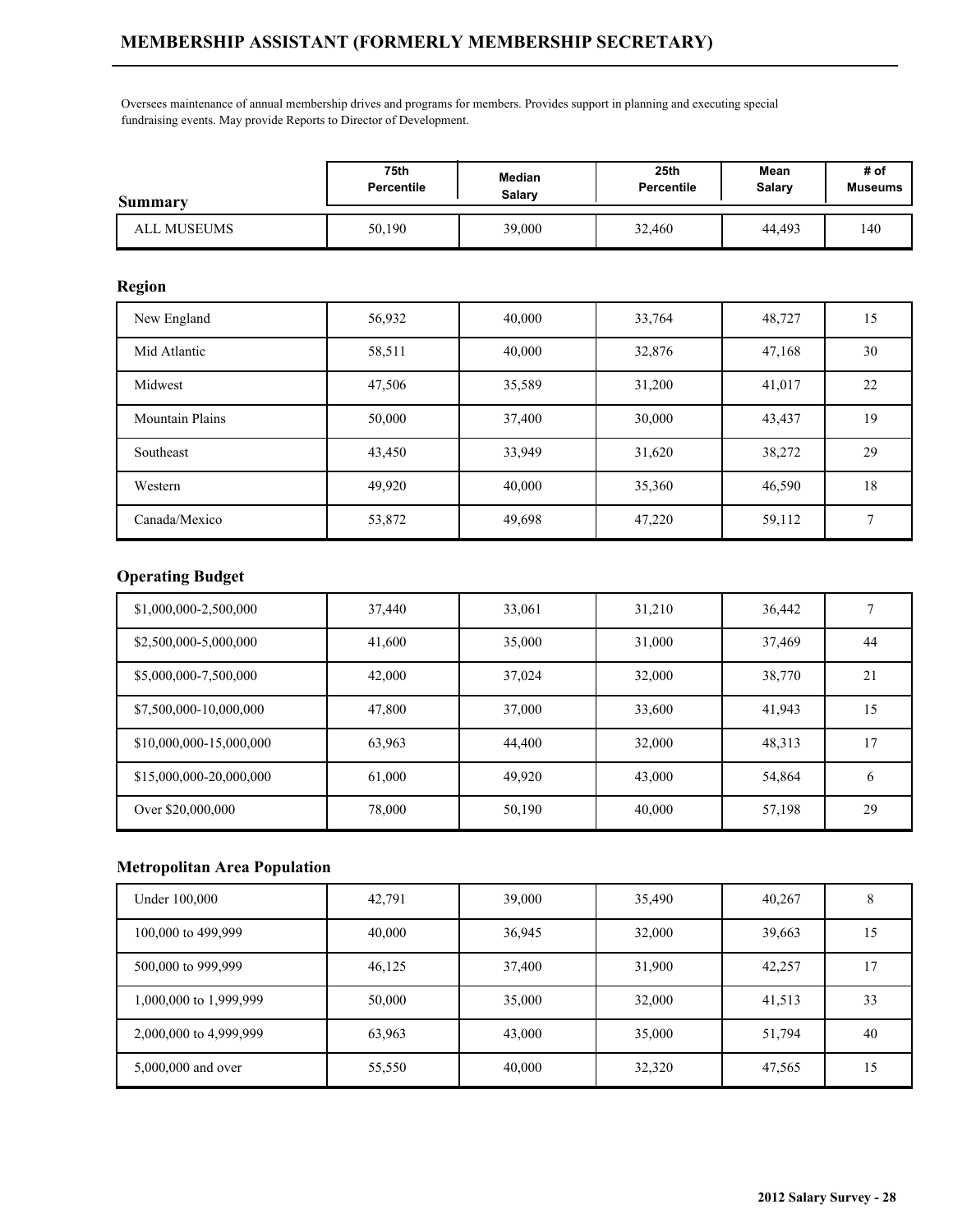## MEMBERSHIP ASSISTANT (FORMERLY MEMBERSHIP SECRETARY)

Oversees maintenance of annual membership drives and programs for members. Provides support in planning and executing special fundraising events. May provide Reports to Director of Development.

| Summary | 75th Percentile | Median Salary | 25th Percentile | Mean Salary | # of Museums |
|---|---|---|---|---|---|
| ALL MUSEUMS | 50,190 | 39,000 | 32,460 | 44,493 | 140 |

### Region

| Region | 75th Percentile | Median Salary | 25th Percentile | Mean Salary | # of Museums |
|---|---|---|---|---|---|
| New England | 56,932 | 40,000 | 33,764 | 48,727 | 15 |
| Mid Atlantic | 58,511 | 40,000 | 32,876 | 47,168 | 30 |
| Midwest | 47,506 | 35,589 | 31,200 | 41,017 | 22 |
| Mountain Plains | 50,000 | 37,400 | 30,000 | 43,437 | 19 |
| Southeast | 43,450 | 33,949 | 31,620 | 38,272 | 29 |
| Western | 49,920 | 40,000 | 35,360 | 46,590 | 18 |
| Canada/Mexico | 53,872 | 49,698 | 47,220 | 59,112 | 7 |

### Operating Budget

| Operating Budget | 75th Percentile | Median Salary | 25th Percentile | Mean Salary | # of Museums |
|---|---|---|---|---|---|
| $1,000,000-2,500,000 | 37,440 | 33,061 | 31,210 | 36,442 | 7 |
| $2,500,000-5,000,000 | 41,600 | 35,000 | 31,000 | 37,469 | 44 |
| $5,000,000-7,500,000 | 42,000 | 37,024 | 32,000 | 38,770 | 21 |
| $7,500,000-10,000,000 | 47,800 | 37,000 | 33,600 | 41,943 | 15 |
| $10,000,000-15,000,000 | 63,963 | 44,400 | 32,000 | 48,313 | 17 |
| $15,000,000-20,000,000 | 61,000 | 49,920 | 43,000 | 54,864 | 6 |
| Over $20,000,000 | 78,000 | 50,190 | 40,000 | 57,198 | 29 |

### Metropolitan Area Population

| Metropolitan Area Population | 75th Percentile | Median Salary | 25th Percentile | Mean Salary | # of Museums |
|---|---|---|---|---|---|
| Under 100,000 | 42,791 | 39,000 | 35,490 | 40,267 | 8 |
| 100,000 to 499,999 | 40,000 | 36,945 | 32,000 | 39,663 | 15 |
| 500,000 to 999,999 | 46,125 | 37,400 | 31,900 | 42,257 | 17 |
| 1,000,000 to 1,999,999 | 50,000 | 35,000 | 32,000 | 41,513 | 33 |
| 2,000,000 to 4,999,999 | 63,963 | 43,000 | 35,000 | 51,794 | 40 |
| 5,000,000 and over | 55,550 | 40,000 | 32,320 | 47,565 | 15 |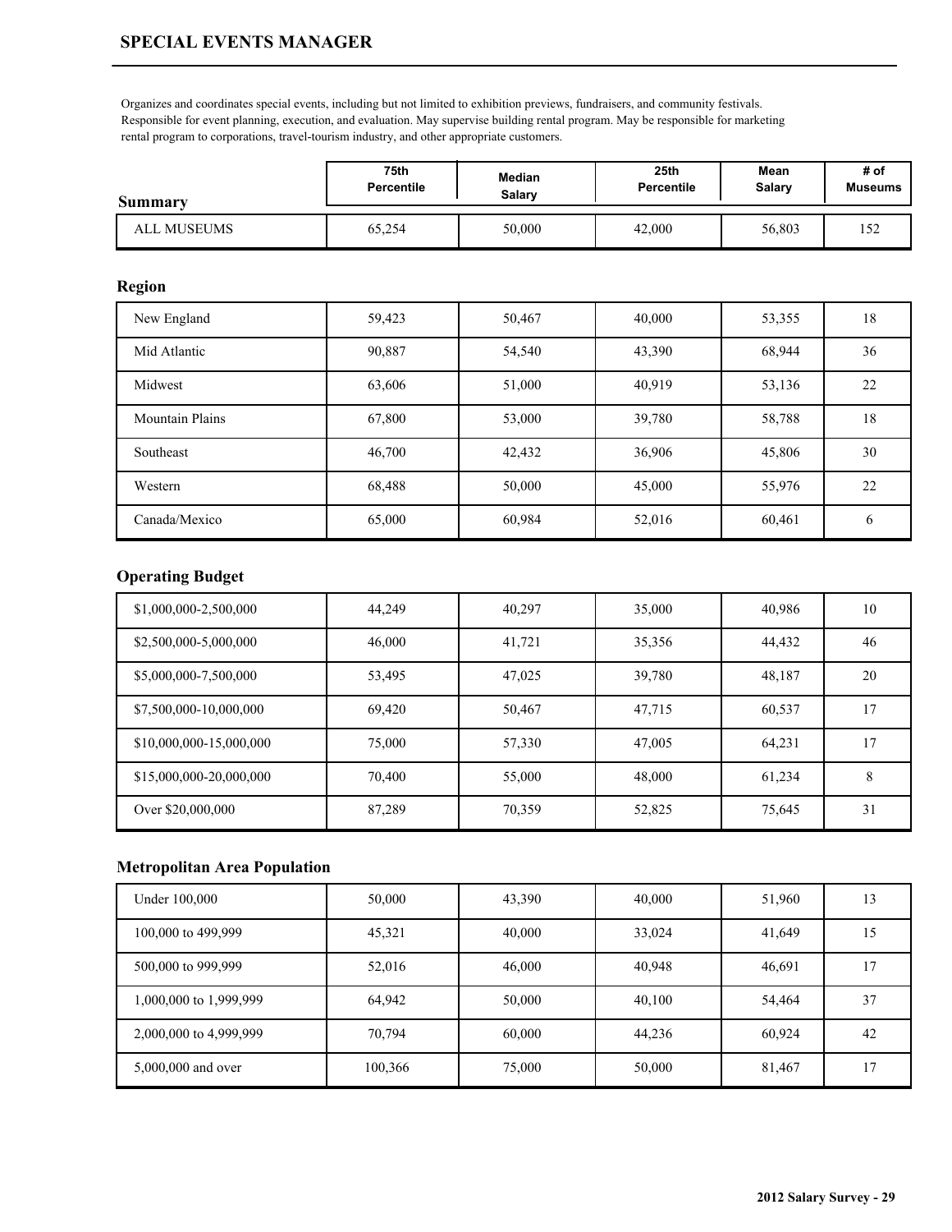# SPECIAL EVENTS MANAGER

Organizes and coordinates special events, including but not limited to exhibition previews, fundraisers, and community festivals. Responsible for event planning, execution, and evaluation. May supervise building rental program. May be responsible for marketing rental program to corporations, travel-tourism industry, and other appropriate customers.

| Summary | 75th Percentile | Median Salary | 25th Percentile | Mean Salary | # of Museums |
|---|---|---|---|---|---|
| ALL MUSEUMS | 65,254 | 50,000 | 42,000 | 56,803 | 152 |

## Region

| Region | 75th Percentile | Median Salary | 25th Percentile | Mean Salary | # of Museums |
|---|---|---|---|---|---|
| New England | 59,423 | 50,467 | 40,000 | 53,355 | 18 |
| Mid Atlantic | 90,887 | 54,540 | 43,390 | 68,944 | 36 |
| Midwest | 63,606 | 51,000 | 40,919 | 53,136 | 22 |
| Mountain Plains | 67,800 | 53,000 | 39,780 | 58,788 | 18 |
| Southeast | 46,700 | 42,432 | 36,906 | 45,806 | 30 |
| Western | 68,488 | 50,000 | 45,000 | 55,976 | 22 |
| Canada/Mexico | 65,000 | 60,984 | 52,016 | 60,461 | 6 |

## Operating Budget

| Operating Budget | 75th Percentile | Median Salary | 25th Percentile | Mean Salary | # of Museums |
|---|---|---|---|---|---|
| $1,000,000-2,500,000 | 44,249 | 40,297 | 35,000 | 40,986 | 10 |
| $2,500,000-5,000,000 | 46,000 | 41,721 | 35,356 | 44,432 | 46 |
| $5,000,000-7,500,000 | 53,495 | 47,025 | 39,780 | 48,187 | 20 |
| $7,500,000-10,000,000 | 69,420 | 50,467 | 47,715 | 60,537 | 17 |
| $10,000,000-15,000,000 | 75,000 | 57,330 | 47,005 | 64,231 | 17 |
| $15,000,000-20,000,000 | 70,400 | 55,000 | 48,000 | 61,234 | 8 |
| Over $20,000,000 | 87,289 | 70,359 | 52,825 | 75,645 | 31 |

## Metropolitan Area Population

| Metropolitan Area Population | 75th Percentile | Median Salary | 25th Percentile | Mean Salary | # of Museums |
|---|---|---|---|---|---|
| Under 100,000 | 50,000 | 43,390 | 40,000 | 51,960 | 13 |
| 100,000 to 499,999 | 45,321 | 40,000 | 33,024 | 41,649 | 15 |
| 500,000 to 999,999 | 52,016 | 46,000 | 40,948 | 46,691 | 17 |
| 1,000,000 to 1,999,999 | 64,942 | 50,000 | 40,100 | 54,464 | 37 |
| 2,000,000 to 4,999,999 | 70,794 | 60,000 | 44,236 | 60,924 | 42 |
| 5,000,000 and over | 100,366 | 75,000 | 50,000 | 81,467 | 17 |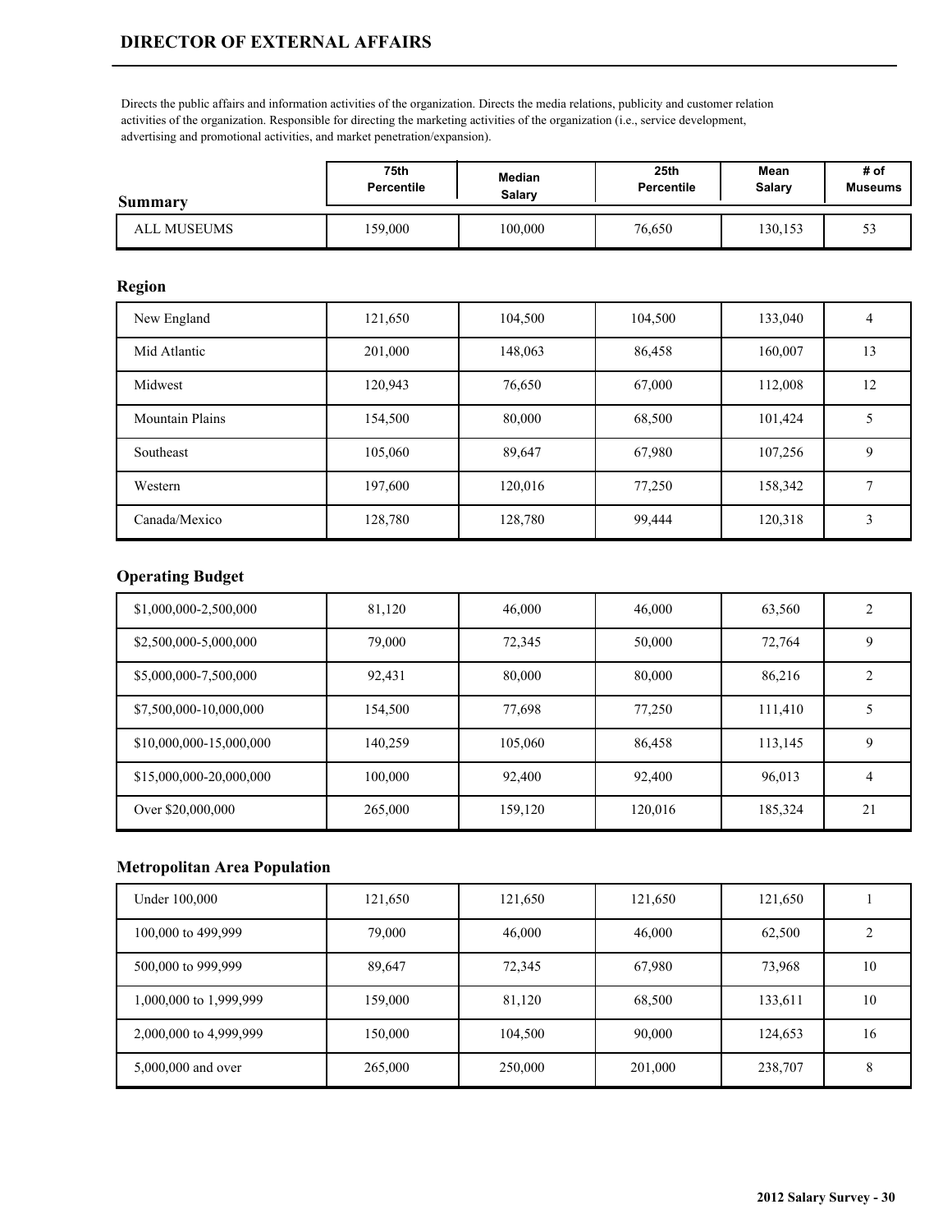## DIRECTOR OF EXTERNAL AFFAIRS

Directs the public affairs and information activities of the organization. Directs the media relations, publicity and customer relation activities of the organization. Responsible for directing the marketing activities of the organization (i.e., service development, advertising and promotional activities, and market penetration/expansion).

| Summary | 75th Percentile | Median Salary | 25th Percentile | Mean Salary | # of Museums |
|---|---|---|---|---|---|
| ALL MUSEUMS | 159,000 | 100,000 | 76,650 | 130,153 | 53 |

### Region

| Region | 75th Percentile | Median Salary | 25th Percentile | Mean Salary | # of Museums |
|---|---|---|---|---|---|
| New England | 121,650 | 104,500 | 104,500 | 133,040 | 4 |
| Mid Atlantic | 201,000 | 148,063 | 86,458 | 160,007 | 13 |
| Midwest | 120,943 | 76,650 | 67,000 | 112,008 | 12 |
| Mountain Plains | 154,500 | 80,000 | 68,500 | 101,424 | 5 |
| Southeast | 105,060 | 89,647 | 67,980 | 107,256 | 9 |
| Western | 197,600 | 120,016 | 77,250 | 158,342 | 7 |
| Canada/Mexico | 128,780 | 128,780 | 99,444 | 120,318 | 3 |

### Operating Budget

| Operating Budget | 75th Percentile | Median Salary | 25th Percentile | Mean Salary | # of Museums |
|---|---|---|---|---|---|
| $1,000,000-2,500,000 | 81,120 | 46,000 | 46,000 | 63,560 | 2 |
| $2,500,000-5,000,000 | 79,000 | 72,345 | 50,000 | 72,764 | 9 |
| $5,000,000-7,500,000 | 92,431 | 80,000 | 80,000 | 86,216 | 2 |
| $7,500,000-10,000,000 | 154,500 | 77,698 | 77,250 | 111,410 | 5 |
| $10,000,000-15,000,000 | 140,259 | 105,060 | 86,458 | 113,145 | 9 |
| $15,000,000-20,000,000 | 100,000 | 92,400 | 92,400 | 96,013 | 4 |
| Over $20,000,000 | 265,000 | 159,120 | 120,016 | 185,324 | 21 |

### Metropolitan Area Population

| Metropolitan Area Population | 75th Percentile | Median Salary | 25th Percentile | Mean Salary | # of Museums |
|---|---|---|---|---|---|
| Under 100,000 | 121,650 | 121,650 | 121,650 | 121,650 | 1 |
| 100,000 to 499,999 | 79,000 | 46,000 | 46,000 | 62,500 | 2 |
| 500,000 to 999,999 | 89,647 | 72,345 | 67,980 | 73,968 | 10 |
| 1,000,000 to 1,999,999 | 159,000 | 81,120 | 68,500 | 133,611 | 10 |
| 2,000,000 to 4,999,999 | 150,000 | 104,500 | 90,000 | 124,653 | 16 |
| 5,000,000 and over | 265,000 | 250,000 | 201,000 | 238,707 | 8 |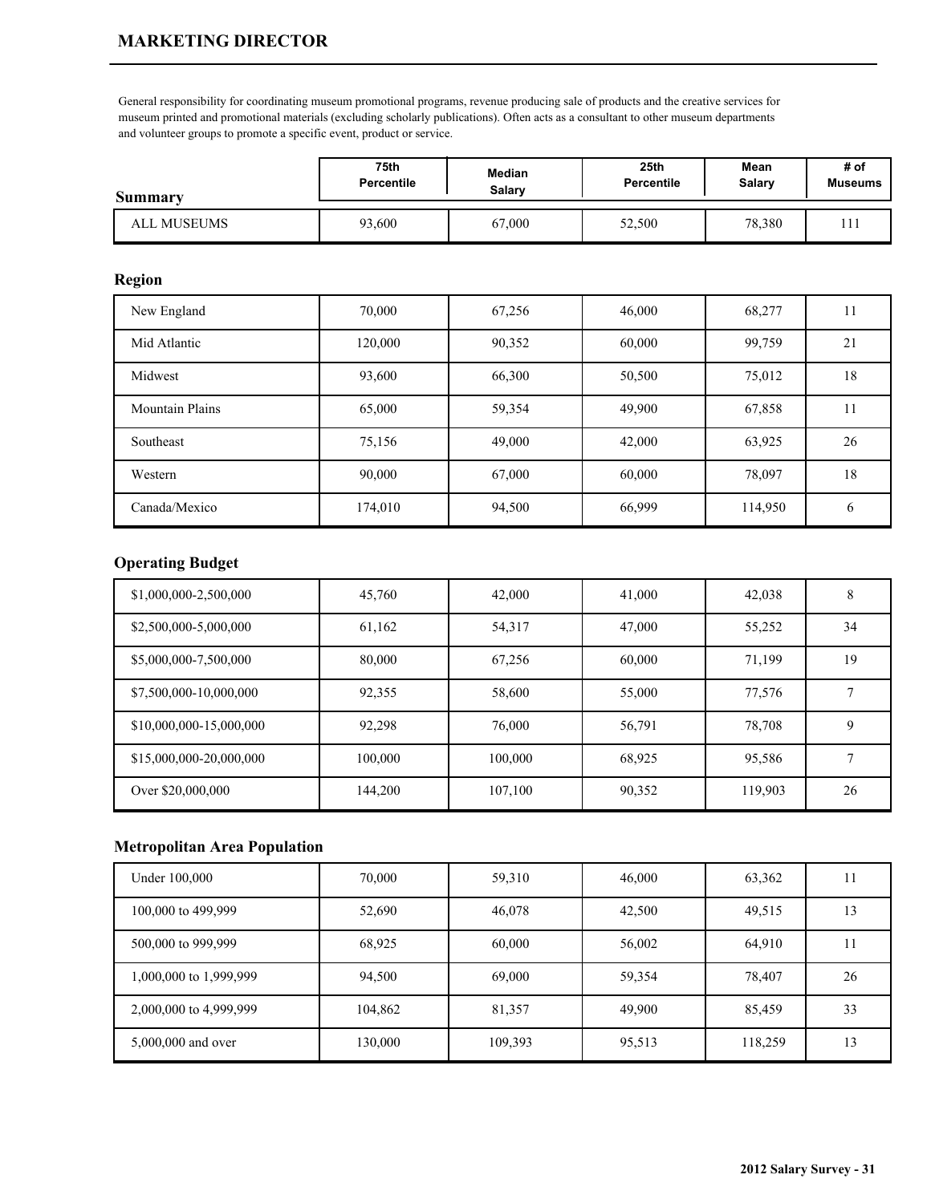# MARKETING DIRECTOR

General responsibility for coordinating museum promotional programs, revenue producing sale of products and the creative services for museum printed and promotional materials (excluding scholarly publications). Often acts as a consultant to other museum departments and volunteer groups to promote a specific event, product or service.

| Summary | 75th Percentile | Median Salary | 25th Percentile | Mean Salary | # of Museums |
|---|---|---|---|---|---|
| ALL MUSEUMS | 93,600 | 67,000 | 52,500 | 78,380 | 111 |

**Region**

| Region | 75th Percentile | Median Salary | 25th Percentile | Mean Salary | # of Museums |
|---|---|---|---|---|---|
| New England | 70,000 | 67,256 | 46,000 | 68,277 | 11 |
| Mid Atlantic | 120,000 | 90,352 | 60,000 | 99,759 | 21 |
| Midwest | 93,600 | 66,300 | 50,500 | 75,012 | 18 |
| Mountain Plains | 65,000 | 59,354 | 49,900 | 67,858 | 11 |
| Southeast | 75,156 | 49,000 | 42,000 | 63,925 | 26 |
| Western | 90,000 | 67,000 | 60,000 | 78,097 | 18 |
| Canada/Mexico | 174,010 | 94,500 | 66,999 | 114,950 | 6 |

**Operating Budget**

| Operating Budget | 75th Percentile | Median Salary | 25th Percentile | Mean Salary | # of Museums |
|---|---|---|---|---|---|
| $1,000,000-2,500,000 | 45,760 | 42,000 | 41,000 | 42,038 | 8 |
| $2,500,000-5,000,000 | 61,162 | 54,317 | 47,000 | 55,252 | 34 |
| $5,000,000-7,500,000 | 80,000 | 67,256 | 60,000 | 71,199 | 19 |
| $7,500,000-10,000,000 | 92,355 | 58,600 | 55,000 | 77,576 | 7 |
| $10,000,000-15,000,000 | 92,298 | 76,000 | 56,791 | 78,708 | 9 |
| $15,000,000-20,000,000 | 100,000 | 100,000 | 68,925 | 95,586 | 7 |
| Over $20,000,000 | 144,200 | 107,100 | 90,352 | 119,903 | 26 |

**Metropolitan Area Population**

| Metropolitan Area Population | 75th Percentile | Median Salary | 25th Percentile | Mean Salary | # of Museums |
|---|---|---|---|---|---|
| Under 100,000 | 70,000 | 59,310 | 46,000 | 63,362 | 11 |
| 100,000 to 499,999 | 52,690 | 46,078 | 42,500 | 49,515 | 13 |
| 500,000 to 999,999 | 68,925 | 60,000 | 56,002 | 64,910 | 11 |
| 1,000,000 to 1,999,999 | 94,500 | 69,000 | 59,354 | 78,407 | 26 |
| 2,000,000 to 4,999,999 | 104,862 | 81,357 | 49,900 | 85,459 | 33 |
| 5,000,000 and over | 130,000 | 109,393 | 95,513 | 118,259 | 13 |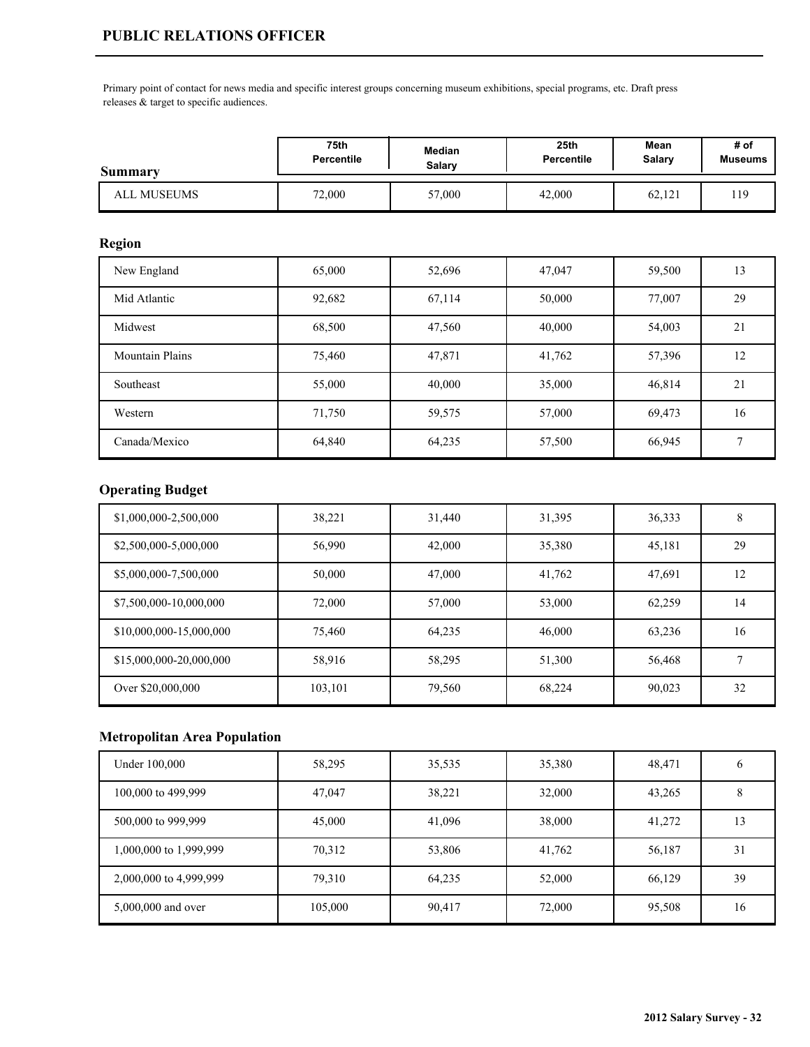# PUBLIC RELATIONS OFFICER

Primary point of contact for news media and specific interest groups concerning museum exhibitions, special programs, etc. Draft press releases & target to specific audiences.

| Summary | 75th Percentile | Median Salary | 25th Percentile | Mean Salary | # of Museums |
|---|---|---|---|---|---|
| ALL MUSEUMS | 72,000 | 57,000 | 42,000 | 62,121 | 119 |

## Region

| Region | 75th Percentile | Median Salary | 25th Percentile | Mean Salary | # of Museums |
|---|---|---|---|---|---|
| New England | 65,000 | 52,696 | 47,047 | 59,500 | 13 |
| Mid Atlantic | 92,682 | 67,114 | 50,000 | 77,007 | 29 |
| Midwest | 68,500 | 47,560 | 40,000 | 54,003 | 21 |
| Mountain Plains | 75,460 | 47,871 | 41,762 | 57,396 | 12 |
| Southeast | 55,000 | 40,000 | 35,000 | 46,814 | 21 |
| Western | 71,750 | 59,575 | 57,000 | 69,473 | 16 |
| Canada/Mexico | 64,840 | 64,235 | 57,500 | 66,945 | 7 |

## Operating Budget

| Operating Budget | 75th Percentile | Median Salary | 25th Percentile | Mean Salary | # of Museums |
|---|---|---|---|---|---|
| $1,000,000-2,500,000 | 38,221 | 31,440 | 31,395 | 36,333 | 8 |
| $2,500,000-5,000,000 | 56,990 | 42,000 | 35,380 | 45,181 | 29 |
| $5,000,000-7,500,000 | 50,000 | 47,000 | 41,762 | 47,691 | 12 |
| $7,500,000-10,000,000 | 72,000 | 57,000 | 53,000 | 62,259 | 14 |
| $10,000,000-15,000,000 | 75,460 | 64,235 | 46,000 | 63,236 | 16 |
| $15,000,000-20,000,000 | 58,916 | 58,295 | 51,300 | 56,468 | 7 |
| Over $20,000,000 | 103,101 | 79,560 | 68,224 | 90,023 | 32 |

## Metropolitan Area Population

| Metropolitan Area Population | 75th Percentile | Median Salary | 25th Percentile | Mean Salary | # of Museums |
|---|---|---|---|---|---|
| Under 100,000 | 58,295 | 35,535 | 35,380 | 48,471 | 6 |
| 100,000 to 499,999 | 47,047 | 38,221 | 32,000 | 43,265 | 8 |
| 500,000 to 999,999 | 45,000 | 41,096 | 38,000 | 41,272 | 13 |
| 1,000,000 to 1,999,999 | 70,312 | 53,806 | 41,762 | 56,187 | 31 |
| 2,000,000 to 4,999,999 | 79,310 | 64,235 | 52,000 | 66,129 | 39 |
| 5,000,000 and over | 105,000 | 90,417 | 72,000 | 95,508 | 16 |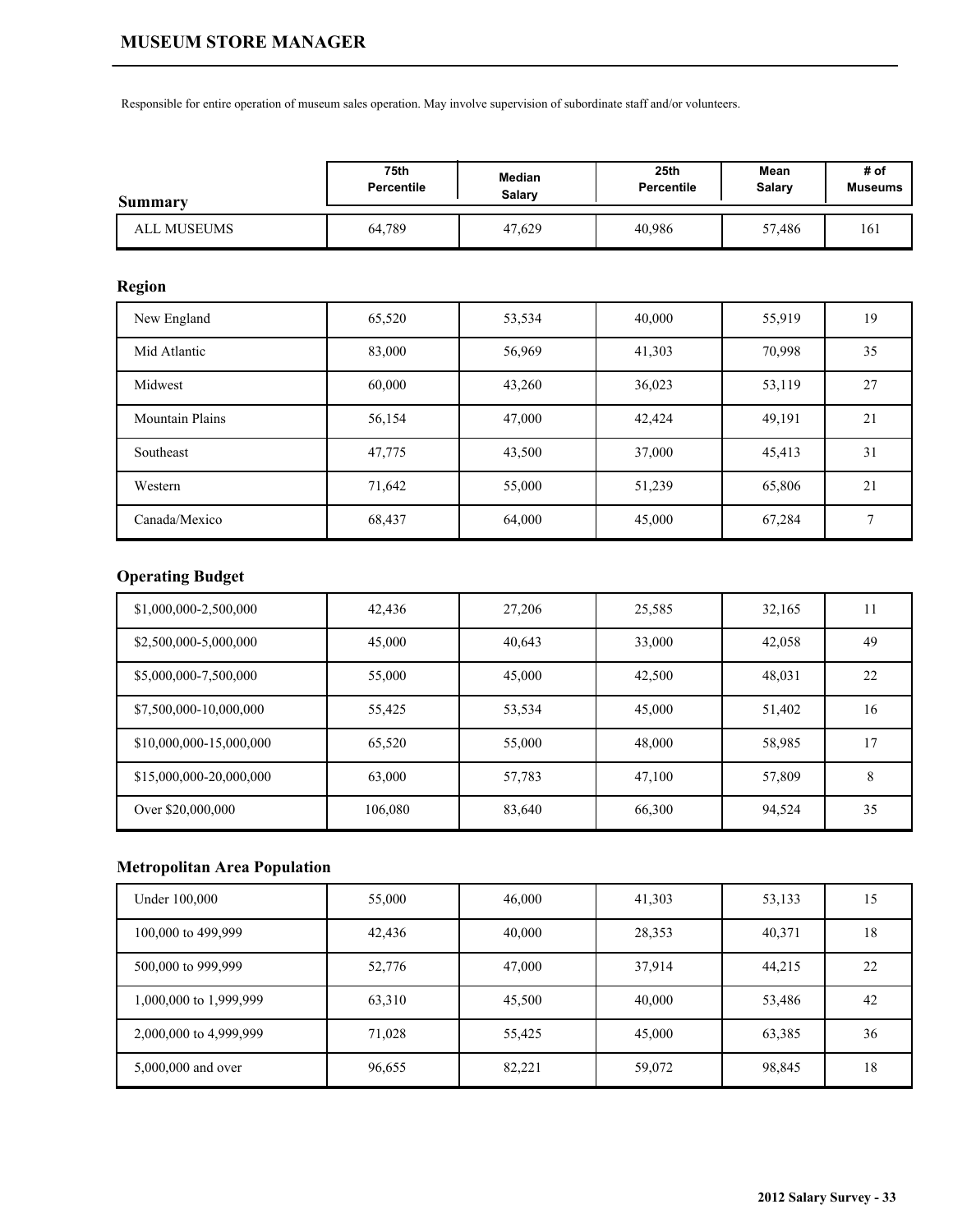# MUSEUM STORE MANAGER

Responsible for entire operation of museum sales operation. May involve supervision of subordinate staff and/or volunteers.

| Summary | 75th Percentile | Median Salary | 25th Percentile | Mean Salary | # of Museums |
|---|---|---|---|---|---|
| ALL MUSEUMS | 64,789 | 47,629 | 40,986 | 57,486 | 161 |

## Region

| Region | 75th Percentile | Median Salary | 25th Percentile | Mean Salary | # of Museums |
|---|---|---|---|---|---|
| New England | 65,520 | 53,534 | 40,000 | 55,919 | 19 |
| Mid Atlantic | 83,000 | 56,969 | 41,303 | 70,998 | 35 |
| Midwest | 60,000 | 43,260 | 36,023 | 53,119 | 27 |
| Mountain Plains | 56,154 | 47,000 | 42,424 | 49,191 | 21 |
| Southeast | 47,775 | 43,500 | 37,000 | 45,413 | 31 |
| Western | 71,642 | 55,000 | 51,239 | 65,806 | 21 |
| Canada/Mexico | 68,437 | 64,000 | 45,000 | 67,284 | 7 |

## Operating Budget

| Operating Budget | 75th Percentile | Median Salary | 25th Percentile | Mean Salary | # of Museums |
|---|---|---|---|---|---|
| $1,000,000-2,500,000 | 42,436 | 27,206 | 25,585 | 32,165 | 11 |
| $2,500,000-5,000,000 | 45,000 | 40,643 | 33,000 | 42,058 | 49 |
| $5,000,000-7,500,000 | 55,000 | 45,000 | 42,500 | 48,031 | 22 |
| $7,500,000-10,000,000 | 55,425 | 53,534 | 45,000 | 51,402 | 16 |
| $10,000,000-15,000,000 | 65,520 | 55,000 | 48,000 | 58,985 | 17 |
| $15,000,000-20,000,000 | 63,000 | 57,783 | 47,100 | 57,809 | 8 |
| Over $20,000,000 | 106,080 | 83,640 | 66,300 | 94,524 | 35 |

## Metropolitan Area Population

| Metropolitan Area Population | 75th Percentile | Median Salary | 25th Percentile | Mean Salary | # of Museums |
|---|---|---|---|---|---|
| Under 100,000 | 55,000 | 46,000 | 41,303 | 53,133 | 15 |
| 100,000 to 499,999 | 42,436 | 40,000 | 28,353 | 40,371 | 18 |
| 500,000 to 999,999 | 52,776 | 47,000 | 37,914 | 44,215 | 22 |
| 1,000,000 to 1,999,999 | 63,310 | 45,500 | 40,000 | 53,486 | 42 |
| 2,000,000 to 4,999,999 | 71,028 | 55,425 | 45,000 | 63,385 | 36 |
| 5,000,000 and over | 96,655 | 82,221 | 59,072 | 98,845 | 18 |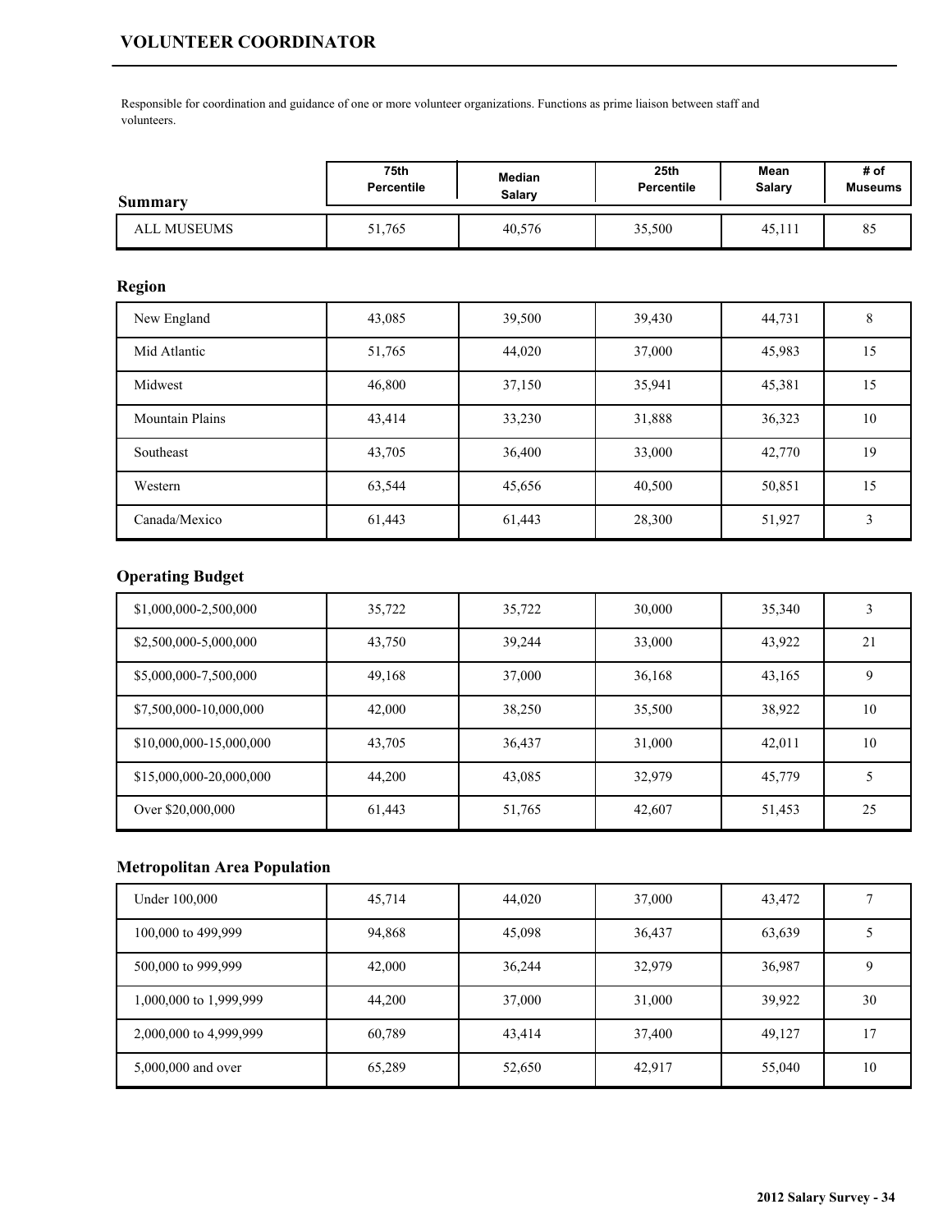# VOLUNTEER COORDINATOR

Responsible for coordination and guidance of one or more volunteer organizations. Functions as prime liaison between staff and volunteers.

| Summary | 75th Percentile | Median Salary | 25th Percentile | Mean Salary | # of Museums |
|---|---|---|---|---|---|
| ALL MUSEUMS | 51,765 | 40,576 | 35,500 | 45,111 | 85 |

**Region**

| Region | 75th Percentile | Median Salary | 25th Percentile | Mean Salary | # of Museums |
|---|---|---|---|---|---|
| New England | 43,085 | 39,500 | 39,430 | 44,731 | 8 |
| Mid Atlantic | 51,765 | 44,020 | 37,000 | 45,983 | 15 |
| Midwest | 46,800 | 37,150 | 35,941 | 45,381 | 15 |
| Mountain Plains | 43,414 | 33,230 | 31,888 | 36,323 | 10 |
| Southeast | 43,705 | 36,400 | 33,000 | 42,770 | 19 |
| Western | 63,544 | 45,656 | 40,500 | 50,851 | 15 |
| Canada/Mexico | 61,443 | 61,443 | 28,300 | 51,927 | 3 |

**Operating Budget**

| Operating Budget | 75th Percentile | Median Salary | 25th Percentile | Mean Salary | # of Museums |
|---|---|---|---|---|---|
| $1,000,000-2,500,000 | 35,722 | 35,722 | 30,000 | 35,340 | 3 |
| $2,500,000-5,000,000 | 43,750 | 39,244 | 33,000 | 43,922 | 21 |
| $5,000,000-7,500,000 | 49,168 | 37,000 | 36,168 | 43,165 | 9 |
| $7,500,000-10,000,000 | 42,000 | 38,250 | 35,500 | 38,922 | 10 |
| $10,000,000-15,000,000 | 43,705 | 36,437 | 31,000 | 42,011 | 10 |
| $15,000,000-20,000,000 | 44,200 | 43,085 | 32,979 | 45,779 | 5 |
| Over $20,000,000 | 61,443 | 51,765 | 42,607 | 51,453 | 25 |

**Metropolitan Area Population**

| Metropolitan Area Population | 75th Percentile | Median Salary | 25th Percentile | Mean Salary | # of Museums |
|---|---|---|---|---|---|
| Under 100,000 | 45,714 | 44,020 | 37,000 | 43,472 | 7 |
| 100,000 to 499,999 | 94,868 | 45,098 | 36,437 | 63,639 | 5 |
| 500,000 to 999,999 | 42,000 | 36,244 | 32,979 | 36,987 | 9 |
| 1,000,000 to 1,999,999 | 44,200 | 37,000 | 31,000 | 39,922 | 30 |
| 2,000,000 to 4,999,999 | 60,789 | 43,414 | 37,400 | 49,127 | 17 |
| 5,000,000 and over | 65,289 | 52,650 | 42,917 | 55,040 | 10 |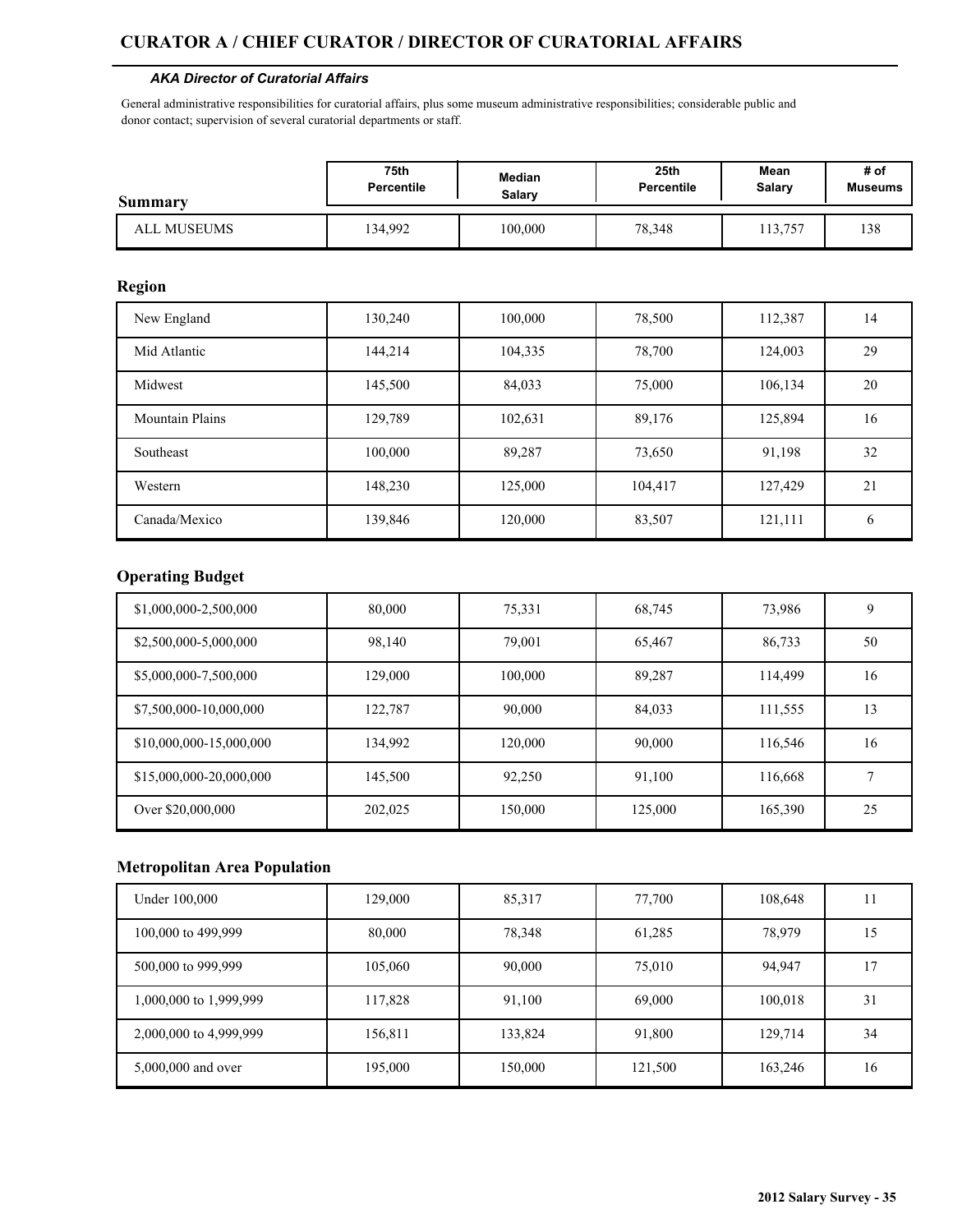# CURATOR A / CHIEF CURATOR / DIRECTOR OF CURATORIAL AFFAIRS

***AKA Director of Curatorial Affairs***

General administrative responsibilities for curatorial affairs, plus some museum administrative responsibilities; considerable public and donor contact; supervision of several curatorial departments or staff.

| Summary | 75th Percentile | Median Salary | 25th Percentile | Mean Salary | # of Museums |
|---|---|---|---|---|---|
| ALL MUSEUMS | 134,992 | 100,000 | 78,348 | 113,757 | 138 |

## Region

| Region | 75th Percentile | Median Salary | 25th Percentile | Mean Salary | # of Museums |
|---|---|---|---|---|---|
| New England | 130,240 | 100,000 | 78,500 | 112,387 | 14 |
| Mid Atlantic | 144,214 | 104,335 | 78,700 | 124,003 | 29 |
| Midwest | 145,500 | 84,033 | 75,000 | 106,134 | 20 |
| Mountain Plains | 129,789 | 102,631 | 89,176 | 125,894 | 16 |
| Southeast | 100,000 | 89,287 | 73,650 | 91,198 | 32 |
| Western | 148,230 | 125,000 | 104,417 | 127,429 | 21 |
| Canada/Mexico | 139,846 | 120,000 | 83,507 | 121,111 | 6 |

## Operating Budget

| Operating Budget | 75th Percentile | Median Salary | 25th Percentile | Mean Salary | # of Museums |
|---|---|---|---|---|---|
| $1,000,000-2,500,000 | 80,000 | 75,331 | 68,745 | 73,986 | 9 |
| $2,500,000-5,000,000 | 98,140 | 79,001 | 65,467 | 86,733 | 50 |
| $5,000,000-7,500,000 | 129,000 | 100,000 | 89,287 | 114,499 | 16 |
| $7,500,000-10,000,000 | 122,787 | 90,000 | 84,033 | 111,555 | 13 |
| $10,000,000-15,000,000 | 134,992 | 120,000 | 90,000 | 116,546 | 16 |
| $15,000,000-20,000,000 | 145,500 | 92,250 | 91,100 | 116,668 | 7 |
| Over $20,000,000 | 202,025 | 150,000 | 125,000 | 165,390 | 25 |

## Metropolitan Area Population

| Metropolitan Area Population | 75th Percentile | Median Salary | 25th Percentile | Mean Salary | # of Museums |
|---|---|---|---|---|---|
| Under 100,000 | 129,000 | 85,317 | 77,700 | 108,648 | 11 |
| 100,000 to 499,999 | 80,000 | 78,348 | 61,285 | 78,979 | 15 |
| 500,000 to 999,999 | 105,060 | 90,000 | 75,010 | 94,947 | 17 |
| 1,000,000 to 1,999,999 | 117,828 | 91,100 | 69,000 | 100,018 | 31 |
| 2,000,000 to 4,999,999 | 156,811 | 133,824 | 91,800 | 129,714 | 34 |
| 5,000,000 and over | 195,000 | 150,000 | 121,500 | 163,246 | 16 |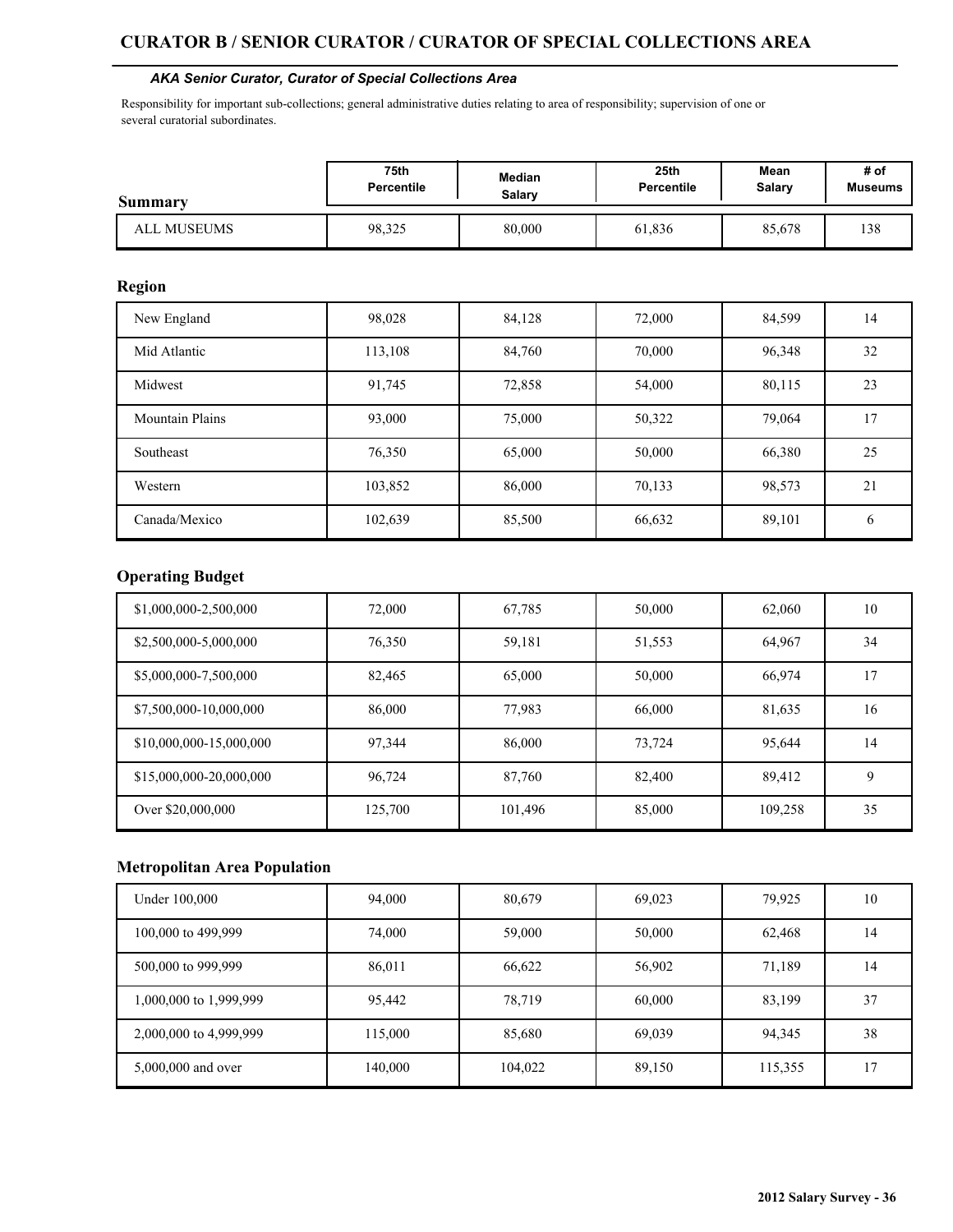# CURATOR B / SENIOR CURATOR / CURATOR OF SPECIAL COLLECTIONS AREA

*AKA Senior Curator, Curator of Special Collections Area*

Responsibility for important sub-collections; general administrative duties relating to area of responsibility; supervision of one or several curatorial subordinates.

| Summary | 75th Percentile | Median Salary | 25th Percentile | Mean Salary | # of Museums |
|---|---|---|---|---|---|
| ALL MUSEUMS | 98,325 | 80,000 | 61,836 | 85,678 | 138 |

## Region

| Region | 75th Percentile | Median Salary | 25th Percentile | Mean Salary | # of Museums |
|---|---|---|---|---|---|
| New England | 98,028 | 84,128 | 72,000 | 84,599 | 14 |
| Mid Atlantic | 113,108 | 84,760 | 70,000 | 96,348 | 32 |
| Midwest | 91,745 | 72,858 | 54,000 | 80,115 | 23 |
| Mountain Plains | 93,000 | 75,000 | 50,322 | 79,064 | 17 |
| Southeast | 76,350 | 65,000 | 50,000 | 66,380 | 25 |
| Western | 103,852 | 86,000 | 70,133 | 98,573 | 21 |
| Canada/Mexico | 102,639 | 85,500 | 66,632 | 89,101 | 6 |

## Operating Budget

| Operating Budget | 75th Percentile | Median Salary | 25th Percentile | Mean Salary | # of Museums |
|---|---|---|---|---|---|
| $1,000,000-2,500,000 | 72,000 | 67,785 | 50,000 | 62,060 | 10 |
| $2,500,000-5,000,000 | 76,350 | 59,181 | 51,553 | 64,967 | 34 |
| $5,000,000-7,500,000 | 82,465 | 65,000 | 50,000 | 66,974 | 17 |
| $7,500,000-10,000,000 | 86,000 | 77,983 | 66,000 | 81,635 | 16 |
| $10,000,000-15,000,000 | 97,344 | 86,000 | 73,724 | 95,644 | 14 |
| $15,000,000-20,000,000 | 96,724 | 87,760 | 82,400 | 89,412 | 9 |
| Over $20,000,000 | 125,700 | 101,496 | 85,000 | 109,258 | 35 |

## Metropolitan Area Population

| Metropolitan Area Population | 75th Percentile | Median Salary | 25th Percentile | Mean Salary | # of Museums |
|---|---|---|---|---|---|
| Under 100,000 | 94,000 | 80,679 | 69,023 | 79,925 | 10 |
| 100,000 to 499,999 | 74,000 | 59,000 | 50,000 | 62,468 | 14 |
| 500,000 to 999,999 | 86,011 | 66,622 | 56,902 | 71,189 | 14 |
| 1,000,000 to 1,999,999 | 95,442 | 78,719 | 60,000 | 83,199 | 37 |
| 2,000,000 to 4,999,999 | 115,000 | 85,680 | 69,039 | 94,345 | 38 |
| 5,000,000 and over | 140,000 | 104,022 | 89,150 | 115,355 | 17 |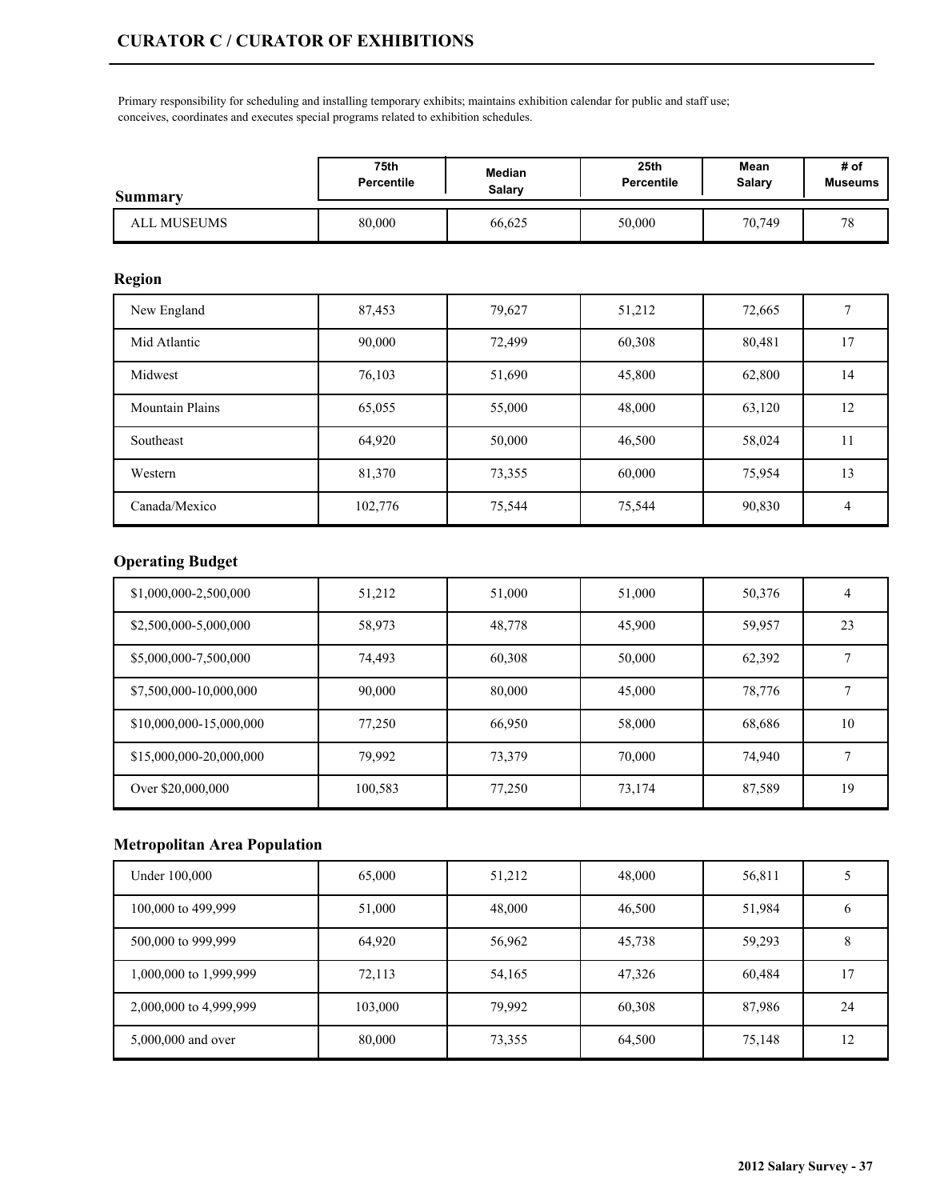## CURATOR C / CURATOR OF EXHIBITIONS

Primary responsibility for scheduling and installing temporary exhibits; maintains exhibition calendar for public and staff use; conceives, coordinates and executes special programs related to exhibition schedules.

| Summary | 75th Percentile | Median Salary | 25th Percentile | Mean Salary | # of Museums |
|---|---|---|---|---|---|
| ALL MUSEUMS | 80,000 | 66,625 | 50,000 | 70,749 | 78 |

### Region

| Region | 75th Percentile | Median Salary | 25th Percentile | Mean Salary | # of Museums |
|---|---|---|---|---|---|
| New England | 87,453 | 79,627 | 51,212 | 72,665 | 7 |
| Mid Atlantic | 90,000 | 72,499 | 60,308 | 80,481 | 17 |
| Midwest | 76,103 | 51,690 | 45,800 | 62,800 | 14 |
| Mountain Plains | 65,055 | 55,000 | 48,000 | 63,120 | 12 |
| Southeast | 64,920 | 50,000 | 46,500 | 58,024 | 11 |
| Western | 81,370 | 73,355 | 60,000 | 75,954 | 13 |
| Canada/Mexico | 102,776 | 75,544 | 75,544 | 90,830 | 4 |

### Operating Budget

| Operating Budget | 75th Percentile | Median Salary | 25th Percentile | Mean Salary | # of Museums |
|---|---|---|---|---|---|
| $1,000,000-2,500,000 | 51,212 | 51,000 | 51,000 | 50,376 | 4 |
| $2,500,000-5,000,000 | 58,973 | 48,778 | 45,900 | 59,957 | 23 |
| $5,000,000-7,500,000 | 74,493 | 60,308 | 50,000 | 62,392 | 7 |
| $7,500,000-10,000,000 | 90,000 | 80,000 | 45,000 | 78,776 | 7 |
| $10,000,000-15,000,000 | 77,250 | 66,950 | 58,000 | 68,686 | 10 |
| $15,000,000-20,000,000 | 79,992 | 73,379 | 70,000 | 74,940 | 7 |
| Over $20,000,000 | 100,583 | 77,250 | 73,174 | 87,589 | 19 |

### Metropolitan Area Population

| Metropolitan Area Population | 75th Percentile | Median Salary | 25th Percentile | Mean Salary | # of Museums |
|---|---|---|---|---|---|
| Under 100,000 | 65,000 | 51,212 | 48,000 | 56,811 | 5 |
| 100,000 to 499,999 | 51,000 | 48,000 | 46,500 | 51,984 | 6 |
| 500,000 to 999,999 | 64,920 | 56,962 | 45,738 | 59,293 | 8 |
| 1,000,000 to 1,999,999 | 72,113 | 54,165 | 47,326 | 60,484 | 17 |
| 2,000,000 to 4,999,999 | 103,000 | 79,992 | 60,308 | 87,986 | 24 |
| 5,000,000 and over | 80,000 | 73,355 | 64,500 | 75,148 | 12 |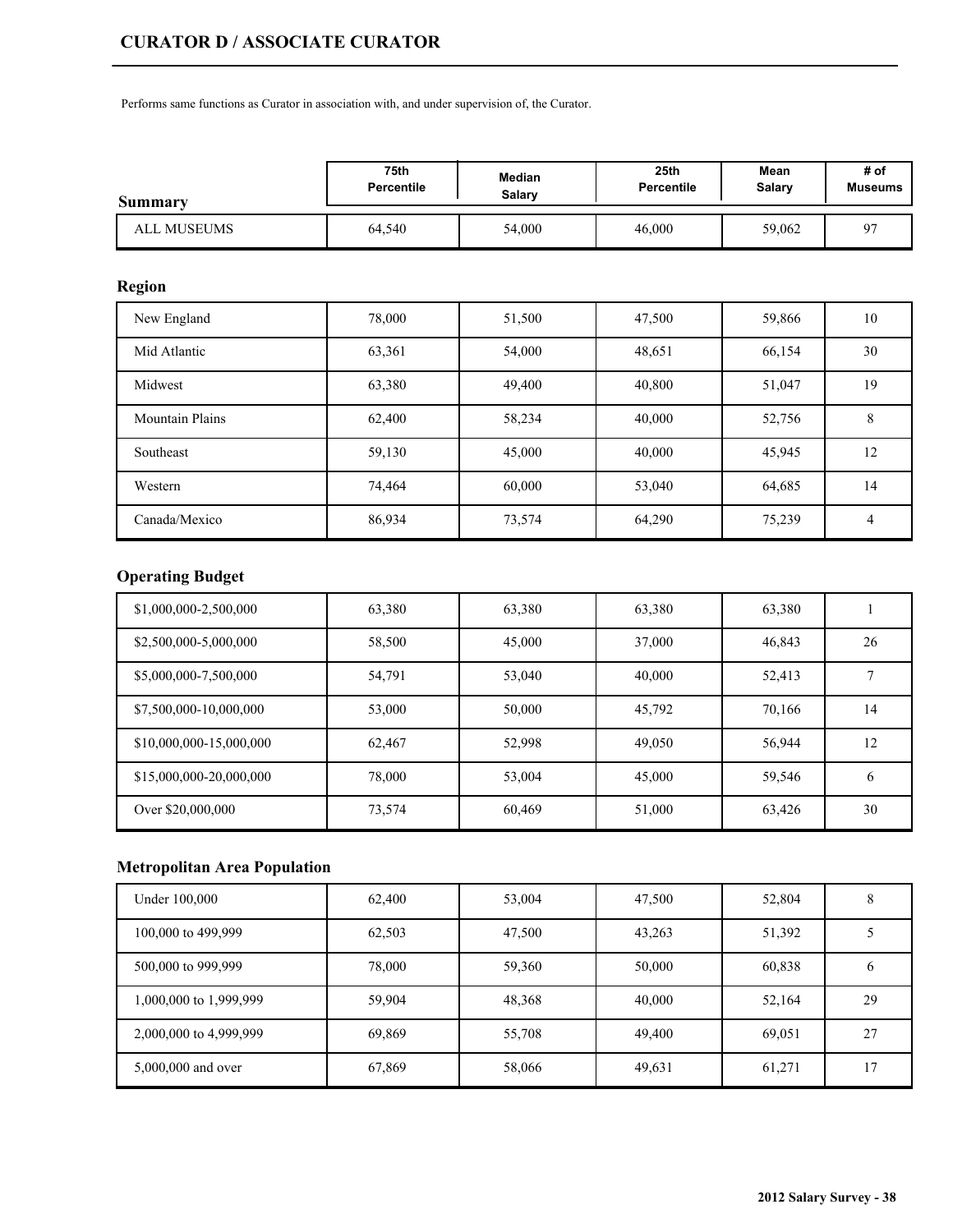# CURATOR D / ASSOCIATE CURATOR

Performs same functions as Curator in association with, and under supervision of, the Curator.

| Summary | 75th Percentile | Median Salary | 25th Percentile | Mean Salary | # of Museums |
|---|---|---|---|---|---|
| ALL MUSEUMS | 64,540 | 54,000 | 46,000 | 59,062 | 97 |

## Region

| Region | 75th Percentile | Median Salary | 25th Percentile | Mean Salary | # of Museums |
|---|---|---|---|---|---|
| New England | 78,000 | 51,500 | 47,500 | 59,866 | 10 |
| Mid Atlantic | 63,361 | 54,000 | 48,651 | 66,154 | 30 |
| Midwest | 63,380 | 49,400 | 40,800 | 51,047 | 19 |
| Mountain Plains | 62,400 | 58,234 | 40,000 | 52,756 | 8 |
| Southeast | 59,130 | 45,000 | 40,000 | 45,945 | 12 |
| Western | 74,464 | 60,000 | 53,040 | 64,685 | 14 |
| Canada/Mexico | 86,934 | 73,574 | 64,290 | 75,239 | 4 |

## Operating Budget

| Operating Budget | 75th Percentile | Median Salary | 25th Percentile | Mean Salary | # of Museums |
|---|---|---|---|---|---|
| $1,000,000-2,500,000 | 63,380 | 63,380 | 63,380 | 63,380 | 1 |
| $2,500,000-5,000,000 | 58,500 | 45,000 | 37,000 | 46,843 | 26 |
| $5,000,000-7,500,000 | 54,791 | 53,040 | 40,000 | 52,413 | 7 |
| $7,500,000-10,000,000 | 53,000 | 50,000 | 45,792 | 70,166 | 14 |
| $10,000,000-15,000,000 | 62,467 | 52,998 | 49,050 | 56,944 | 12 |
| $15,000,000-20,000,000 | 78,000 | 53,004 | 45,000 | 59,546 | 6 |
| Over $20,000,000 | 73,574 | 60,469 | 51,000 | 63,426 | 30 |

## Metropolitan Area Population

| Metropolitan Area Population | 75th Percentile | Median Salary | 25th Percentile | Mean Salary | # of Museums |
|---|---|---|---|---|---|
| Under 100,000 | 62,400 | 53,004 | 47,500 | 52,804 | 8 |
| 100,000 to 499,999 | 62,503 | 47,500 | 43,263 | 51,392 | 5 |
| 500,000 to 999,999 | 78,000 | 59,360 | 50,000 | 60,838 | 6 |
| 1,000,000 to 1,999,999 | 59,904 | 48,368 | 40,000 | 52,164 | 29 |
| 2,000,000 to 4,999,999 | 69,869 | 55,708 | 49,400 | 69,051 | 27 |
| 5,000,000 and over | 67,869 | 58,066 | 49,631 | 61,271 | 17 |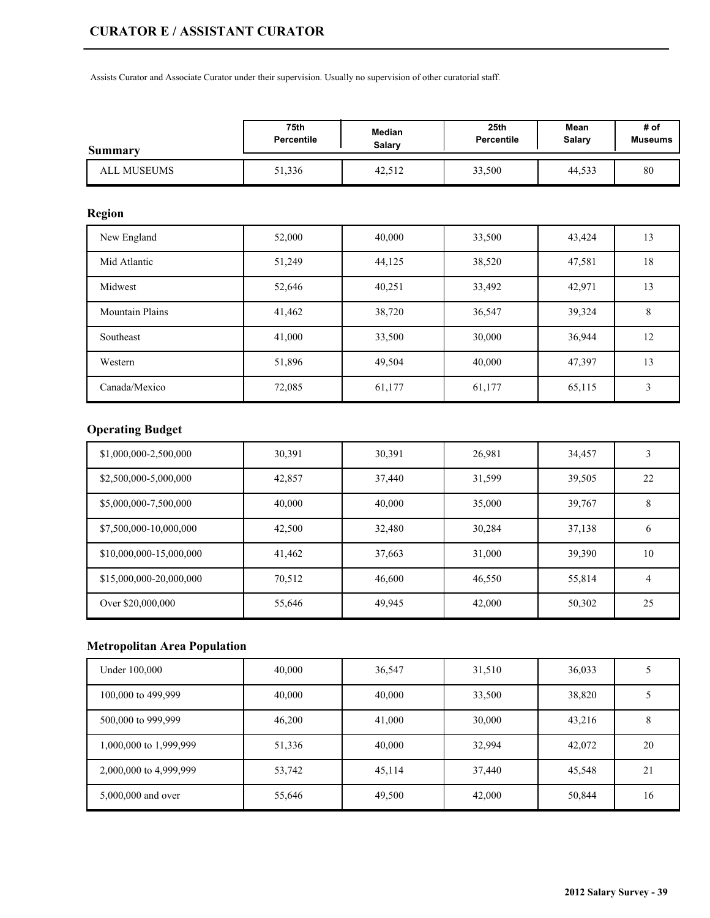# CURATOR E / ASSISTANT CURATOR

Assists Curator and Associate Curator under their supervision. Usually no supervision of other curatorial staff.

| Summary | 75th Percentile | Median Salary | 25th Percentile | Mean Salary | # of Museums |
|---|---|---|---|---|---|
| ALL MUSEUMS | 51,336 | 42,512 | 33,500 | 44,533 | 80 |

## Region

| Region | 75th Percentile | Median Salary | 25th Percentile | Mean Salary | # of Museums |
|---|---|---|---|---|---|
| New England | 52,000 | 40,000 | 33,500 | 43,424 | 13 |
| Mid Atlantic | 51,249 | 44,125 | 38,520 | 47,581 | 18 |
| Midwest | 52,646 | 40,251 | 33,492 | 42,971 | 13 |
| Mountain Plains | 41,462 | 38,720 | 36,547 | 39,324 | 8 |
| Southeast | 41,000 | 33,500 | 30,000 | 36,944 | 12 |
| Western | 51,896 | 49,504 | 40,000 | 47,397 | 13 |
| Canada/Mexico | 72,085 | 61,177 | 61,177 | 65,115 | 3 |

## Operating Budget

| Operating Budget | 75th Percentile | Median Salary | 25th Percentile | Mean Salary | # of Museums |
|---|---|---|---|---|---|
| $1,000,000-2,500,000 | 30,391 | 30,391 | 26,981 | 34,457 | 3 |
| $2,500,000-5,000,000 | 42,857 | 37,440 | 31,599 | 39,505 | 22 |
| $5,000,000-7,500,000 | 40,000 | 40,000 | 35,000 | 39,767 | 8 |
| $7,500,000-10,000,000 | 42,500 | 32,480 | 30,284 | 37,138 | 6 |
| $10,000,000-15,000,000 | 41,462 | 37,663 | 31,000 | 39,390 | 10 |
| $15,000,000-20,000,000 | 70,512 | 46,600 | 46,550 | 55,814 | 4 |
| Over $20,000,000 | 55,646 | 49,945 | 42,000 | 50,302 | 25 |

## Metropolitan Area Population

| Metropolitan Area Population | 75th Percentile | Median Salary | 25th Percentile | Mean Salary | # of Museums |
|---|---|---|---|---|---|
| Under 100,000 | 40,000 | 36,547 | 31,510 | 36,033 | 5 |
| 100,000 to 499,999 | 40,000 | 40,000 | 33,500 | 38,820 | 5 |
| 500,000 to 999,999 | 46,200 | 41,000 | 30,000 | 43,216 | 8 |
| 1,000,000 to 1,999,999 | 51,336 | 40,000 | 32,994 | 42,072 | 20 |
| 2,000,000 to 4,999,999 | 53,742 | 45,114 | 37,440 | 45,548 | 21 |
| 5,000,000 and over | 55,646 | 49,500 | 42,000 | 50,844 | 16 |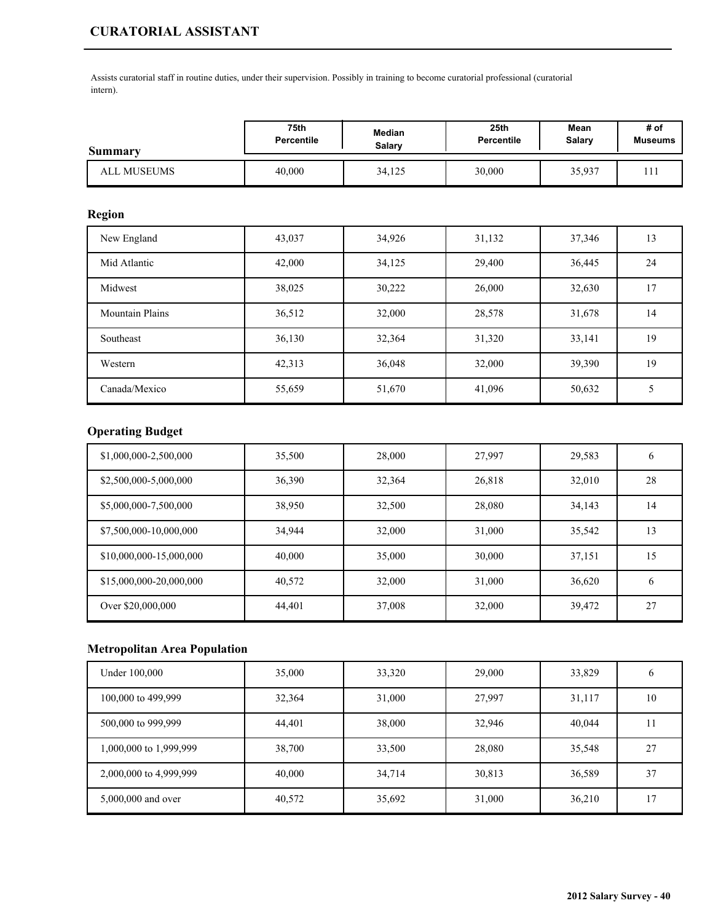# CURATORIAL ASSISTANT

Assists curatorial staff in routine duties, under their supervision. Possibly in training to become curatorial professional (curatorial intern).

| Summary | 75th Percentile | Median Salary | 25th Percentile | Mean Salary | # of Museums |
|---|---|---|---|---|---|
| ALL MUSEUMS | 40,000 | 34,125 | 30,000 | 35,937 | 111 |

## Region

| Region | 75th Percentile | Median Salary | 25th Percentile | Mean Salary | # of Museums |
|---|---|---|---|---|---|
| New England | 43,037 | 34,926 | 31,132 | 37,346 | 13 |
| Mid Atlantic | 42,000 | 34,125 | 29,400 | 36,445 | 24 |
| Midwest | 38,025 | 30,222 | 26,000 | 32,630 | 17 |
| Mountain Plains | 36,512 | 32,000 | 28,578 | 31,678 | 14 |
| Southeast | 36,130 | 32,364 | 31,320 | 33,141 | 19 |
| Western | 42,313 | 36,048 | 32,000 | 39,390 | 19 |
| Canada/Mexico | 55,659 | 51,670 | 41,096 | 50,632 | 5 |

## Operating Budget

| Operating Budget | 75th Percentile | Median Salary | 25th Percentile | Mean Salary | # of Museums |
|---|---|---|---|---|---|
| $1,000,000-2,500,000 | 35,500 | 28,000 | 27,997 | 29,583 | 6 |
| $2,500,000-5,000,000 | 36,390 | 32,364 | 26,818 | 32,010 | 28 |
| $5,000,000-7,500,000 | 38,950 | 32,500 | 28,080 | 34,143 | 14 |
| $7,500,000-10,000,000 | 34,944 | 32,000 | 31,000 | 35,542 | 13 |
| $10,000,000-15,000,000 | 40,000 | 35,000 | 30,000 | 37,151 | 15 |
| $15,000,000-20,000,000 | 40,572 | 32,000 | 31,000 | 36,620 | 6 |
| Over $20,000,000 | 44,401 | 37,008 | 32,000 | 39,472 | 27 |

## Metropolitan Area Population

| Metropolitan Area Population | 75th Percentile | Median Salary | 25th Percentile | Mean Salary | # of Museums |
|---|---|---|---|---|---|
| Under 100,000 | 35,000 | 33,320 | 29,000 | 33,829 | 6 |
| 100,000 to 499,999 | 32,364 | 31,000 | 27,997 | 31,117 | 10 |
| 500,000 to 999,999 | 44,401 | 38,000 | 32,946 | 40,044 | 11 |
| 1,000,000 to 1,999,999 | 38,700 | 33,500 | 28,080 | 35,548 | 27 |
| 2,000,000 to 4,999,999 | 40,000 | 34,714 | 30,813 | 36,589 | 37 |
| 5,000,000 and over | 40,572 | 35,692 | 31,000 | 36,210 | 17 |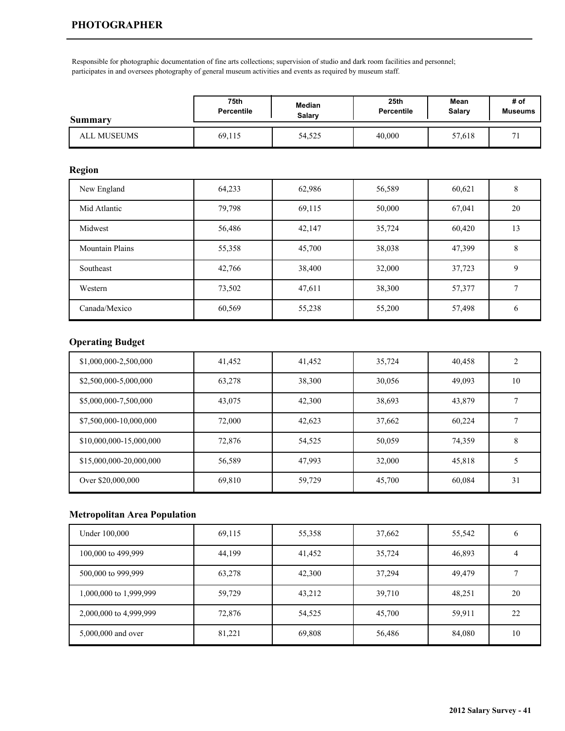# PHOTOGRAPHER

Responsible for photographic documentation of fine arts collections; supervision of studio and dark room facilities and personnel; participates in and oversees photography of general museum activities and events as required by museum staff.

| Summary | 75th Percentile | Median Salary | 25th Percentile | Mean Salary | # of Museums |
|---|---|---|---|---|---|
| ALL MUSEUMS | 69,115 | 54,525 | 40,000 | 57,618 | 71 |

## Region

| Region | 75th Percentile | Median Salary | 25th Percentile | Mean Salary | # of Museums |
|---|---|---|---|---|---|
| New England | 64,233 | 62,986 | 56,589 | 60,621 | 8 |
| Mid Atlantic | 79,798 | 69,115 | 50,000 | 67,041 | 20 |
| Midwest | 56,486 | 42,147 | 35,724 | 60,420 | 13 |
| Mountain Plains | 55,358 | 45,700 | 38,038 | 47,399 | 8 |
| Southeast | 42,766 | 38,400 | 32,000 | 37,723 | 9 |
| Western | 73,502 | 47,611 | 38,300 | 57,377 | 7 |
| Canada/Mexico | 60,569 | 55,238 | 55,200 | 57,498 | 6 |

## Operating Budget

| Operating Budget | 75th Percentile | Median Salary | 25th Percentile | Mean Salary | # of Museums |
|---|---|---|---|---|---|
| $1,000,000-2,500,000 | 41,452 | 41,452 | 35,724 | 40,458 | 2 |
| $2,500,000-5,000,000 | 63,278 | 38,300 | 30,056 | 49,093 | 10 |
| $5,000,000-7,500,000 | 43,075 | 42,300 | 38,693 | 43,879 | 7 |
| $7,500,000-10,000,000 | 72,000 | 42,623 | 37,662 | 60,224 | 7 |
| $10,000,000-15,000,000 | 72,876 | 54,525 | 50,059 | 74,359 | 8 |
| $15,000,000-20,000,000 | 56,589 | 47,993 | 32,000 | 45,818 | 5 |
| Over $20,000,000 | 69,810 | 59,729 | 45,700 | 60,084 | 31 |

## Metropolitan Area Population

| Metropolitan Area Population | 75th Percentile | Median Salary | 25th Percentile | Mean Salary | # of Museums |
|---|---|---|---|---|---|
| Under 100,000 | 69,115 | 55,358 | 37,662 | 55,542 | 6 |
| 100,000 to 499,999 | 44,199 | 41,452 | 35,724 | 46,893 | 4 |
| 500,000 to 999,999 | 63,278 | 42,300 | 37,294 | 49,479 | 7 |
| 1,000,000 to 1,999,999 | 59,729 | 43,212 | 39,710 | 48,251 | 20 |
| 2,000,000 to 4,999,999 | 72,876 | 54,525 | 45,700 | 59,911 | 22 |
| 5,000,000 and over | 81,221 | 69,808 | 56,486 | 84,080 | 10 |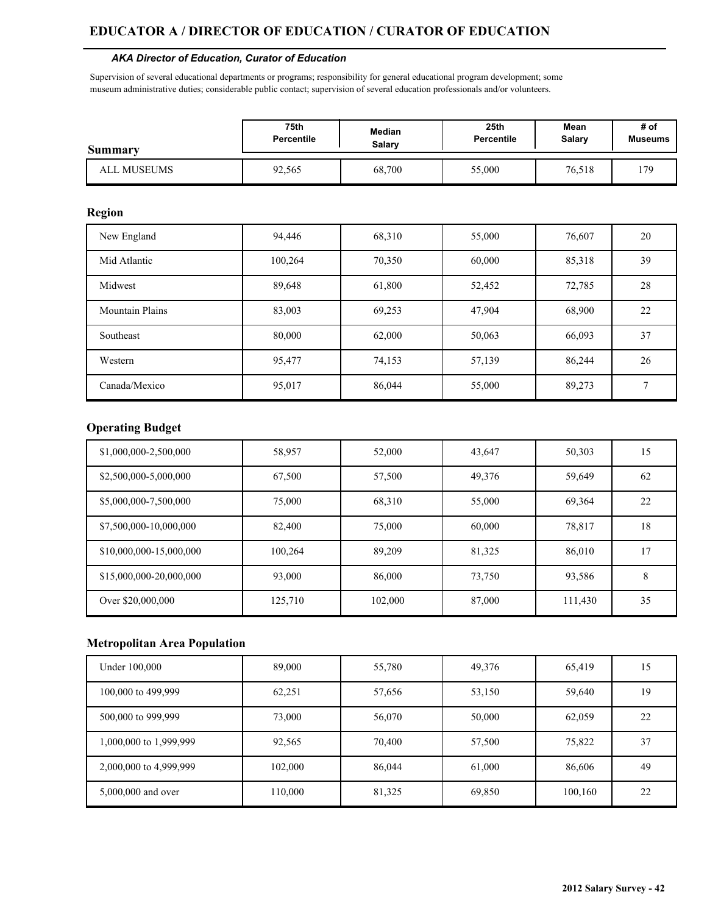# EDUCATOR A / DIRECTOR OF EDUCATION / CURATOR OF EDUCATION

***AKA Director of Education, Curator of Education***

Supervision of several educational departments or programs; responsibility for general educational program development; some museum administrative duties; considerable public contact; supervision of several education professionals and/or volunteers.

| Summary | 75th Percentile | Median Salary | 25th Percentile | Mean Salary | # of Museums |
|---|---|---|---|---|---|
| ALL MUSEUMS | 92,565 | 68,700 | 55,000 | 76,518 | 179 |

## Region

| Region | 75th Percentile | Median Salary | 25th Percentile | Mean Salary | # of Museums |
|---|---|---|---|---|---|
| New England | 94,446 | 68,310 | 55,000 | 76,607 | 20 |
| Mid Atlantic | 100,264 | 70,350 | 60,000 | 85,318 | 39 |
| Midwest | 89,648 | 61,800 | 52,452 | 72,785 | 28 |
| Mountain Plains | 83,003 | 69,253 | 47,904 | 68,900 | 22 |
| Southeast | 80,000 | 62,000 | 50,063 | 66,093 | 37 |
| Western | 95,477 | 74,153 | 57,139 | 86,244 | 26 |
| Canada/Mexico | 95,017 | 86,044 | 55,000 | 89,273 | 7 |

## Operating Budget

| Operating Budget | 75th Percentile | Median Salary | 25th Percentile | Mean Salary | # of Museums |
|---|---|---|---|---|---|
| $1,000,000-2,500,000 | 58,957 | 52,000 | 43,647 | 50,303 | 15 |
| $2,500,000-5,000,000 | 67,500 | 57,500 | 49,376 | 59,649 | 62 |
| $5,000,000-7,500,000 | 75,000 | 68,310 | 55,000 | 69,364 | 22 |
| $7,500,000-10,000,000 | 82,400 | 75,000 | 60,000 | 78,817 | 18 |
| $10,000,000-15,000,000 | 100,264 | 89,209 | 81,325 | 86,010 | 17 |
| $15,000,000-20,000,000 | 93,000 | 86,000 | 73,750 | 93,586 | 8 |
| Over $20,000,000 | 125,710 | 102,000 | 87,000 | 111,430 | 35 |

## Metropolitan Area Population

| Metropolitan Area Population | 75th Percentile | Median Salary | 25th Percentile | Mean Salary | # of Museums |
|---|---|---|---|---|---|
| Under 100,000 | 89,000 | 55,780 | 49,376 | 65,419 | 15 |
| 100,000 to 499,999 | 62,251 | 57,656 | 53,150 | 59,640 | 19 |
| 500,000 to 999,999 | 73,000 | 56,070 | 50,000 | 62,059 | 22 |
| 1,000,000 to 1,999,999 | 92,565 | 70,400 | 57,500 | 75,822 | 37 |
| 2,000,000 to 4,999,999 | 102,000 | 86,044 | 61,000 | 86,606 | 49 |
| 5,000,000 and over | 110,000 | 81,325 | 69,850 | 100,160 | 22 |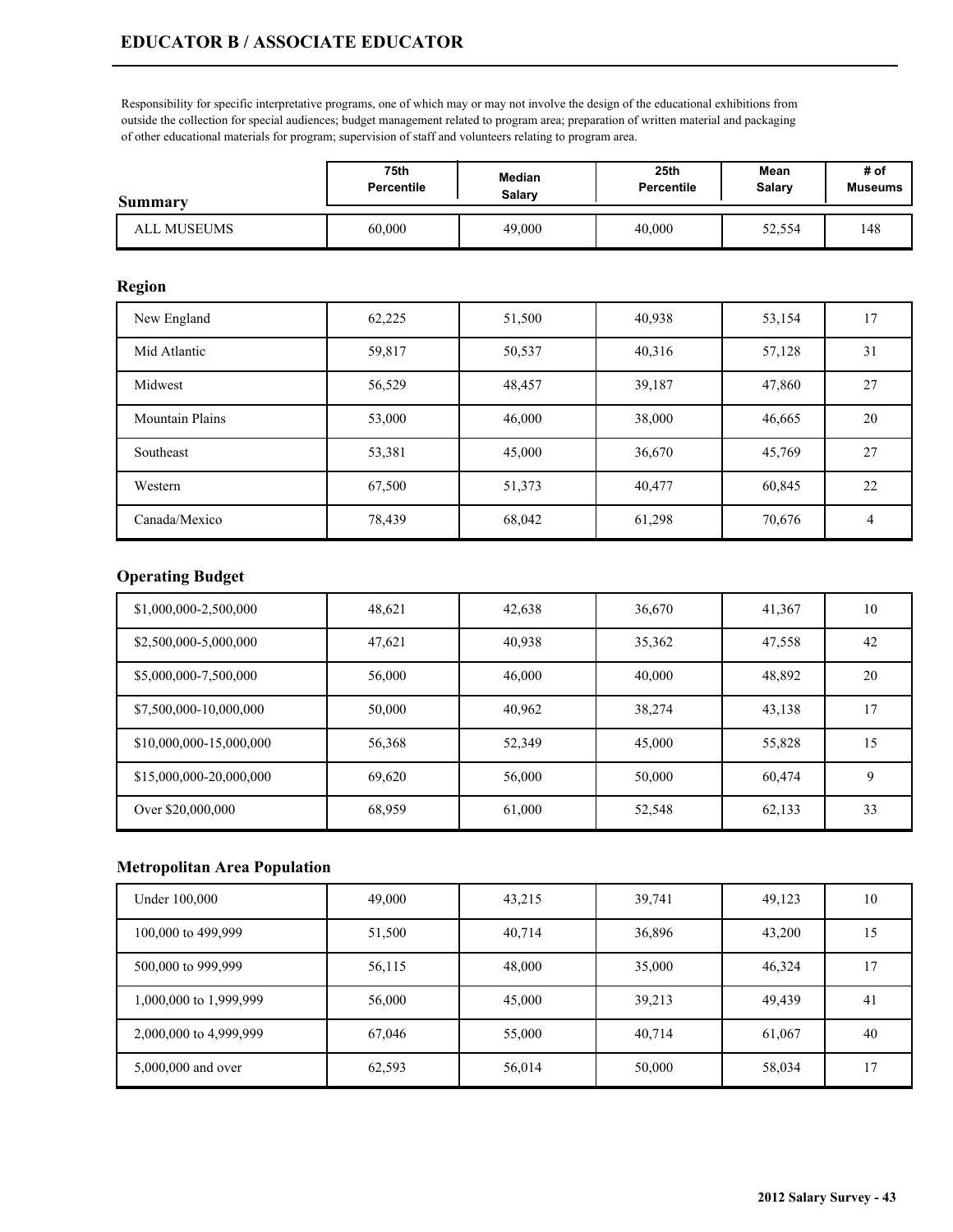# EDUCATOR B / ASSOCIATE EDUCATOR

Responsibility for specific interpretative programs, one of which may or may not involve the design of the educational exhibitions from outside the collection for special audiences; budget management related to program area; preparation of written material and packaging of other educational materials for program; supervision of staff and volunteers relating to program area.

| Summary | 75th Percentile | Median Salary | 25th Percentile | Mean Salary | # of Museums |
|---|---|---|---|---|---|
| ALL MUSEUMS | 60,000 | 49,000 | 40,000 | 52,554 | 148 |

### Region

| Region | 75th Percentile | Median Salary | 25th Percentile | Mean Salary | # of Museums |
|---|---|---|---|---|---|
| New England | 62,225 | 51,500 | 40,938 | 53,154 | 17 |
| Mid Atlantic | 59,817 | 50,537 | 40,316 | 57,128 | 31 |
| Midwest | 56,529 | 48,457 | 39,187 | 47,860 | 27 |
| Mountain Plains | 53,000 | 46,000 | 38,000 | 46,665 | 20 |
| Southeast | 53,381 | 45,000 | 36,670 | 45,769 | 27 |
| Western | 67,500 | 51,373 | 40,477 | 60,845 | 22 |
| Canada/Mexico | 78,439 | 68,042 | 61,298 | 70,676 | 4 |

### Operating Budget

| Operating Budget | 75th Percentile | Median Salary | 25th Percentile | Mean Salary | # of Museums |
|---|---|---|---|---|---|
| $1,000,000-2,500,000 | 48,621 | 42,638 | 36,670 | 41,367 | 10 |
| $2,500,000-5,000,000 | 47,621 | 40,938 | 35,362 | 47,558 | 42 |
| $5,000,000-7,500,000 | 56,000 | 46,000 | 40,000 | 48,892 | 20 |
| $7,500,000-10,000,000 | 50,000 | 40,962 | 38,274 | 43,138 | 17 |
| $10,000,000-15,000,000 | 56,368 | 52,349 | 45,000 | 55,828 | 15 |
| $15,000,000-20,000,000 | 69,620 | 56,000 | 50,000 | 60,474 | 9 |
| Over $20,000,000 | 68,959 | 61,000 | 52,548 | 62,133 | 33 |

### Metropolitan Area Population

| Metropolitan Area Population | 75th Percentile | Median Salary | 25th Percentile | Mean Salary | # of Museums |
|---|---|---|---|---|---|
| Under 100,000 | 49,000 | 43,215 | 39,741 | 49,123 | 10 |
| 100,000 to 499,999 | 51,500 | 40,714 | 36,896 | 43,200 | 15 |
| 500,000 to 999,999 | 56,115 | 48,000 | 35,000 | 46,324 | 17 |
| 1,000,000 to 1,999,999 | 56,000 | 45,000 | 39,213 | 49,439 | 41 |
| 2,000,000 to 4,999,999 | 67,046 | 55,000 | 40,714 | 61,067 | 40 |
| 5,000,000 and over | 62,593 | 56,014 | 50,000 | 58,034 | 17 |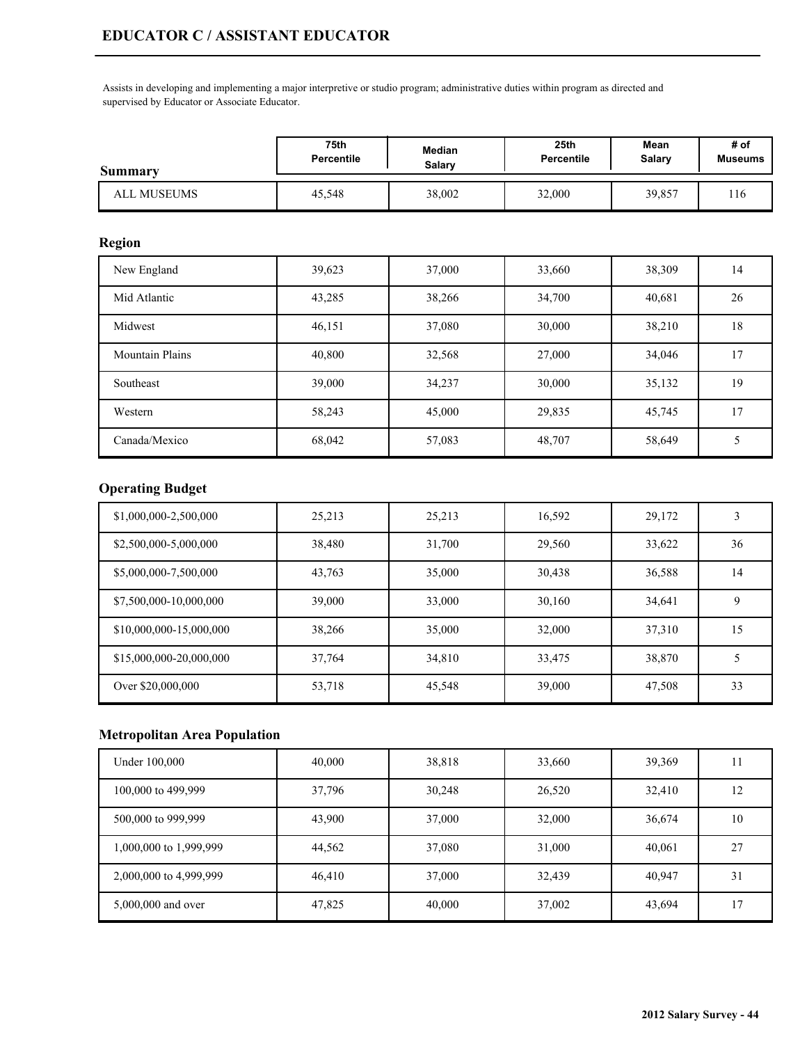# EDUCATOR C / ASSISTANT EDUCATOR

Assists in developing and implementing a major interpretive or studio program; administrative duties within program as directed and supervised by Educator or Associate Educator.

| Summary | 75th Percentile | Median Salary | 25th Percentile | Mean Salary | # of Museums |
|---|---|---|---|---|---|
| ALL MUSEUMS | 45,548 | 38,002 | 32,000 | 39,857 | 116 |

## Region

| Region | 75th Percentile | Median Salary | 25th Percentile | Mean Salary | # of Museums |
|---|---|---|---|---|---|
| New England | 39,623 | 37,000 | 33,660 | 38,309 | 14 |
| Mid Atlantic | 43,285 | 38,266 | 34,700 | 40,681 | 26 |
| Midwest | 46,151 | 37,080 | 30,000 | 38,210 | 18 |
| Mountain Plains | 40,800 | 32,568 | 27,000 | 34,046 | 17 |
| Southeast | 39,000 | 34,237 | 30,000 | 35,132 | 19 |
| Western | 58,243 | 45,000 | 29,835 | 45,745 | 17 |
| Canada/Mexico | 68,042 | 57,083 | 48,707 | 58,649 | 5 |

## Operating Budget

| Operating Budget | 75th Percentile | Median Salary | 25th Percentile | Mean Salary | # of Museums |
|---|---|---|---|---|---|
| $1,000,000-2,500,000 | 25,213 | 25,213 | 16,592 | 29,172 | 3 |
| $2,500,000-5,000,000 | 38,480 | 31,700 | 29,560 | 33,622 | 36 |
| $5,000,000-7,500,000 | 43,763 | 35,000 | 30,438 | 36,588 | 14 |
| $7,500,000-10,000,000 | 39,000 | 33,000 | 30,160 | 34,641 | 9 |
| $10,000,000-15,000,000 | 38,266 | 35,000 | 32,000 | 37,310 | 15 |
| $15,000,000-20,000,000 | 37,764 | 34,810 | 33,475 | 38,870 | 5 |
| Over $20,000,000 | 53,718 | 45,548 | 39,000 | 47,508 | 33 |

## Metropolitan Area Population

| Metropolitan Area Population | 75th Percentile | Median Salary | 25th Percentile | Mean Salary | # of Museums |
|---|---|---|---|---|---|
| Under 100,000 | 40,000 | 38,818 | 33,660 | 39,369 | 11 |
| 100,000 to 499,999 | 37,796 | 30,248 | 26,520 | 32,410 | 12 |
| 500,000 to 999,999 | 43,900 | 37,000 | 32,000 | 36,674 | 10 |
| 1,000,000 to 1,999,999 | 44,562 | 37,080 | 31,000 | 40,061 | 27 |
| 2,000,000 to 4,999,999 | 46,410 | 37,000 | 32,439 | 40,947 | 31 |
| 5,000,000 and over | 47,825 | 40,000 | 37,002 | 43,694 | 17 |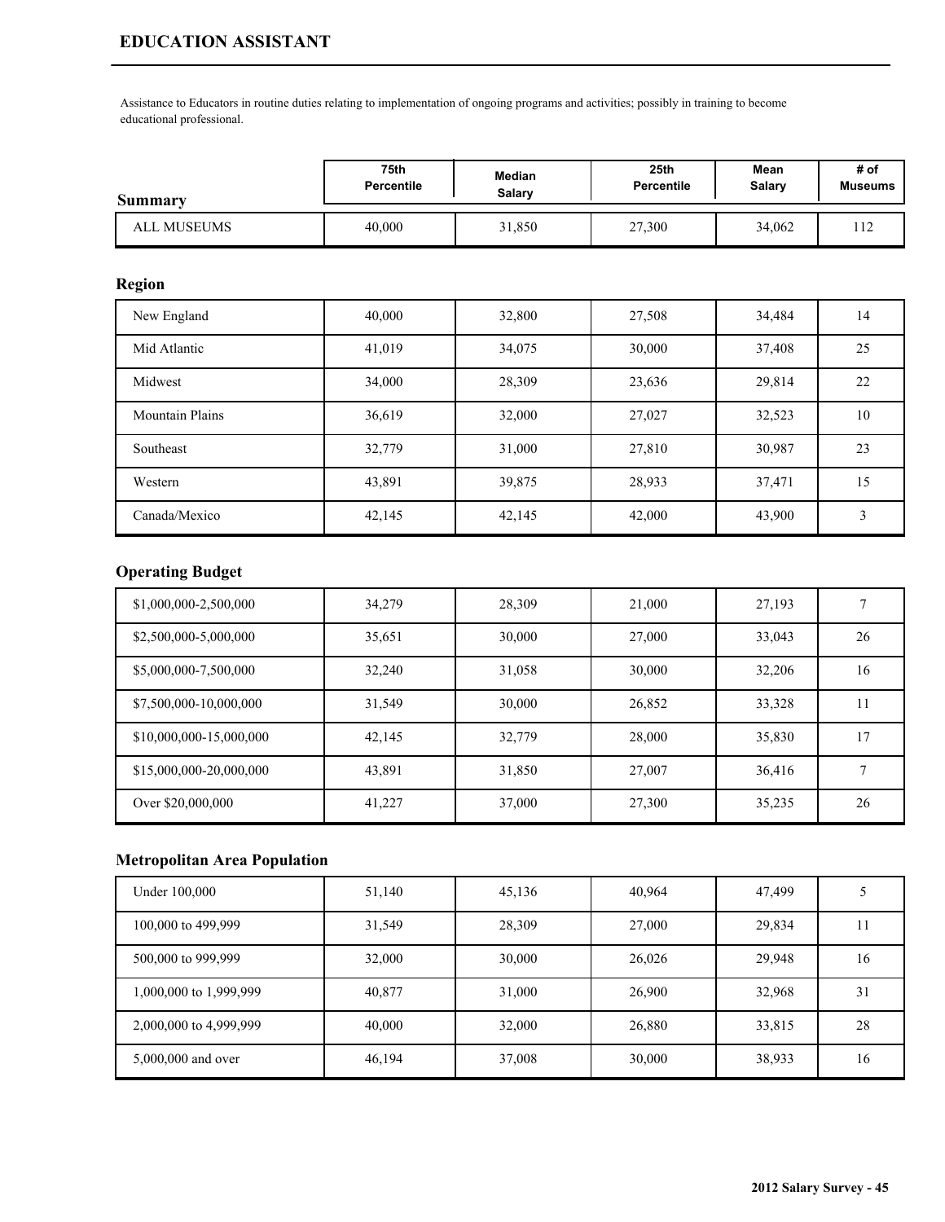# EDUCATION ASSISTANT

Assistance to Educators in routine duties relating to implementation of ongoing programs and activities; possibly in training to become educational professional.

| Summary | 75th Percentile | Median Salary | 25th Percentile | Mean Salary | # of Museums |
|---|---|---|---|---|---|
| ALL MUSEUMS | 40,000 | 31,850 | 27,300 | 34,062 | 112 |

## Region

| Region | 75th Percentile | Median Salary | 25th Percentile | Mean Salary | # of Museums |
|---|---|---|---|---|---|
| New England | 40,000 | 32,800 | 27,508 | 34,484 | 14 |
| Mid Atlantic | 41,019 | 34,075 | 30,000 | 37,408 | 25 |
| Midwest | 34,000 | 28,309 | 23,636 | 29,814 | 22 |
| Mountain Plains | 36,619 | 32,000 | 27,027 | 32,523 | 10 |
| Southeast | 32,779 | 31,000 | 27,810 | 30,987 | 23 |
| Western | 43,891 | 39,875 | 28,933 | 37,471 | 15 |
| Canada/Mexico | 42,145 | 42,145 | 42,000 | 43,900 | 3 |

## Operating Budget

| Operating Budget | 75th Percentile | Median Salary | 25th Percentile | Mean Salary | # of Museums |
|---|---|---|---|---|---|
| $1,000,000-2,500,000 | 34,279 | 28,309 | 21,000 | 27,193 | 7 |
| $2,500,000-5,000,000 | 35,651 | 30,000 | 27,000 | 33,043 | 26 |
| $5,000,000-7,500,000 | 32,240 | 31,058 | 30,000 | 32,206 | 16 |
| $7,500,000-10,000,000 | 31,549 | 30,000 | 26,852 | 33,328 | 11 |
| $10,000,000-15,000,000 | 42,145 | 32,779 | 28,000 | 35,830 | 17 |
| $15,000,000-20,000,000 | 43,891 | 31,850 | 27,007 | 36,416 | 7 |
| Over $20,000,000 | 41,227 | 37,000 | 27,300 | 35,235 | 26 |

## Metropolitan Area Population

| Metropolitan Area Population | 75th Percentile | Median Salary | 25th Percentile | Mean Salary | # of Museums |
|---|---|---|---|---|---|
| Under 100,000 | 51,140 | 45,136 | 40,964 | 47,499 | 5 |
| 100,000 to 499,999 | 31,549 | 28,309 | 27,000 | 29,834 | 11 |
| 500,000 to 999,999 | 32,000 | 30,000 | 26,026 | 29,948 | 16 |
| 1,000,000 to 1,999,999 | 40,877 | 31,000 | 26,900 | 32,968 | 31 |
| 2,000,000 to 4,999,999 | 40,000 | 32,000 | 26,880 | 33,815 | 28 |
| 5,000,000 and over | 46,194 | 37,008 | 30,000 | 38,933 | 16 |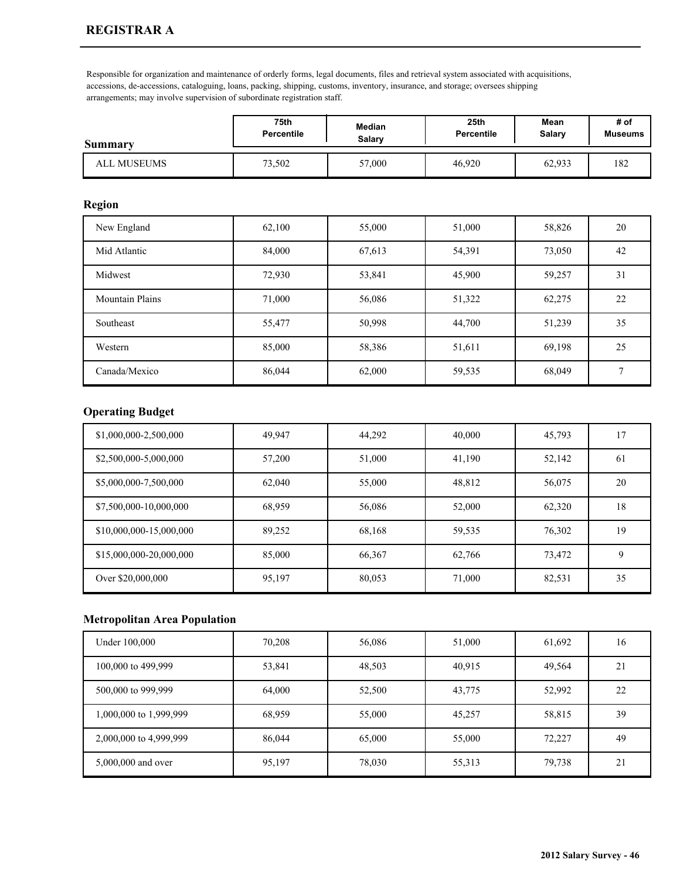# REGISTRAR A

Responsible for organization and maintenance of orderly forms, legal documents, files and retrieval system associated with acquisitions, accessions, de-accessions, cataloguing, loans, packing, shipping, customs, inventory, insurance, and storage; oversees shipping arrangements; may involve supervision of subordinate registration staff.

| Summary | 75th Percentile | Median Salary | 25th Percentile | Mean Salary | # of Museums |
|---|---|---|---|---|---|
| ALL MUSEUMS | 73,502 | 57,000 | 46,920 | 62,933 | 182 |

### Region

| | 75th Percentile | Median Salary | 25th Percentile | Mean Salary | # of Museums |
|---|---|---|---|---|---|
| New England | 62,100 | 55,000 | 51,000 | 58,826 | 20 |
| Mid Atlantic | 84,000 | 67,613 | 54,391 | 73,050 | 42 |
| Midwest | 72,930 | 53,841 | 45,900 | 59,257 | 31 |
| Mountain Plains | 71,000 | 56,086 | 51,322 | 62,275 | 22 |
| Southeast | 55,477 | 50,998 | 44,700 | 51,239 | 35 |
| Western | 85,000 | 58,386 | 51,611 | 69,198 | 25 |
| Canada/Mexico | 86,044 | 62,000 | 59,535 | 68,049 | 7 |

### Operating Budget

| | 75th Percentile | Median Salary | 25th Percentile | Mean Salary | # of Museums |
|---|---|---|---|---|---|
| $1,000,000-2,500,000 | 49,947 | 44,292 | 40,000 | 45,793 | 17 |
| $2,500,000-5,000,000 | 57,200 | 51,000 | 41,190 | 52,142 | 61 |
| $5,000,000-7,500,000 | 62,040 | 55,000 | 48,812 | 56,075 | 20 |
| $7,500,000-10,000,000 | 68,959 | 56,086 | 52,000 | 62,320 | 18 |
| $10,000,000-15,000,000 | 89,252 | 68,168 | 59,535 | 76,302 | 19 |
| $15,000,000-20,000,000 | 85,000 | 66,367 | 62,766 | 73,472 | 9 |
| Over $20,000,000 | 95,197 | 80,053 | 71,000 | 82,531 | 35 |

### Metropolitan Area Population

| | 75th Percentile | Median Salary | 25th Percentile | Mean Salary | # of Museums |
|---|---|---|---|---|---|
| Under 100,000 | 70,208 | 56,086 | 51,000 | 61,692 | 16 |
| 100,000 to 499,999 | 53,841 | 48,503 | 40,915 | 49,564 | 21 |
| 500,000 to 999,999 | 64,000 | 52,500 | 43,775 | 52,992 | 22 |
| 1,000,000 to 1,999,999 | 68,959 | 55,000 | 45,257 | 58,815 | 39 |
| 2,000,000 to 4,999,999 | 86,044 | 65,000 | 55,000 | 72,227 | 49 |
| 5,000,000 and over | 95,197 | 78,030 | 55,313 | 79,738 | 21 |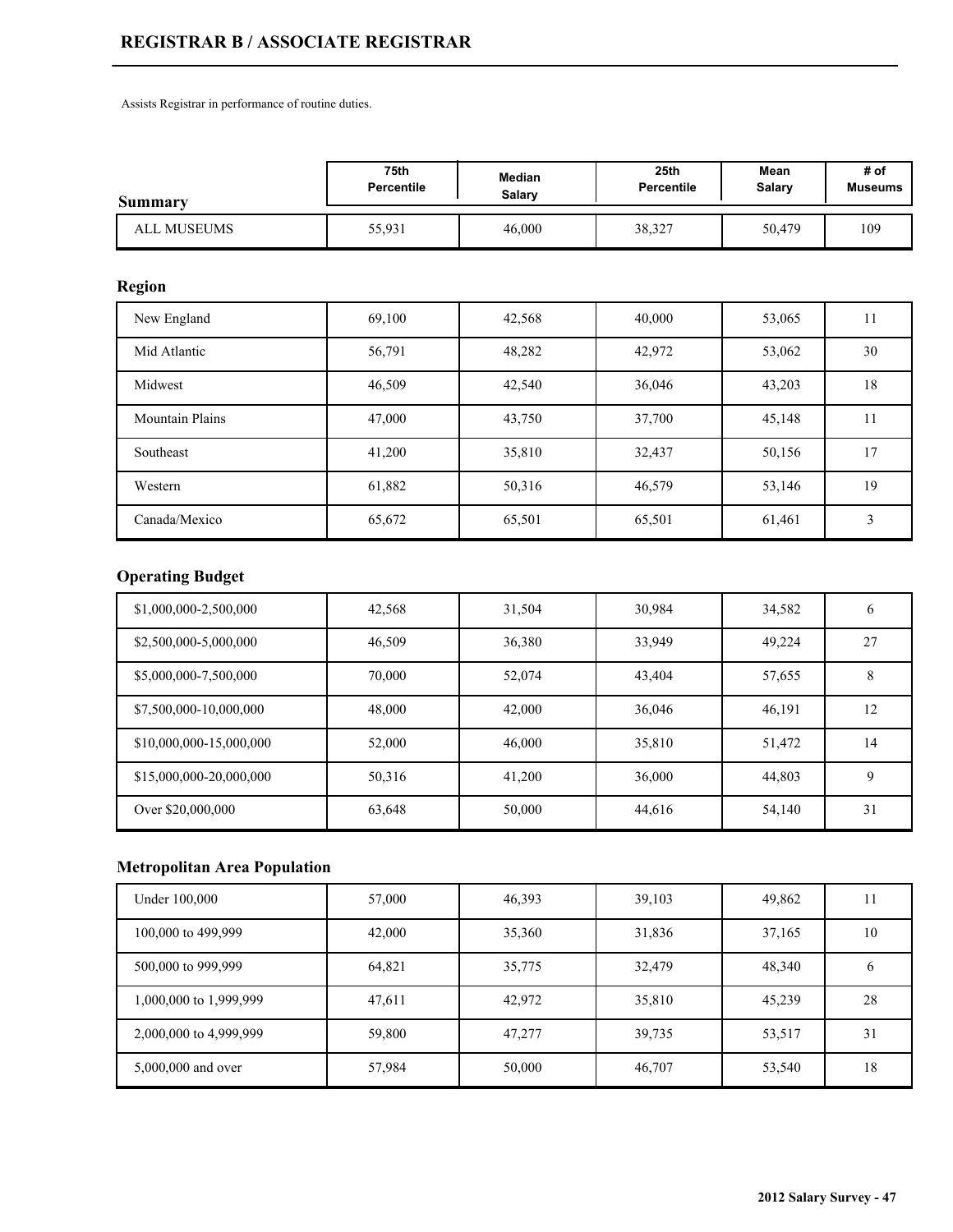# REGISTRAR B / ASSOCIATE REGISTRAR

Assists Registrar in performance of routine duties.

| Summary | 75th Percentile | Median Salary | 25th Percentile | Mean Salary | # of Museums |
|---|---|---|---|---|---|
| ALL MUSEUMS | 55,931 | 46,000 | 38,327 | 50,479 | 109 |

## Region

| Region | 75th Percentile | Median Salary | 25th Percentile | Mean Salary | # of Museums |
|---|---|---|---|---|---|
| New England | 69,100 | 42,568 | 40,000 | 53,065 | 11 |
| Mid Atlantic | 56,791 | 48,282 | 42,972 | 53,062 | 30 |
| Midwest | 46,509 | 42,540 | 36,046 | 43,203 | 18 |
| Mountain Plains | 47,000 | 43,750 | 37,700 | 45,148 | 11 |
| Southeast | 41,200 | 35,810 | 32,437 | 50,156 | 17 |
| Western | 61,882 | 50,316 | 46,579 | 53,146 | 19 |
| Canada/Mexico | 65,672 | 65,501 | 65,501 | 61,461 | 3 |

## Operating Budget

| Operating Budget | 75th Percentile | Median Salary | 25th Percentile | Mean Salary | # of Museums |
|---|---|---|---|---|---|
| $1,000,000-2,500,000 | 42,568 | 31,504 | 30,984 | 34,582 | 6 |
| $2,500,000-5,000,000 | 46,509 | 36,380 | 33,949 | 49,224 | 27 |
| $5,000,000-7,500,000 | 70,000 | 52,074 | 43,404 | 57,655 | 8 |
| $7,500,000-10,000,000 | 48,000 | 42,000 | 36,046 | 46,191 | 12 |
| $10,000,000-15,000,000 | 52,000 | 46,000 | 35,810 | 51,472 | 14 |
| $15,000,000-20,000,000 | 50,316 | 41,200 | 36,000 | 44,803 | 9 |
| Over $20,000,000 | 63,648 | 50,000 | 44,616 | 54,140 | 31 |

## Metropolitan Area Population

| Metropolitan Area Population | 75th Percentile | Median Salary | 25th Percentile | Mean Salary | # of Museums |
|---|---|---|---|---|---|
| Under 100,000 | 57,000 | 46,393 | 39,103 | 49,862 | 11 |
| 100,000 to 499,999 | 42,000 | 35,360 | 31,836 | 37,165 | 10 |
| 500,000 to 999,999 | 64,821 | 35,775 | 32,479 | 48,340 | 6 |
| 1,000,000 to 1,999,999 | 47,611 | 42,972 | 35,810 | 45,239 | 28 |
| 2,000,000 to 4,999,999 | 59,800 | 47,277 | 39,735 | 53,517 | 31 |
| 5,000,000 and over | 57,984 | 50,000 | 46,707 | 53,540 | 18 |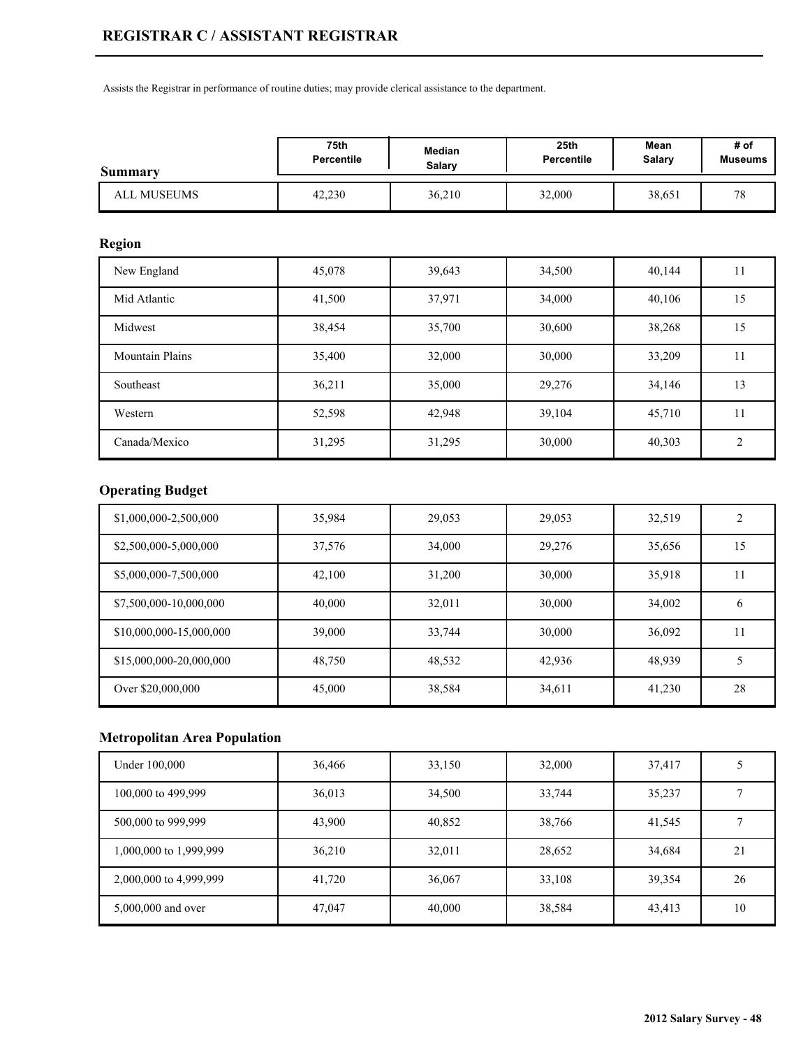# REGISTRAR C / ASSISTANT REGISTRAR

Assists the Registrar in performance of routine duties; may provide clerical assistance to the department.

| Summary | 75th Percentile | Median Salary | 25th Percentile | Mean Salary | # of Museums |
|---|---|---|---|---|---|
| ALL MUSEUMS | 42,230 | 36,210 | 32,000 | 38,651 | 78 |

## Region

| Region | 75th Percentile | Median Salary | 25th Percentile | Mean Salary | # of Museums |
|---|---|---|---|---|---|
| New England | 45,078 | 39,643 | 34,500 | 40,144 | 11 |
| Mid Atlantic | 41,500 | 37,971 | 34,000 | 40,106 | 15 |
| Midwest | 38,454 | 35,700 | 30,600 | 38,268 | 15 |
| Mountain Plains | 35,400 | 32,000 | 30,000 | 33,209 | 11 |
| Southeast | 36,211 | 35,000 | 29,276 | 34,146 | 13 |
| Western | 52,598 | 42,948 | 39,104 | 45,710 | 11 |
| Canada/Mexico | 31,295 | 31,295 | 30,000 | 40,303 | 2 |

## Operating Budget

| Operating Budget | 75th Percentile | Median Salary | 25th Percentile | Mean Salary | # of Museums |
|---|---|---|---|---|---|
| $1,000,000-2,500,000 | 35,984 | 29,053 | 29,053 | 32,519 | 2 |
| $2,500,000-5,000,000 | 37,576 | 34,000 | 29,276 | 35,656 | 15 |
| $5,000,000-7,500,000 | 42,100 | 31,200 | 30,000 | 35,918 | 11 |
| $7,500,000-10,000,000 | 40,000 | 32,011 | 30,000 | 34,002 | 6 |
| $10,000,000-15,000,000 | 39,000 | 33,744 | 30,000 | 36,092 | 11 |
| $15,000,000-20,000,000 | 48,750 | 48,532 | 42,936 | 48,939 | 5 |
| Over $20,000,000 | 45,000 | 38,584 | 34,611 | 41,230 | 28 |

## Metropolitan Area Population

| Metropolitan Area Population | 75th Percentile | Median Salary | 25th Percentile | Mean Salary | # of Museums |
|---|---|---|---|---|---|
| Under 100,000 | 36,466 | 33,150 | 32,000 | 37,417 | 5 |
| 100,000 to 499,999 | 36,013 | 34,500 | 33,744 | 35,237 | 7 |
| 500,000 to 999,999 | 43,900 | 40,852 | 38,766 | 41,545 | 7 |
| 1,000,000 to 1,999,999 | 36,210 | 32,011 | 28,652 | 34,684 | 21 |
| 2,000,000 to 4,999,999 | 41,720 | 36,067 | 33,108 | 39,354 | 26 |
| 5,000,000 and over | 47,047 | 40,000 | 38,584 | 43,413 | 10 |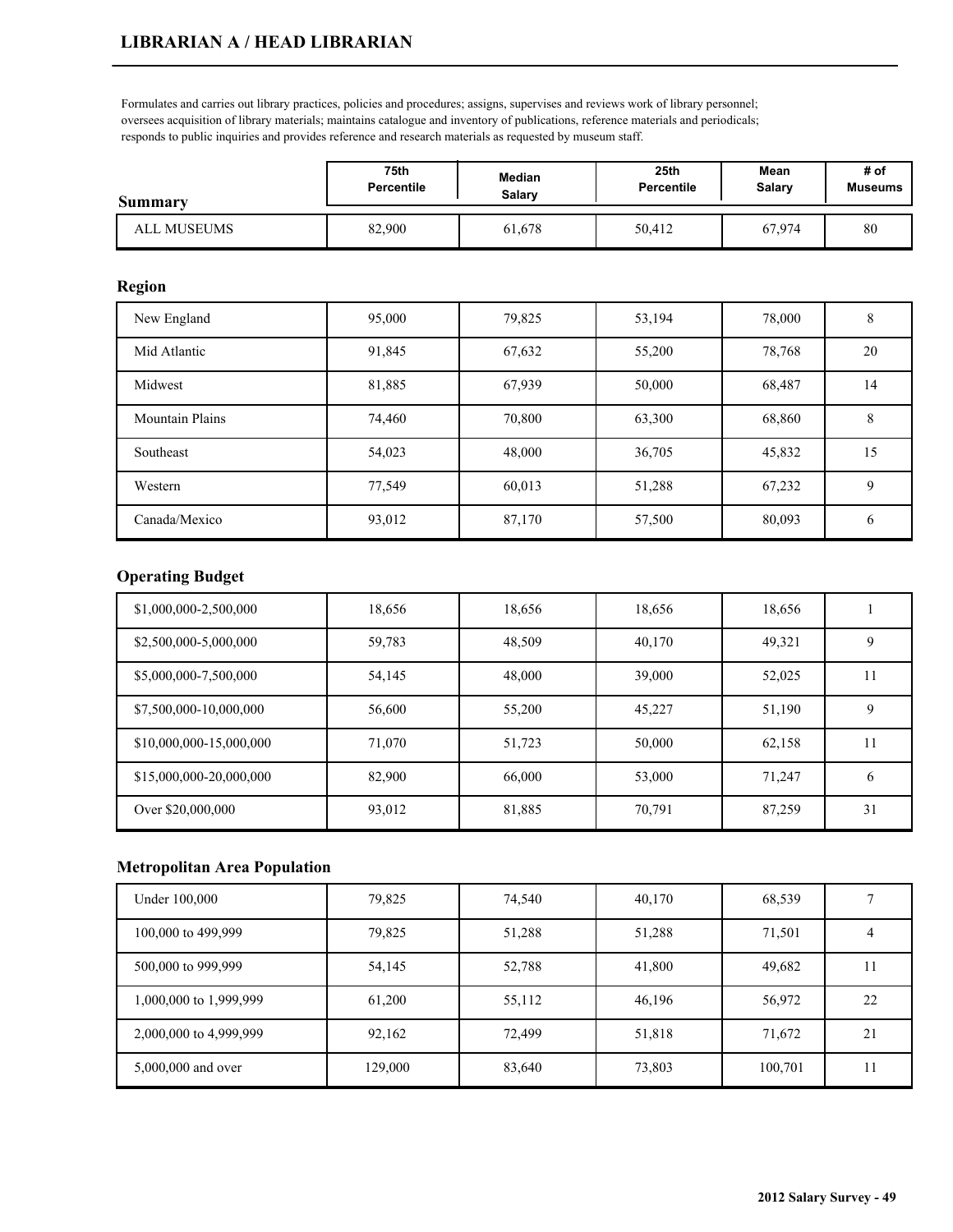# LIBRARIAN A / HEAD LIBRARIAN

Formulates and carries out library practices, policies and procedures; assigns, supervises and reviews work of library personnel; oversees acquisition of library materials; maintains catalogue and inventory of publications, reference materials and periodicals; responds to public inquiries and provides reference and research materials as requested by museum staff.

| Summary | 75th Percentile | Median Salary | 25th Percentile | Mean Salary | # of Museums |
|---|---|---|---|---|---|
| ALL MUSEUMS | 82,900 | 61,678 | 50,412 | 67,974 | 80 |

**Region**

| | | | | | |
|---|---|---|---|---|---|
| New England | 95,000 | 79,825 | 53,194 | 78,000 | 8 |
| Mid Atlantic | 91,845 | 67,632 | 55,200 | 78,768 | 20 |
| Midwest | 81,885 | 67,939 | 50,000 | 68,487 | 14 |
| Mountain Plains | 74,460 | 70,800 | 63,300 | 68,860 | 8 |
| Southeast | 54,023 | 48,000 | 36,705 | 45,832 | 15 |
| Western | 77,549 | 60,013 | 51,288 | 67,232 | 9 |
| Canada/Mexico | 93,012 | 87,170 | 57,500 | 80,093 | 6 |

**Operating Budget**

| | | | | | |
|---|---|---|---|---|---|
| $1,000,000-2,500,000 | 18,656 | 18,656 | 18,656 | 18,656 | 1 |
| $2,500,000-5,000,000 | 59,783 | 48,509 | 40,170 | 49,321 | 9 |
| $5,000,000-7,500,000 | 54,145 | 48,000 | 39,000 | 52,025 | 11 |
| $7,500,000-10,000,000 | 56,600 | 55,200 | 45,227 | 51,190 | 9 |
| $10,000,000-15,000,000 | 71,070 | 51,723 | 50,000 | 62,158 | 11 |
| $15,000,000-20,000,000 | 82,900 | 66,000 | 53,000 | 71,247 | 6 |
| Over $20,000,000 | 93,012 | 81,885 | 70,791 | 87,259 | 31 |

**Metropolitan Area Population**

| | | | | | |
|---|---|---|---|---|---|
| Under 100,000 | 79,825 | 74,540 | 40,170 | 68,539 | 7 |
| 100,000 to 499,999 | 79,825 | 51,288 | 51,288 | 71,501 | 4 |
| 500,000 to 999,999 | 54,145 | 52,788 | 41,800 | 49,682 | 11 |
| 1,000,000 to 1,999,999 | 61,200 | 55,112 | 46,196 | 56,972 | 22 |
| 2,000,000 to 4,999,999 | 92,162 | 72,499 | 51,818 | 71,672 | 21 |
| 5,000,000 and over | 129,000 | 83,640 | 73,803 | 100,701 | 11 |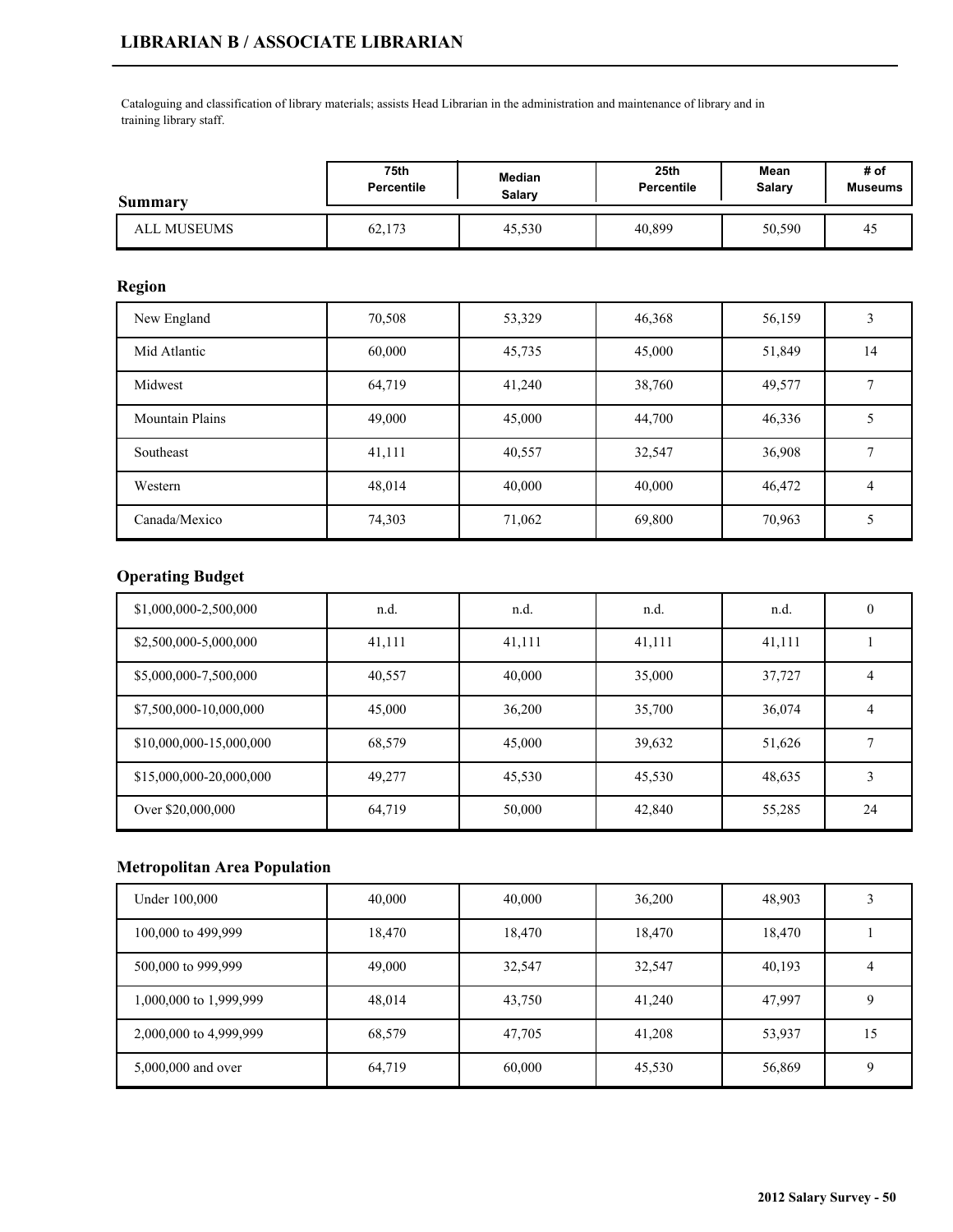## LIBRARIAN B / ASSOCIATE LIBRARIAN

Cataloguing and classification of library materials; assists Head Librarian in the administration and maintenance of library and in training library staff.

| Summary | 75th Percentile | Median Salary | 25th Percentile | Mean Salary | # of Museums |
|---|---|---|---|---|---|
| ALL MUSEUMS | 62,173 | 45,530 | 40,899 | 50,590 | 45 |

### Region

| Region | 75th Percentile | Median Salary | 25th Percentile | Mean Salary | # of Museums |
|---|---|---|---|---|---|
| New England | 70,508 | 53,329 | 46,368 | 56,159 | 3 |
| Mid Atlantic | 60,000 | 45,735 | 45,000 | 51,849 | 14 |
| Midwest | 64,719 | 41,240 | 38,760 | 49,577 | 7 |
| Mountain Plains | 49,000 | 45,000 | 44,700 | 46,336 | 5 |
| Southeast | 41,111 | 40,557 | 32,547 | 36,908 | 7 |
| Western | 48,014 | 40,000 | 40,000 | 46,472 | 4 |
| Canada/Mexico | 74,303 | 71,062 | 69,800 | 70,963 | 5 |

### Operating Budget

| Operating Budget | 75th Percentile | Median Salary | 25th Percentile | Mean Salary | # of Museums |
|---|---|---|---|---|---|
| $1,000,000-2,500,000 | n.d. | n.d. | n.d. | n.d. | 0 |
| $2,500,000-5,000,000 | 41,111 | 41,111 | 41,111 | 41,111 | 1 |
| $5,000,000-7,500,000 | 40,557 | 40,000 | 35,000 | 37,727 | 4 |
| $7,500,000-10,000,000 | 45,000 | 36,200 | 35,700 | 36,074 | 4 |
| $10,000,000-15,000,000 | 68,579 | 45,000 | 39,632 | 51,626 | 7 |
| $15,000,000-20,000,000 | 49,277 | 45,530 | 45,530 | 48,635 | 3 |
| Over $20,000,000 | 64,719 | 50,000 | 42,840 | 55,285 | 24 |

### Metropolitan Area Population

| Metropolitan Area Population | 75th Percentile | Median Salary | 25th Percentile | Mean Salary | # of Museums |
|---|---|---|---|---|---|
| Under 100,000 | 40,000 | 40,000 | 36,200 | 48,903 | 3 |
| 100,000 to 499,999 | 18,470 | 18,470 | 18,470 | 18,470 | 1 |
| 500,000 to 999,999 | 49,000 | 32,547 | 32,547 | 40,193 | 4 |
| 1,000,000 to 1,999,999 | 48,014 | 43,750 | 41,240 | 47,997 | 9 |
| 2,000,000 to 4,999,999 | 68,579 | 47,705 | 41,208 | 53,937 | 15 |
| 5,000,000 and over | 64,719 | 60,000 | 45,530 | 56,869 | 9 |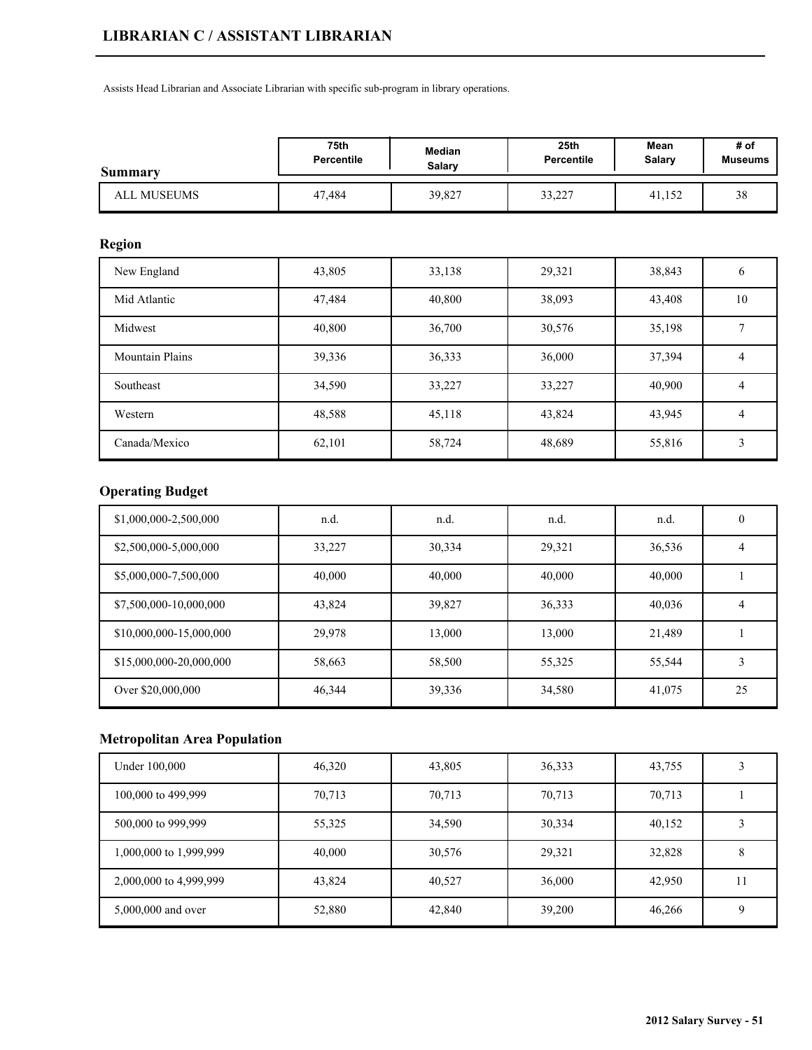## LIBRARIAN C / ASSISTANT LIBRARIAN

Assists Head Librarian and Associate Librarian with specific sub-program in library operations.

| Summary | 75th Percentile | Median Salary | 25th Percentile | Mean Salary | # of Museums |
|---|---|---|---|---|---|
| ALL MUSEUMS | 47,484 | 39,827 | 33,227 | 41,152 | 38 |

### Region

| | | | | | |
|---|---|---|---|---|---|
| New England | 43,805 | 33,138 | 29,321 | 38,843 | 6 |
| Mid Atlantic | 47,484 | 40,800 | 38,093 | 43,408 | 10 |
| Midwest | 40,800 | 36,700 | 30,576 | 35,198 | 7 |
| Mountain Plains | 39,336 | 36,333 | 36,000 | 37,394 | 4 |
| Southeast | 34,590 | 33,227 | 33,227 | 40,900 | 4 |
| Western | 48,588 | 45,118 | 43,824 | 43,945 | 4 |
| Canada/Mexico | 62,101 | 58,724 | 48,689 | 55,816 | 3 |

### Operating Budget

| | | | | | |
|---|---|---|---|---|---|
| $1,000,000-2,500,000 | n.d. | n.d. | n.d. | n.d. | 0 |
| $2,500,000-5,000,000 | 33,227 | 30,334 | 29,321 | 36,536 | 4 |
| $5,000,000-7,500,000 | 40,000 | 40,000 | 40,000 | 40,000 | 1 |
| $7,500,000-10,000,000 | 43,824 | 39,827 | 36,333 | 40,036 | 4 |
| $10,000,000-15,000,000 | 29,978 | 13,000 | 13,000 | 21,489 | 1 |
| $15,000,000-20,000,000 | 58,663 | 58,500 | 55,325 | 55,544 | 3 |
| Over $20,000,000 | 46,344 | 39,336 | 34,580 | 41,075 | 25 |

### Metropolitan Area Population

| | | | | | |
|---|---|---|---|---|---|
| Under 100,000 | 46,320 | 43,805 | 36,333 | 43,755 | 3 |
| 100,000 to 499,999 | 70,713 | 70,713 | 70,713 | 70,713 | 1 |
| 500,000 to 999,999 | 55,325 | 34,590 | 30,334 | 40,152 | 3 |
| 1,000,000 to 1,999,999 | 40,000 | 30,576 | 29,321 | 32,828 | 8 |
| 2,000,000 to 4,999,999 | 43,824 | 40,527 | 36,000 | 42,950 | 11 |
| 5,000,000 and over | 52,880 | 42,840 | 39,200 | 46,266 | 9 |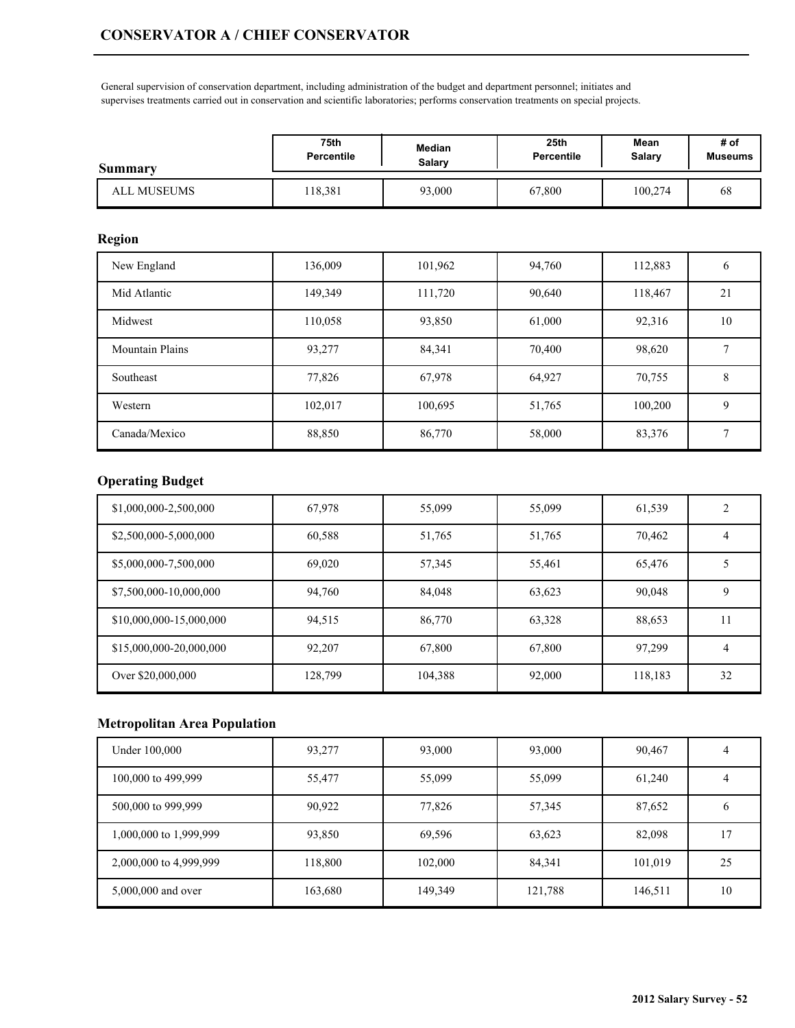## CONSERVATOR A / CHIEF CONSERVATOR

General supervision of conservation department, including administration of the budget and department personnel; initiates and supervises treatments carried out in conservation and scientific laboratories; performs conservation treatments on special projects.

| Summary | 75th Percentile | Median Salary | 25th Percentile | Mean Salary | # of Museums |
|---|---|---|---|---|---|
| ALL MUSEUMS | 118,381 | 93,000 | 67,800 | 100,274 | 68 |

### Region

| Region | 75th Percentile | Median Salary | 25th Percentile | Mean Salary | # of Museums |
|---|---|---|---|---|---|
| New England | 136,009 | 101,962 | 94,760 | 112,883 | 6 |
| Mid Atlantic | 149,349 | 111,720 | 90,640 | 118,467 | 21 |
| Midwest | 110,058 | 93,850 | 61,000 | 92,316 | 10 |
| Mountain Plains | 93,277 | 84,341 | 70,400 | 98,620 | 7 |
| Southeast | 77,826 | 67,978 | 64,927 | 70,755 | 8 |
| Western | 102,017 | 100,695 | 51,765 | 100,200 | 9 |
| Canada/Mexico | 88,850 | 86,770 | 58,000 | 83,376 | 7 |

### Operating Budget

| Operating Budget | 75th Percentile | Median Salary | 25th Percentile | Mean Salary | # of Museums |
|---|---|---|---|---|---|
| $1,000,000-2,500,000 | 67,978 | 55,099 | 55,099 | 61,539 | 2 |
| $2,500,000-5,000,000 | 60,588 | 51,765 | 51,765 | 70,462 | 4 |
| $5,000,000-7,500,000 | 69,020 | 57,345 | 55,461 | 65,476 | 5 |
| $7,500,000-10,000,000 | 94,760 | 84,048 | 63,623 | 90,048 | 9 |
| $10,000,000-15,000,000 | 94,515 | 86,770 | 63,328 | 88,653 | 11 |
| $15,000,000-20,000,000 | 92,207 | 67,800 | 67,800 | 97,299 | 4 |
| Over $20,000,000 | 128,799 | 104,388 | 92,000 | 118,183 | 32 |

### Metropolitan Area Population

| Metropolitan Area Population | 75th Percentile | Median Salary | 25th Percentile | Mean Salary | # of Museums |
|---|---|---|---|---|---|
| Under 100,000 | 93,277 | 93,000 | 93,000 | 90,467 | 4 |
| 100,000 to 499,999 | 55,477 | 55,099 | 55,099 | 61,240 | 4 |
| 500,000 to 999,999 | 90,922 | 77,826 | 57,345 | 87,652 | 6 |
| 1,000,000 to 1,999,999 | 93,850 | 69,596 | 63,623 | 82,098 | 17 |
| 2,000,000 to 4,999,999 | 118,800 | 102,000 | 84,341 | 101,019 | 25 |
| 5,000,000 and over | 163,680 | 149,349 | 121,788 | 146,511 | 10 |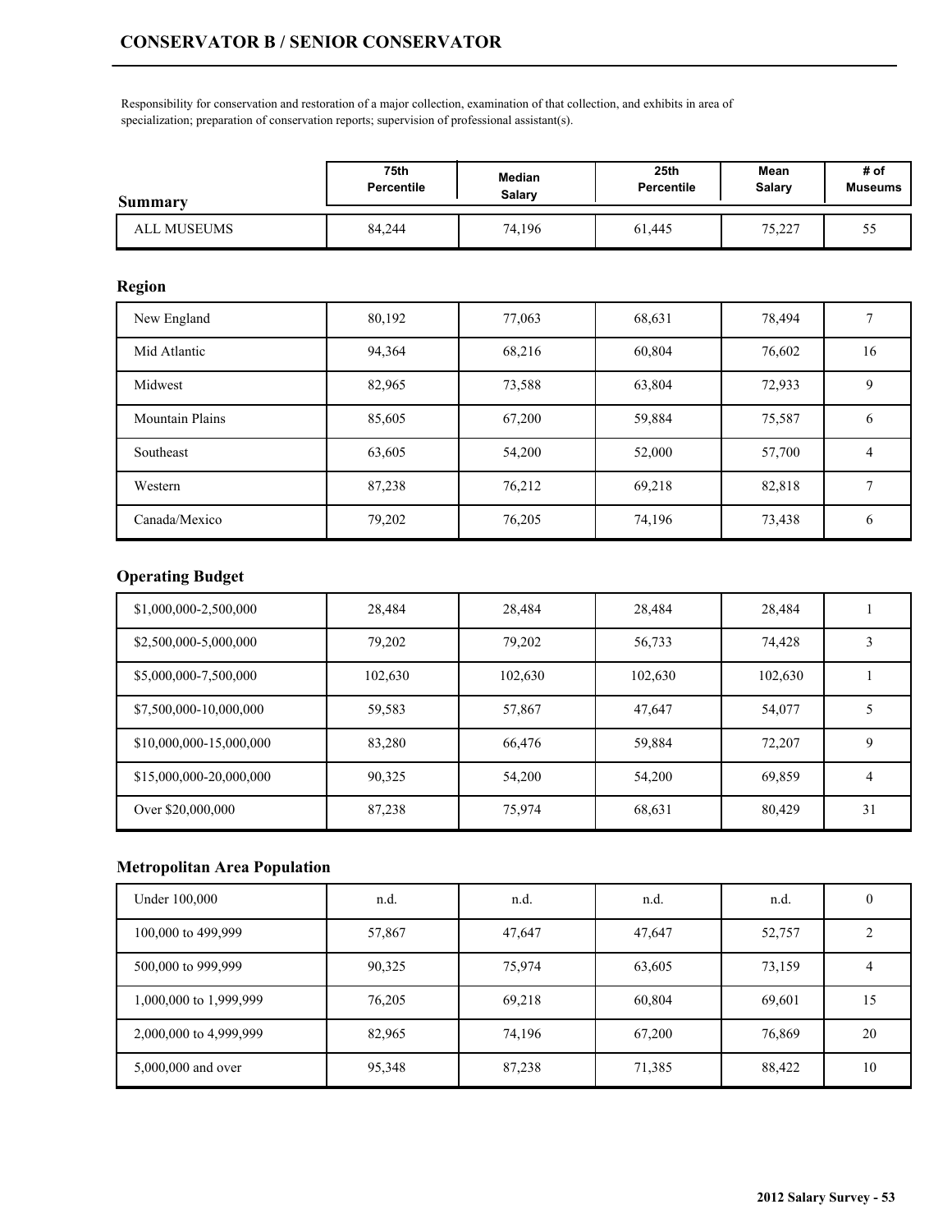# CONSERVATOR B / SENIOR CONSERVATOR

Responsibility for conservation and restoration of a major collection, examination of that collection, and exhibits in area of specialization; preparation of conservation reports; supervision of professional assistant(s).

| Summary | 75th Percentile | Median Salary | 25th Percentile | Mean Salary | # of Museums |
|---|---|---|---|---|---|
| ALL MUSEUMS | 84,244 | 74,196 | 61,445 | 75,227 | 55 |

## Region

| Region | 75th Percentile | Median Salary | 25th Percentile | Mean Salary | # of Museums |
|---|---|---|---|---|---|
| New England | 80,192 | 77,063 | 68,631 | 78,494 | 7 |
| Mid Atlantic | 94,364 | 68,216 | 60,804 | 76,602 | 16 |
| Midwest | 82,965 | 73,588 | 63,804 | 72,933 | 9 |
| Mountain Plains | 85,605 | 67,200 | 59,884 | 75,587 | 6 |
| Southeast | 63,605 | 54,200 | 52,000 | 57,700 | 4 |
| Western | 87,238 | 76,212 | 69,218 | 82,818 | 7 |
| Canada/Mexico | 79,202 | 76,205 | 74,196 | 73,438 | 6 |

## Operating Budget

| Operating Budget | 75th Percentile | Median Salary | 25th Percentile | Mean Salary | # of Museums |
|---|---|---|---|---|---|
| $1,000,000-2,500,000 | 28,484 | 28,484 | 28,484 | 28,484 | 1 |
| $2,500,000-5,000,000 | 79,202 | 79,202 | 56,733 | 74,428 | 3 |
| $5,000,000-7,500,000 | 102,630 | 102,630 | 102,630 | 102,630 | 1 |
| $7,500,000-10,000,000 | 59,583 | 57,867 | 47,647 | 54,077 | 5 |
| $10,000,000-15,000,000 | 83,280 | 66,476 | 59,884 | 72,207 | 9 |
| $15,000,000-20,000,000 | 90,325 | 54,200 | 54,200 | 69,859 | 4 |
| Over $20,000,000 | 87,238 | 75,974 | 68,631 | 80,429 | 31 |

## Metropolitan Area Population

| Metropolitan Area Population | 75th Percentile | Median Salary | 25th Percentile | Mean Salary | # of Museums |
|---|---|---|---|---|---|
| Under 100,000 | n.d. | n.d. | n.d. | n.d. | 0 |
| 100,000 to 499,999 | 57,867 | 47,647 | 47,647 | 52,757 | 2 |
| 500,000 to 999,999 | 90,325 | 75,974 | 63,605 | 73,159 | 4 |
| 1,000,000 to 1,999,999 | 76,205 | 69,218 | 60,804 | 69,601 | 15 |
| 2,000,000 to 4,999,999 | 82,965 | 74,196 | 67,200 | 76,869 | 20 |
| 5,000,000 and over | 95,348 | 87,238 | 71,385 | 88,422 | 10 |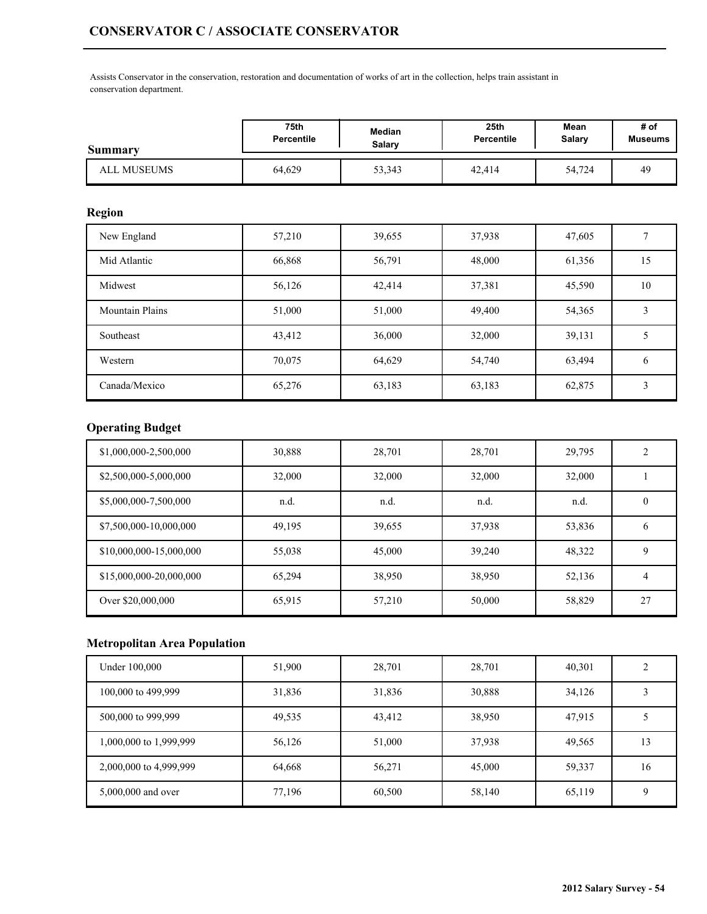# CONSERVATOR C / ASSOCIATE CONSERVATOR

Assists Conservator in the conservation, restoration and documentation of works of art in the collection, helps train assistant in conservation department.

| Summary | 75th Percentile | Median Salary | 25th Percentile | Mean Salary | # of Museums |
|---|---|---|---|---|---|
| ALL MUSEUMS | 64,629 | 53,343 | 42,414 | 54,724 | 49 |

## Region

| Region | 75th Percentile | Median Salary | 25th Percentile | Mean Salary | # of Museums |
|---|---|---|---|---|---|
| New England | 57,210 | 39,655 | 37,938 | 47,605 | 7 |
| Mid Atlantic | 66,868 | 56,791 | 48,000 | 61,356 | 15 |
| Midwest | 56,126 | 42,414 | 37,381 | 45,590 | 10 |
| Mountain Plains | 51,000 | 51,000 | 49,400 | 54,365 | 3 |
| Southeast | 43,412 | 36,000 | 32,000 | 39,131 | 5 |
| Western | 70,075 | 64,629 | 54,740 | 63,494 | 6 |
| Canada/Mexico | 65,276 | 63,183 | 63,183 | 62,875 | 3 |

## Operating Budget

| Operating Budget | 75th Percentile | Median Salary | 25th Percentile | Mean Salary | # of Museums |
|---|---|---|---|---|---|
| $1,000,000-2,500,000 | 30,888 | 28,701 | 28,701 | 29,795 | 2 |
| $2,500,000-5,000,000 | 32,000 | 32,000 | 32,000 | 32,000 | 1 |
| $5,000,000-7,500,000 | n.d. | n.d. | n.d. | n.d. | 0 |
| $7,500,000-10,000,000 | 49,195 | 39,655 | 37,938 | 53,836 | 6 |
| $10,000,000-15,000,000 | 55,038 | 45,000 | 39,240 | 48,322 | 9 |
| $15,000,000-20,000,000 | 65,294 | 38,950 | 38,950 | 52,136 | 4 |
| Over $20,000,000 | 65,915 | 57,210 | 50,000 | 58,829 | 27 |

## Metropolitan Area Population

| Metropolitan Area Population | 75th Percentile | Median Salary | 25th Percentile | Mean Salary | # of Museums |
|---|---|---|---|---|---|
| Under 100,000 | 51,900 | 28,701 | 28,701 | 40,301 | 2 |
| 100,000 to 499,999 | 31,836 | 31,836 | 30,888 | 34,126 | 3 |
| 500,000 to 999,999 | 49,535 | 43,412 | 38,950 | 47,915 | 5 |
| 1,000,000 to 1,999,999 | 56,126 | 51,000 | 37,938 | 49,565 | 13 |
| 2,000,000 to 4,999,999 | 64,668 | 56,271 | 45,000 | 59,337 | 16 |
| 5,000,000 and over | 77,196 | 60,500 | 58,140 | 65,119 | 9 |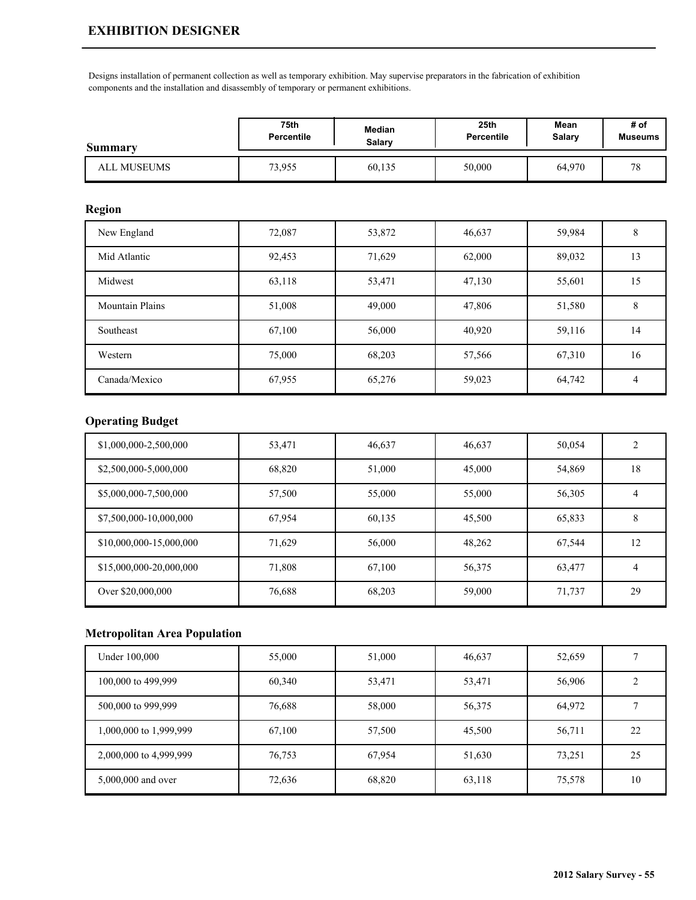# EXHIBITION DESIGNER

Designs installation of permanent collection as well as temporary exhibition. May supervise preparators in the fabrication of exhibition components and the installation and disassembly of temporary or permanent exhibitions.

| Summary | 75th Percentile | Median Salary | 25th Percentile | Mean Salary | # of Museums |
|---|---|---|---|---|---|
| ALL MUSEUMS | 73,955 | 60,135 | 50,000 | 64,970 | 78 |

## Region

| Region | 75th Percentile | Median Salary | 25th Percentile | Mean Salary | # of Museums |
|---|---|---|---|---|---|
| New England | 72,087 | 53,872 | 46,637 | 59,984 | 8 |
| Mid Atlantic | 92,453 | 71,629 | 62,000 | 89,032 | 13 |
| Midwest | 63,118 | 53,471 | 47,130 | 55,601 | 15 |
| Mountain Plains | 51,008 | 49,000 | 47,806 | 51,580 | 8 |
| Southeast | 67,100 | 56,000 | 40,920 | 59,116 | 14 |
| Western | 75,000 | 68,203 | 57,566 | 67,310 | 16 |
| Canada/Mexico | 67,955 | 65,276 | 59,023 | 64,742 | 4 |

## Operating Budget

| Operating Budget | 75th Percentile | Median Salary | 25th Percentile | Mean Salary | # of Museums |
|---|---|---|---|---|---|
| $1,000,000-2,500,000 | 53,471 | 46,637 | 46,637 | 50,054 | 2 |
| $2,500,000-5,000,000 | 68,820 | 51,000 | 45,000 | 54,869 | 18 |
| $5,000,000-7,500,000 | 57,500 | 55,000 | 55,000 | 56,305 | 4 |
| $7,500,000-10,000,000 | 67,954 | 60,135 | 45,500 | 65,833 | 8 |
| $10,000,000-15,000,000 | 71,629 | 56,000 | 48,262 | 67,544 | 12 |
| $15,000,000-20,000,000 | 71,808 | 67,100 | 56,375 | 63,477 | 4 |
| Over $20,000,000 | 76,688 | 68,203 | 59,000 | 71,737 | 29 |

## Metropolitan Area Population

| Metropolitan Area Population | 75th Percentile | Median Salary | 25th Percentile | Mean Salary | # of Museums |
|---|---|---|---|---|---|
| Under 100,000 | 55,000 | 51,000 | 46,637 | 52,659 | 7 |
| 100,000 to 499,999 | 60,340 | 53,471 | 53,471 | 56,906 | 2 |
| 500,000 to 999,999 | 76,688 | 58,000 | 56,375 | 64,972 | 7 |
| 1,000,000 to 1,999,999 | 67,100 | 57,500 | 45,500 | 56,711 | 22 |
| 2,000,000 to 4,999,999 | 76,753 | 67,954 | 51,630 | 73,251 | 25 |
| 5,000,000 and over | 72,636 | 68,820 | 63,118 | 75,578 | 10 |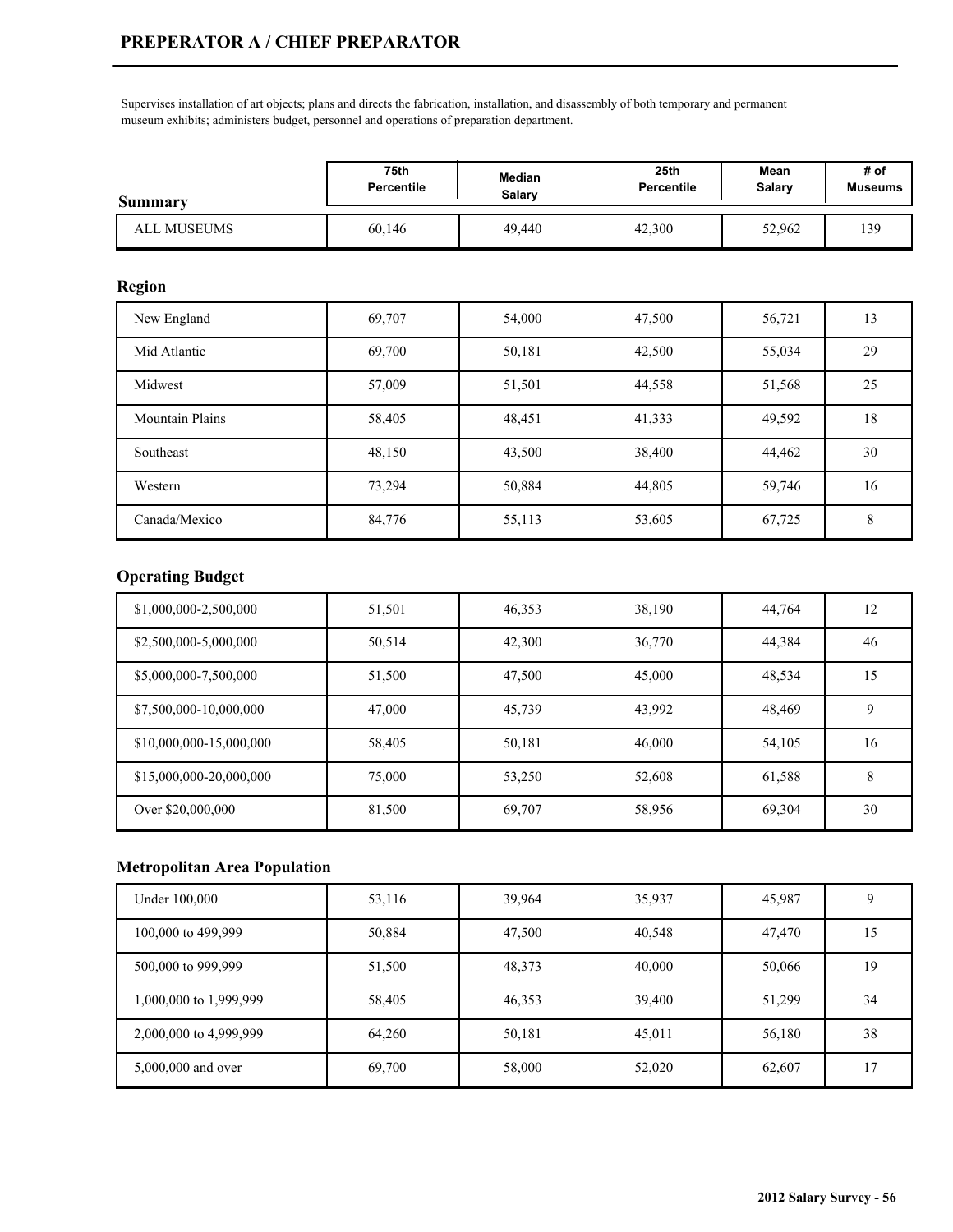# PREPERATOR A / CHIEF PREPARATOR

Supervises installation of art objects; plans and directs the fabrication, installation, and disassembly of both temporary and permanent museum exhibits; administers budget, personnel and operations of preparation department.

| Summary | 75th Percentile | Median Salary | 25th Percentile | Mean Salary | # of Museums |
|---|---|---|---|---|---|
| ALL MUSEUMS | 60,146 | 49,440 | 42,300 | 52,962 | 139 |

## Region

| Region | 75th Percentile | Median Salary | 25th Percentile | Mean Salary | # of Museums |
|---|---|---|---|---|---|
| New England | 69,707 | 54,000 | 47,500 | 56,721 | 13 |
| Mid Atlantic | 69,700 | 50,181 | 42,500 | 55,034 | 29 |
| Midwest | 57,009 | 51,501 | 44,558 | 51,568 | 25 |
| Mountain Plains | 58,405 | 48,451 | 41,333 | 49,592 | 18 |
| Southeast | 48,150 | 43,500 | 38,400 | 44,462 | 30 |
| Western | 73,294 | 50,884 | 44,805 | 59,746 | 16 |
| Canada/Mexico | 84,776 | 55,113 | 53,605 | 67,725 | 8 |

## Operating Budget

| Operating Budget | 75th Percentile | Median Salary | 25th Percentile | Mean Salary | # of Museums |
|---|---|---|---|---|---|
| $1,000,000-2,500,000 | 51,501 | 46,353 | 38,190 | 44,764 | 12 |
| $2,500,000-5,000,000 | 50,514 | 42,300 | 36,770 | 44,384 | 46 |
| $5,000,000-7,500,000 | 51,500 | 47,500 | 45,000 | 48,534 | 15 |
| $7,500,000-10,000,000 | 47,000 | 45,739 | 43,992 | 48,469 | 9 |
| $10,000,000-15,000,000 | 58,405 | 50,181 | 46,000 | 54,105 | 16 |
| $15,000,000-20,000,000 | 75,000 | 53,250 | 52,608 | 61,588 | 8 |
| Over $20,000,000 | 81,500 | 69,707 | 58,956 | 69,304 | 30 |

## Metropolitan Area Population

| Metropolitan Area Population | 75th Percentile | Median Salary | 25th Percentile | Mean Salary | # of Museums |
|---|---|---|---|---|---|
| Under 100,000 | 53,116 | 39,964 | 35,937 | 45,987 | 9 |
| 100,000 to 499,999 | 50,884 | 47,500 | 40,548 | 47,470 | 15 |
| 500,000 to 999,999 | 51,500 | 48,373 | 40,000 | 50,066 | 19 |
| 1,000,000 to 1,999,999 | 58,405 | 46,353 | 39,400 | 51,299 | 34 |
| 2,000,000 to 4,999,999 | 64,260 | 50,181 | 45,011 | 56,180 | 38 |
| 5,000,000 and over | 69,700 | 58,000 | 52,020 | 62,607 | 17 |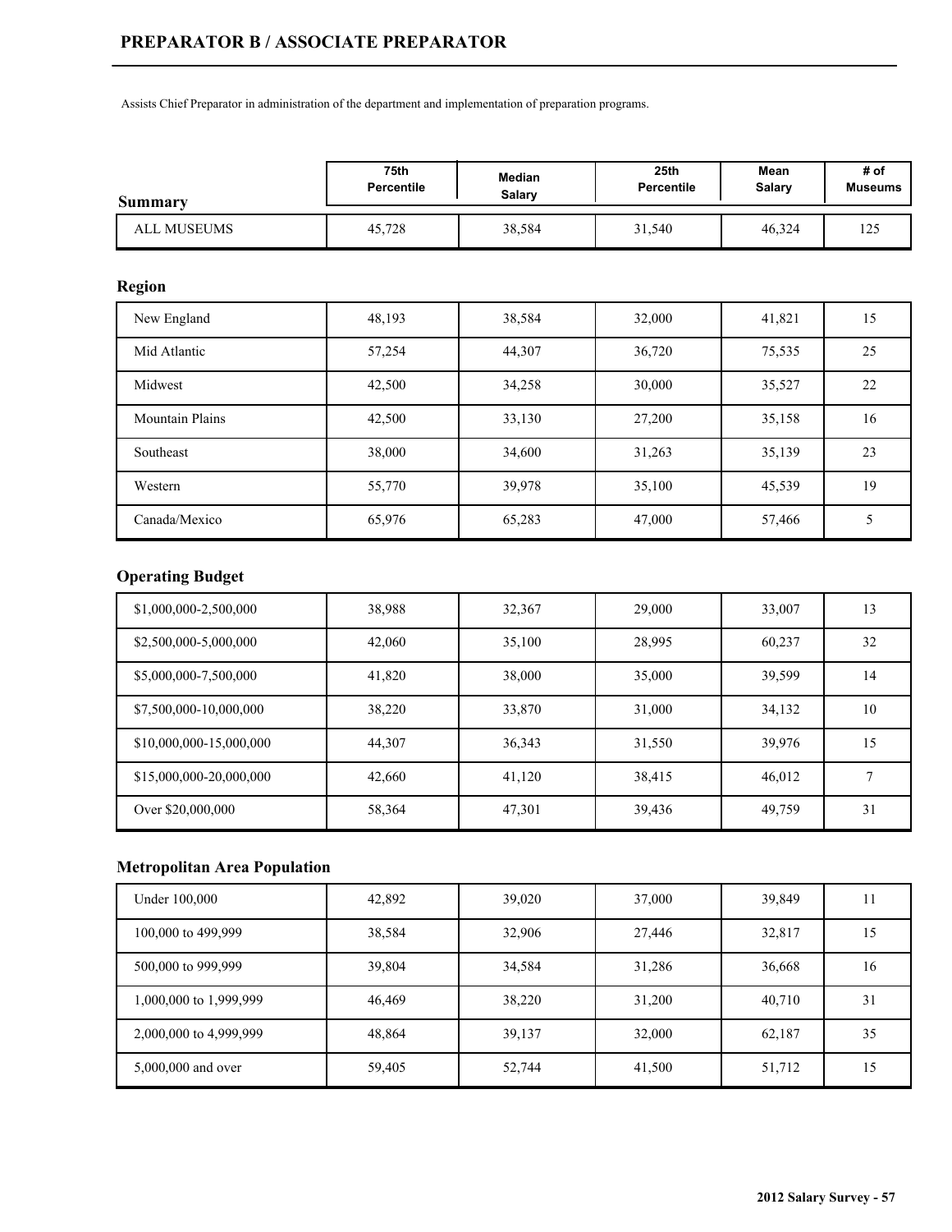## PREPARATOR B / ASSOCIATE PREPARATOR

Assists Chief Preparator in administration of the department and implementation of preparation programs.

| Summary | 75th Percentile | Median Salary | 25th Percentile | Mean Salary | # of Museums |
|---|---|---|---|---|---|
| ALL MUSEUMS | 45,728 | 38,584 | 31,540 | 46,324 | 125 |

### Region

| Region | 75th Percentile | Median Salary | 25th Percentile | Mean Salary | # of Museums |
|---|---|---|---|---|---|
| New England | 48,193 | 38,584 | 32,000 | 41,821 | 15 |
| Mid Atlantic | 57,254 | 44,307 | 36,720 | 75,535 | 25 |
| Midwest | 42,500 | 34,258 | 30,000 | 35,527 | 22 |
| Mountain Plains | 42,500 | 33,130 | 27,200 | 35,158 | 16 |
| Southeast | 38,000 | 34,600 | 31,263 | 35,139 | 23 |
| Western | 55,770 | 39,978 | 35,100 | 45,539 | 19 |
| Canada/Mexico | 65,976 | 65,283 | 47,000 | 57,466 | 5 |

### Operating Budget

| Operating Budget | 75th Percentile | Median Salary | 25th Percentile | Mean Salary | # of Museums |
|---|---|---|---|---|---|
| $1,000,000-2,500,000 | 38,988 | 32,367 | 29,000 | 33,007 | 13 |
| $2,500,000-5,000,000 | 42,060 | 35,100 | 28,995 | 60,237 | 32 |
| $5,000,000-7,500,000 | 41,820 | 38,000 | 35,000 | 39,599 | 14 |
| $7,500,000-10,000,000 | 38,220 | 33,870 | 31,000 | 34,132 | 10 |
| $10,000,000-15,000,000 | 44,307 | 36,343 | 31,550 | 39,976 | 15 |
| $15,000,000-20,000,000 | 42,660 | 41,120 | 38,415 | 46,012 | 7 |
| Over $20,000,000 | 58,364 | 47,301 | 39,436 | 49,759 | 31 |

### Metropolitan Area Population

| Metropolitan Area Population | 75th Percentile | Median Salary | 25th Percentile | Mean Salary | # of Museums |
|---|---|---|---|---|---|
| Under 100,000 | 42,892 | 39,020 | 37,000 | 39,849 | 11 |
| 100,000 to 499,999 | 38,584 | 32,906 | 27,446 | 32,817 | 15 |
| 500,000 to 999,999 | 39,804 | 34,584 | 31,286 | 36,668 | 16 |
| 1,000,000 to 1,999,999 | 46,469 | 38,220 | 31,200 | 40,710 | 31 |
| 2,000,000 to 4,999,999 | 48,864 | 39,137 | 32,000 | 62,187 | 35 |
| 5,000,000 and over | 59,405 | 52,744 | 41,500 | 51,712 | 15 |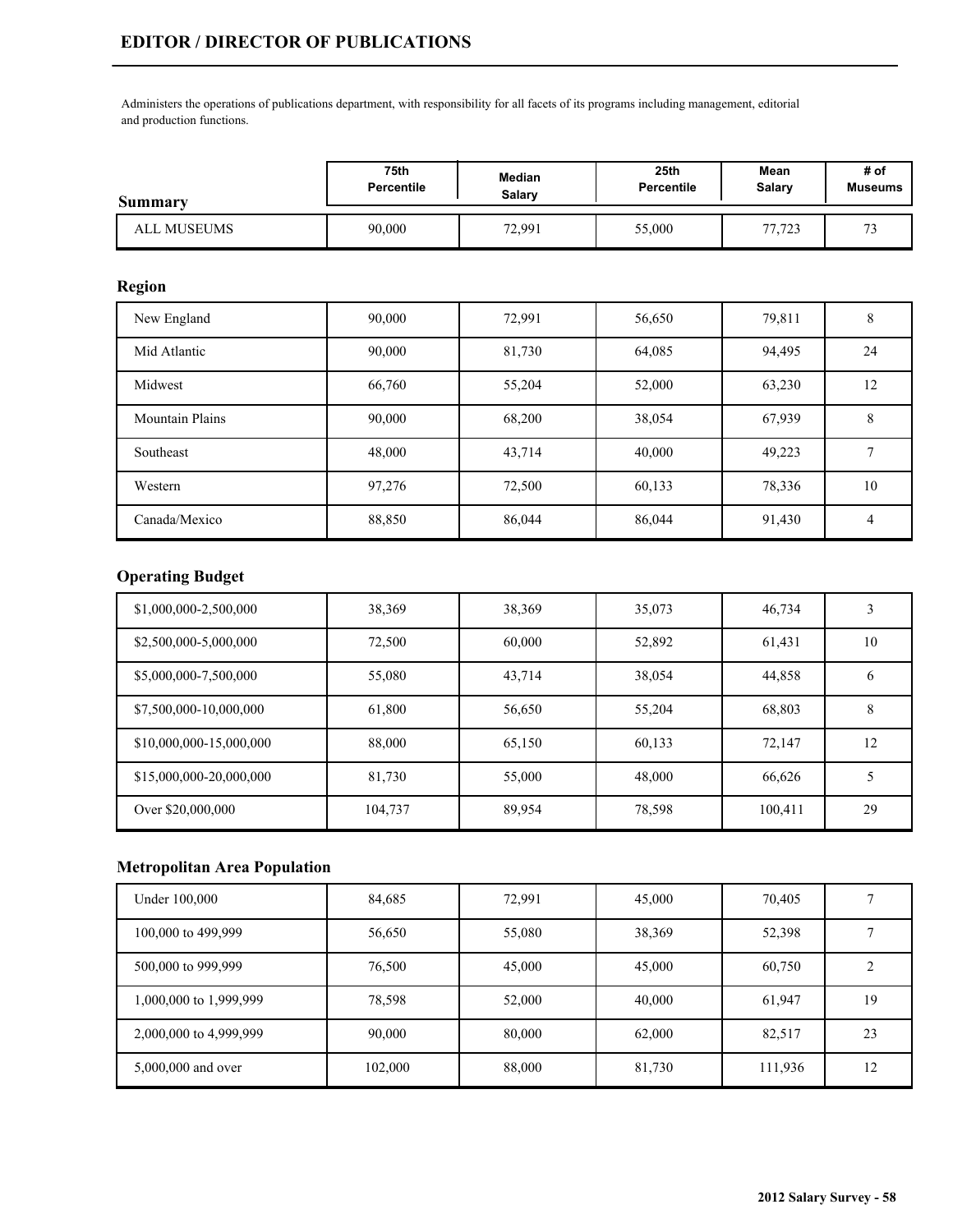# EDITOR / DIRECTOR OF PUBLICATIONS

Administers the operations of publications department, with responsibility for all facets of its programs including management, editorial and production functions.

| Summary | 75th Percentile | Median Salary | 25th Percentile | Mean Salary | # of Museums |
|---|---|---|---|---|---|
| ALL MUSEUMS | 90,000 | 72,991 | 55,000 | 77,723 | 73 |

## Region

| Region | 75th Percentile | Median Salary | 25th Percentile | Mean Salary | # of Museums |
|---|---|---|---|---|---|
| New England | 90,000 | 72,991 | 56,650 | 79,811 | 8 |
| Mid Atlantic | 90,000 | 81,730 | 64,085 | 94,495 | 24 |
| Midwest | 66,760 | 55,204 | 52,000 | 63,230 | 12 |
| Mountain Plains | 90,000 | 68,200 | 38,054 | 67,939 | 8 |
| Southeast | 48,000 | 43,714 | 40,000 | 49,223 | 7 |
| Western | 97,276 | 72,500 | 60,133 | 78,336 | 10 |
| Canada/Mexico | 88,850 | 86,044 | 86,044 | 91,430 | 4 |

## Operating Budget

| Operating Budget | 75th Percentile | Median Salary | 25th Percentile | Mean Salary | # of Museums |
|---|---|---|---|---|---|
| $1,000,000-2,500,000 | 38,369 | 38,369 | 35,073 | 46,734 | 3 |
| $2,500,000-5,000,000 | 72,500 | 60,000 | 52,892 | 61,431 | 10 |
| $5,000,000-7,500,000 | 55,080 | 43,714 | 38,054 | 44,858 | 6 |
| $7,500,000-10,000,000 | 61,800 | 56,650 | 55,204 | 68,803 | 8 |
| $10,000,000-15,000,000 | 88,000 | 65,150 | 60,133 | 72,147 | 12 |
| $15,000,000-20,000,000 | 81,730 | 55,000 | 48,000 | 66,626 | 5 |
| Over $20,000,000 | 104,737 | 89,954 | 78,598 | 100,411 | 29 |

## Metropolitan Area Population

| Metropolitan Area Population | 75th Percentile | Median Salary | 25th Percentile | Mean Salary | # of Museums |
|---|---|---|---|---|---|
| Under 100,000 | 84,685 | 72,991 | 45,000 | 70,405 | 7 |
| 100,000 to 499,999 | 56,650 | 55,080 | 38,369 | 52,398 | 7 |
| 500,000 to 999,999 | 76,500 | 45,000 | 45,000 | 60,750 | 2 |
| 1,000,000 to 1,999,999 | 78,598 | 52,000 | 40,000 | 61,947 | 19 |
| 2,000,000 to 4,999,999 | 90,000 | 80,000 | 62,000 | 82,517 | 23 |
| 5,000,000 and over | 102,000 | 88,000 | 81,730 | 111,936 | 12 |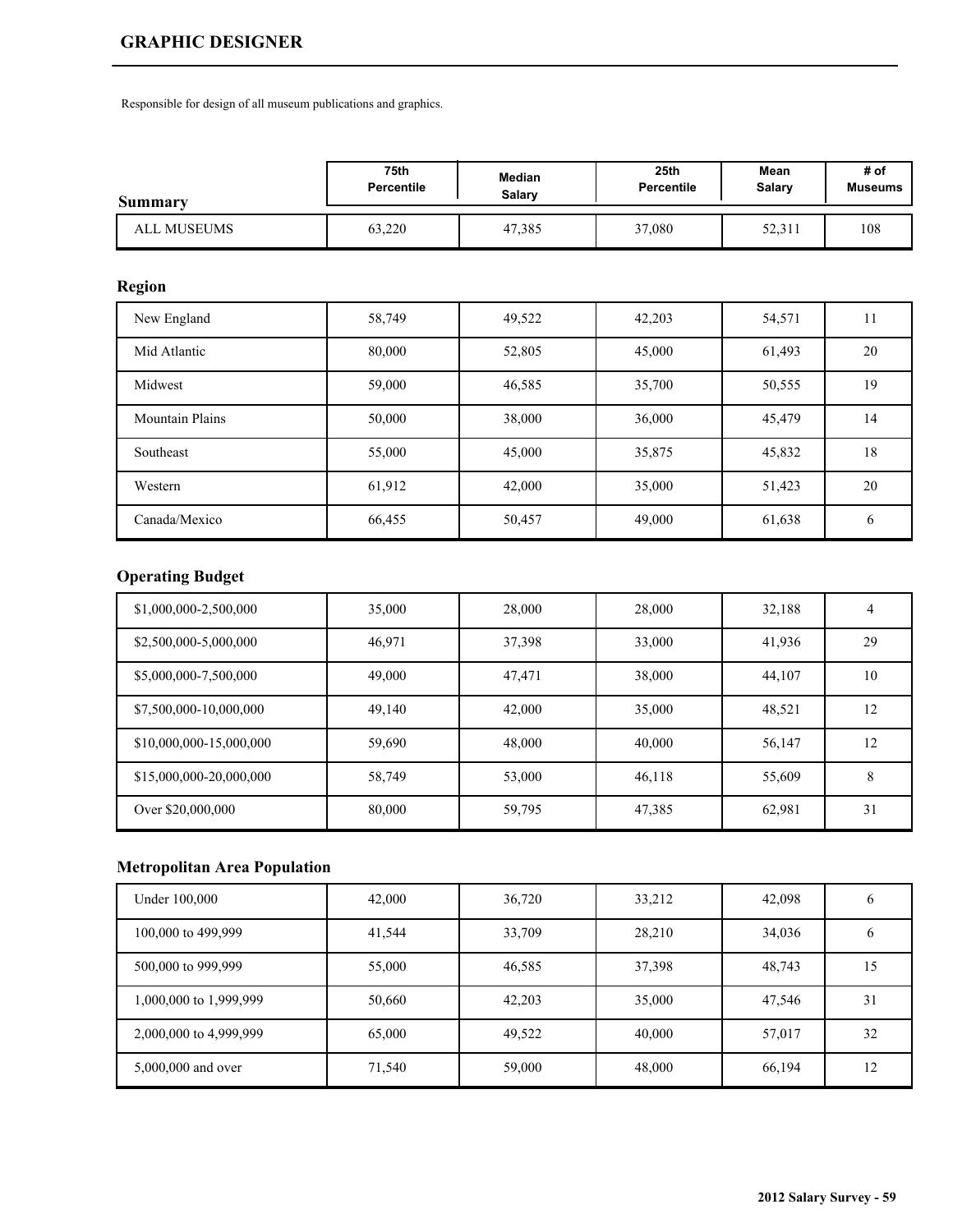## GRAPHIC DESIGNER

Responsible for design of all museum publications and graphics.

| Summary | 75th Percentile | Median Salary | 25th Percentile | Mean Salary | # of Museums |
|---|---|---|---|---|---|
| ALL MUSEUMS | 63,220 | 47,385 | 37,080 | 52,311 | 108 |

### Region

| Region | 75th Percentile | Median Salary | 25th Percentile | Mean Salary | # of Museums |
|---|---|---|---|---|---|
| New England | 58,749 | 49,522 | 42,203 | 54,571 | 11 |
| Mid Atlantic | 80,000 | 52,805 | 45,000 | 61,493 | 20 |
| Midwest | 59,000 | 46,585 | 35,700 | 50,555 | 19 |
| Mountain Plains | 50,000 | 38,000 | 36,000 | 45,479 | 14 |
| Southeast | 55,000 | 45,000 | 35,875 | 45,832 | 18 |
| Western | 61,912 | 42,000 | 35,000 | 51,423 | 20 |
| Canada/Mexico | 66,455 | 50,457 | 49,000 | 61,638 | 6 |

### Operating Budget

| Operating Budget | 75th Percentile | Median Salary | 25th Percentile | Mean Salary | # of Museums |
|---|---|---|---|---|---|
| $1,000,000-2,500,000 | 35,000 | 28,000 | 28,000 | 32,188 | 4 |
| $2,500,000-5,000,000 | 46,971 | 37,398 | 33,000 | 41,936 | 29 |
| $5,000,000-7,500,000 | 49,000 | 47,471 | 38,000 | 44,107 | 10 |
| $7,500,000-10,000,000 | 49,140 | 42,000 | 35,000 | 48,521 | 12 |
| $10,000,000-15,000,000 | 59,690 | 48,000 | 40,000 | 56,147 | 12 |
| $15,000,000-20,000,000 | 58,749 | 53,000 | 46,118 | 55,609 | 8 |
| Over $20,000,000 | 80,000 | 59,795 | 47,385 | 62,981 | 31 |

### Metropolitan Area Population

| Metropolitan Area Population | 75th Percentile | Median Salary | 25th Percentile | Mean Salary | # of Museums |
|---|---|---|---|---|---|
| Under 100,000 | 42,000 | 36,720 | 33,212 | 42,098 | 6 |
| 100,000 to 499,999 | 41,544 | 33,709 | 28,210 | 34,036 | 6 |
| 500,000 to 999,999 | 55,000 | 46,585 | 37,398 | 48,743 | 15 |
| 1,000,000 to 1,999,999 | 50,660 | 42,203 | 35,000 | 47,546 | 31 |
| 2,000,000 to 4,999,999 | 65,000 | 49,522 | 40,000 | 57,017 | 32 |
| 5,000,000 and over | 71,540 | 59,000 | 48,000 | 66,194 | 12 |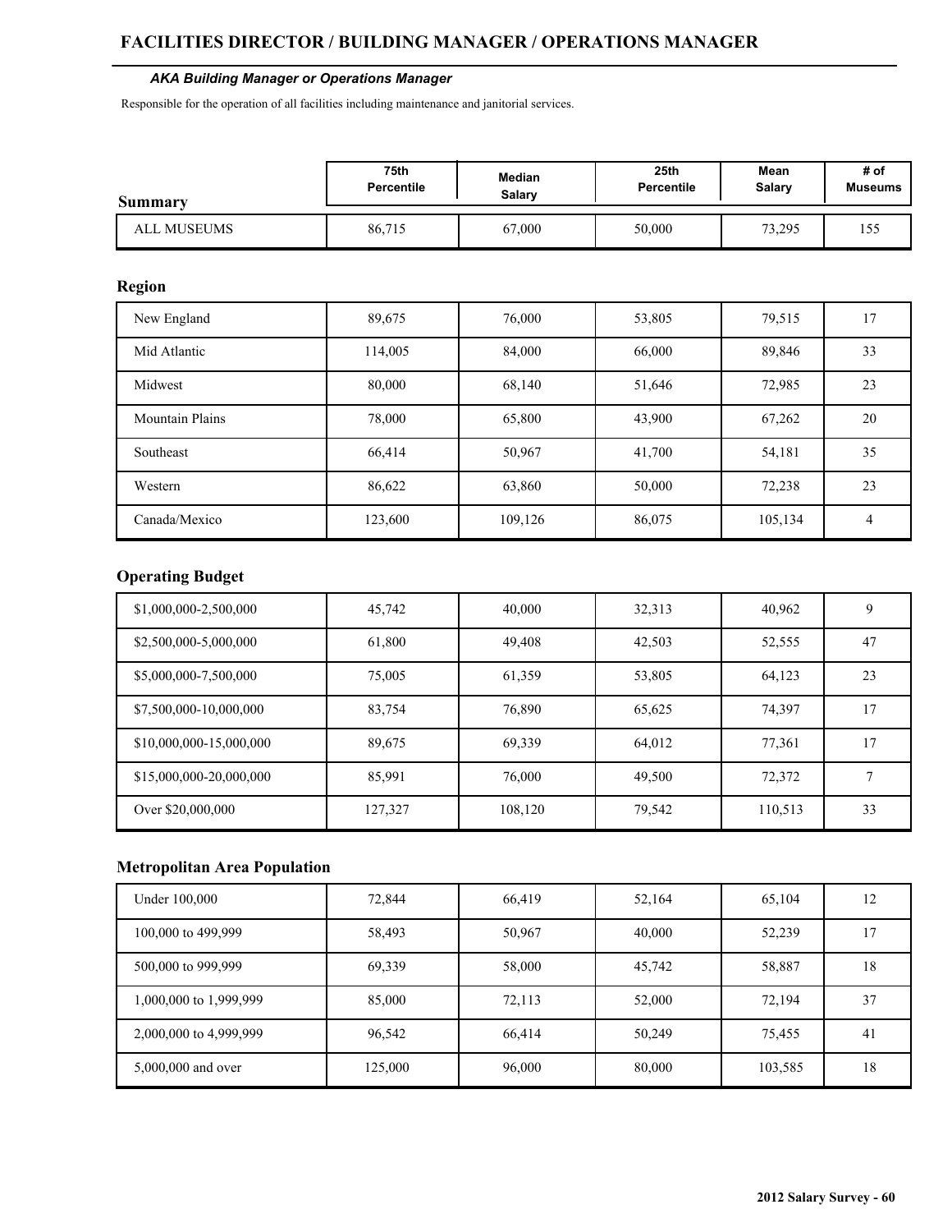# FACILITIES DIRECTOR / BUILDING MANAGER / OPERATIONS MANAGER

***AKA Building Manager or Operations Manager***

Responsible for the operation of all facilities including maintenance and janitorial services.

| Summary | 75th Percentile | Median Salary | 25th Percentile | Mean Salary | # of Museums |
|---|---|---|---|---|---|
| ALL MUSEUMS | 86,715 | 67,000 | 50,000 | 73,295 | 155 |

## Region

| Region | 75th Percentile | Median Salary | 25th Percentile | Mean Salary | # of Museums |
|---|---|---|---|---|---|
| New England | 89,675 | 76,000 | 53,805 | 79,515 | 17 |
| Mid Atlantic | 114,005 | 84,000 | 66,000 | 89,846 | 33 |
| Midwest | 80,000 | 68,140 | 51,646 | 72,985 | 23 |
| Mountain Plains | 78,000 | 65,800 | 43,900 | 67,262 | 20 |
| Southeast | 66,414 | 50,967 | 41,700 | 54,181 | 35 |
| Western | 86,622 | 63,860 | 50,000 | 72,238 | 23 |
| Canada/Mexico | 123,600 | 109,126 | 86,075 | 105,134 | 4 |

## Operating Budget

| Operating Budget | 75th Percentile | Median Salary | 25th Percentile | Mean Salary | # of Museums |
|---|---|---|---|---|---|
| $1,000,000-2,500,000 | 45,742 | 40,000 | 32,313 | 40,962 | 9 |
| $2,500,000-5,000,000 | 61,800 | 49,408 | 42,503 | 52,555 | 47 |
| $5,000,000-7,500,000 | 75,005 | 61,359 | 53,805 | 64,123 | 23 |
| $7,500,000-10,000,000 | 83,754 | 76,890 | 65,625 | 74,397 | 17 |
| $10,000,000-15,000,000 | 89,675 | 69,339 | 64,012 | 77,361 | 17 |
| $15,000,000-20,000,000 | 85,991 | 76,000 | 49,500 | 72,372 | 7 |
| Over $20,000,000 | 127,327 | 108,120 | 79,542 | 110,513 | 33 |

## Metropolitan Area Population

| Metropolitan Area Population | 75th Percentile | Median Salary | 25th Percentile | Mean Salary | # of Museums |
|---|---|---|---|---|---|
| Under 100,000 | 72,844 | 66,419 | 52,164 | 65,104 | 12 |
| 100,000 to 499,999 | 58,493 | 50,967 | 40,000 | 52,239 | 17 |
| 500,000 to 999,999 | 69,339 | 58,000 | 45,742 | 58,887 | 18 |
| 1,000,000 to 1,999,999 | 85,000 | 72,113 | 52,000 | 72,194 | 37 |
| 2,000,000 to 4,999,999 | 96,542 | 66,414 | 50,249 | 75,455 | 41 |
| 5,000,000 and over | 125,000 | 96,000 | 80,000 | 103,585 | 18 |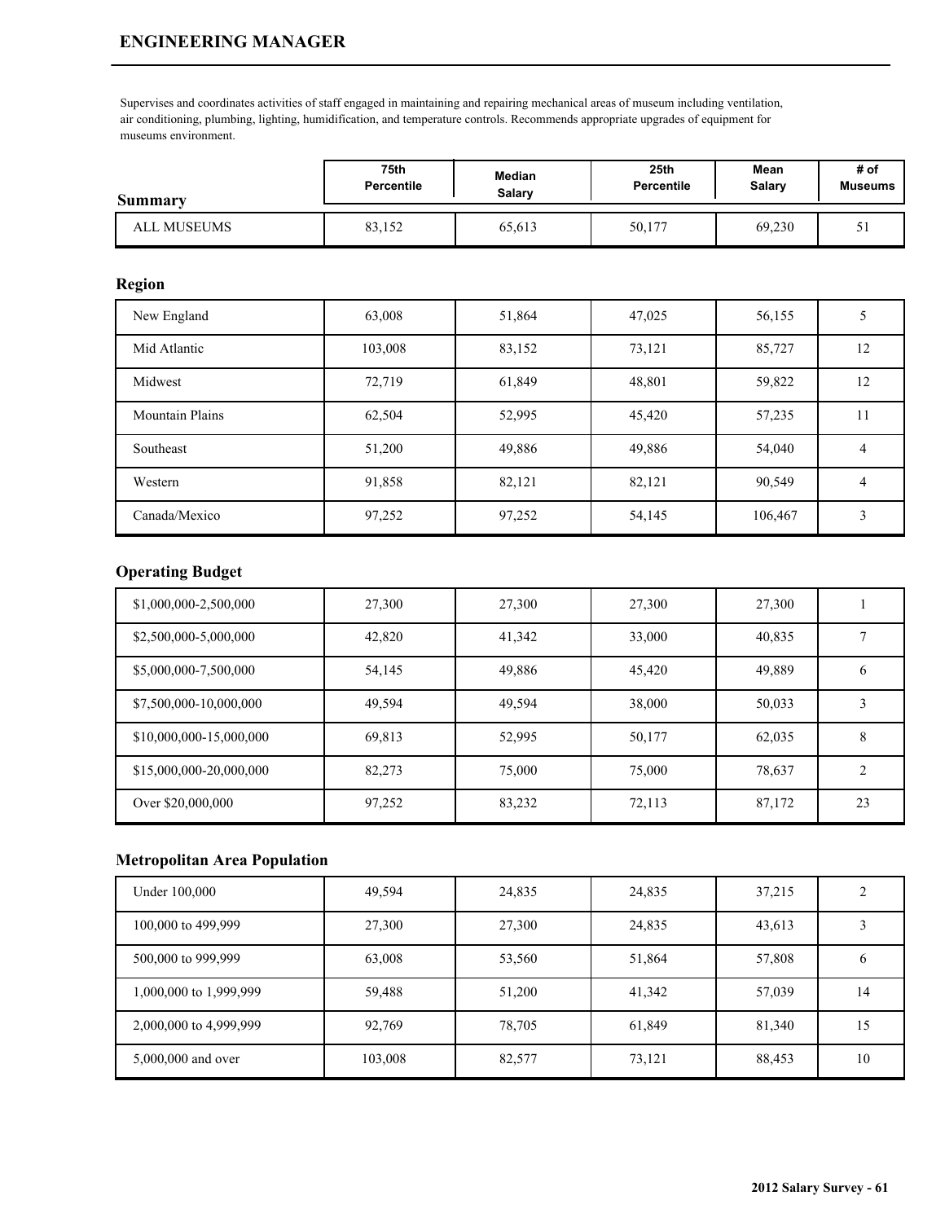## ENGINEERING MANAGER

Supervises and coordinates activities of staff engaged in maintaining and repairing mechanical areas of museum including ventilation, air conditioning, plumbing, lighting, humidification, and temperature controls. Recommends appropriate upgrades of equipment for museums environment.

| Summary | 75th Percentile | Median Salary | 25th Percentile | Mean Salary | # of Museums |
|---|---|---|---|---|---|
| ALL MUSEUMS | 83,152 | 65,613 | 50,177 | 69,230 | 51 |

### Region

| Region | 75th Percentile | Median Salary | 25th Percentile | Mean Salary | # of Museums |
|---|---|---|---|---|---|
| New England | 63,008 | 51,864 | 47,025 | 56,155 | 5 |
| Mid Atlantic | 103,008 | 83,152 | 73,121 | 85,727 | 12 |
| Midwest | 72,719 | 61,849 | 48,801 | 59,822 | 12 |
| Mountain Plains | 62,504 | 52,995 | 45,420 | 57,235 | 11 |
| Southeast | 51,200 | 49,886 | 49,886 | 54,040 | 4 |
| Western | 91,858 | 82,121 | 82,121 | 90,549 | 4 |
| Canada/Mexico | 97,252 | 97,252 | 54,145 | 106,467 | 3 |

### Operating Budget

| Operating Budget | 75th Percentile | Median Salary | 25th Percentile | Mean Salary | # of Museums |
|---|---|---|---|---|---|
| $1,000,000-2,500,000 | 27,300 | 27,300 | 27,300 | 27,300 | 1 |
| $2,500,000-5,000,000 | 42,820 | 41,342 | 33,000 | 40,835 | 7 |
| $5,000,000-7,500,000 | 54,145 | 49,886 | 45,420 | 49,889 | 6 |
| $7,500,000-10,000,000 | 49,594 | 49,594 | 38,000 | 50,033 | 3 |
| $10,000,000-15,000,000 | 69,813 | 52,995 | 50,177 | 62,035 | 8 |
| $15,000,000-20,000,000 | 82,273 | 75,000 | 75,000 | 78,637 | 2 |
| Over $20,000,000 | 97,252 | 83,232 | 72,113 | 87,172 | 23 |

### Metropolitan Area Population

| Metropolitan Area Population | 75th Percentile | Median Salary | 25th Percentile | Mean Salary | # of Museums |
|---|---|---|---|---|---|
| Under 100,000 | 49,594 | 24,835 | 24,835 | 37,215 | 2 |
| 100,000 to 499,999 | 27,300 | 27,300 | 24,835 | 43,613 | 3 |
| 500,000 to 999,999 | 63,008 | 53,560 | 51,864 | 57,808 | 6 |
| 1,000,000 to 1,999,999 | 59,488 | 51,200 | 41,342 | 57,039 | 14 |
| 2,000,000 to 4,999,999 | 92,769 | 78,705 | 61,849 | 81,340 | 15 |
| 5,000,000 and over | 103,008 | 82,577 | 73,121 | 88,453 | 10 |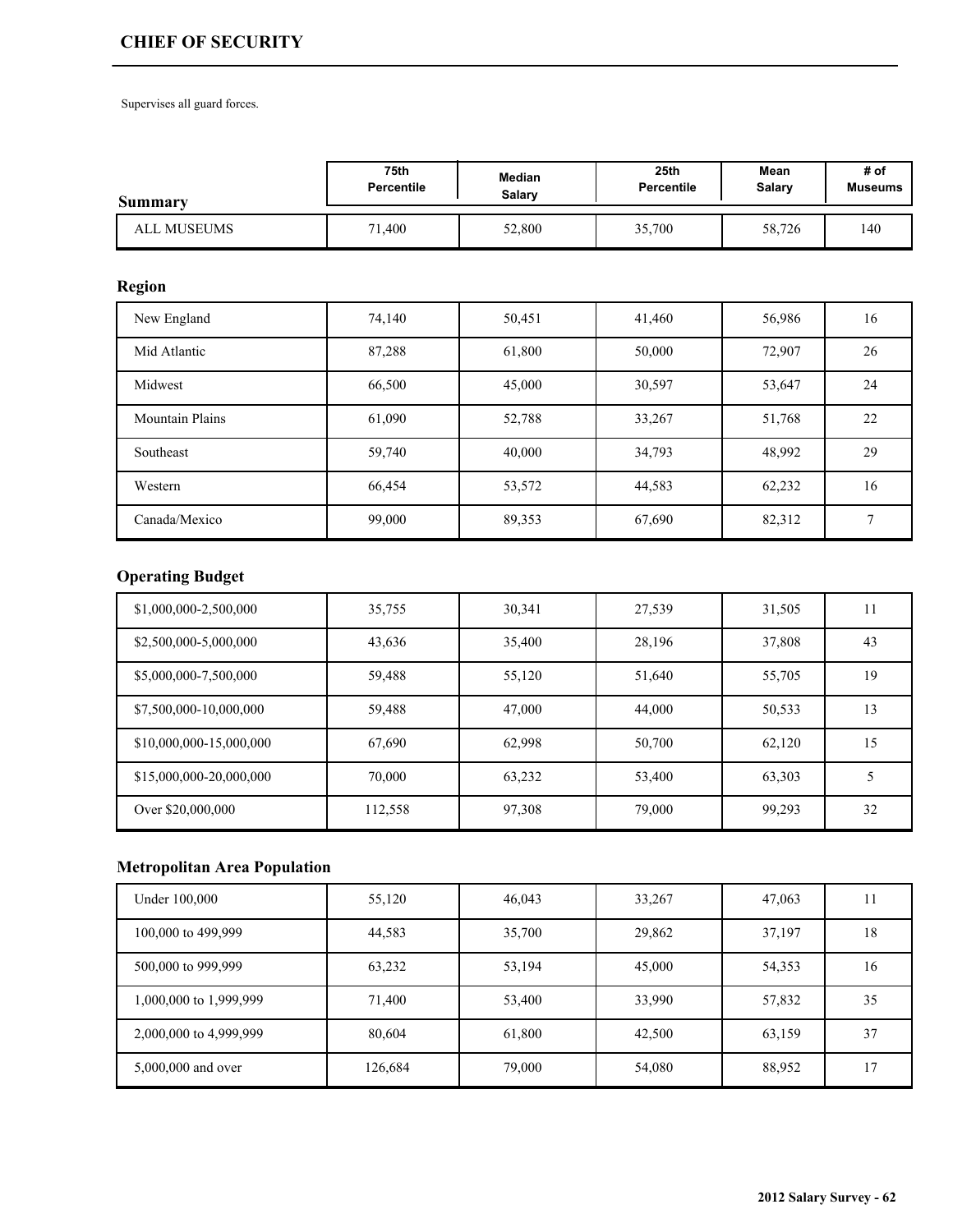## CHIEF OF SECURITY

Supervises all guard forces.

| Summary | 75th Percentile | Median Salary | 25th Percentile | Mean Salary | # of Museums |
|---|---|---|---|---|---|
| ALL MUSEUMS | 71,400 | 52,800 | 35,700 | 58,726 | 140 |

### Region

| Region | 75th Percentile | Median Salary | 25th Percentile | Mean Salary | # of Museums |
|---|---|---|---|---|---|
| New England | 74,140 | 50,451 | 41,460 | 56,986 | 16 |
| Mid Atlantic | 87,288 | 61,800 | 50,000 | 72,907 | 26 |
| Midwest | 66,500 | 45,000 | 30,597 | 53,647 | 24 |
| Mountain Plains | 61,090 | 52,788 | 33,267 | 51,768 | 22 |
| Southeast | 59,740 | 40,000 | 34,793 | 48,992 | 29 |
| Western | 66,454 | 53,572 | 44,583 | 62,232 | 16 |
| Canada/Mexico | 99,000 | 89,353 | 67,690 | 82,312 | 7 |

### Operating Budget

| Operating Budget | 75th Percentile | Median Salary | 25th Percentile | Mean Salary | # of Museums |
|---|---|---|---|---|---|
| $1,000,000-2,500,000 | 35,755 | 30,341 | 27,539 | 31,505 | 11 |
| $2,500,000-5,000,000 | 43,636 | 35,400 | 28,196 | 37,808 | 43 |
| $5,000,000-7,500,000 | 59,488 | 55,120 | 51,640 | 55,705 | 19 |
| $7,500,000-10,000,000 | 59,488 | 47,000 | 44,000 | 50,533 | 13 |
| $10,000,000-15,000,000 | 67,690 | 62,998 | 50,700 | 62,120 | 15 |
| $15,000,000-20,000,000 | 70,000 | 63,232 | 53,400 | 63,303 | 5 |
| Over $20,000,000 | 112,558 | 97,308 | 79,000 | 99,293 | 32 |

### Metropolitan Area Population

| Metropolitan Area Population | 75th Percentile | Median Salary | 25th Percentile | Mean Salary | # of Museums |
|---|---|---|---|---|---|
| Under 100,000 | 55,120 | 46,043 | 33,267 | 47,063 | 11 |
| 100,000 to 499,999 | 44,583 | 35,700 | 29,862 | 37,197 | 18 |
| 500,000 to 999,999 | 63,232 | 53,194 | 45,000 | 54,353 | 16 |
| 1,000,000 to 1,999,999 | 71,400 | 53,400 | 33,990 | 57,832 | 35 |
| 2,000,000 to 4,999,999 | 80,604 | 61,800 | 42,500 | 63,159 | 37 |
| 5,000,000 and over | 126,684 | 79,000 | 54,080 | 88,952 | 17 |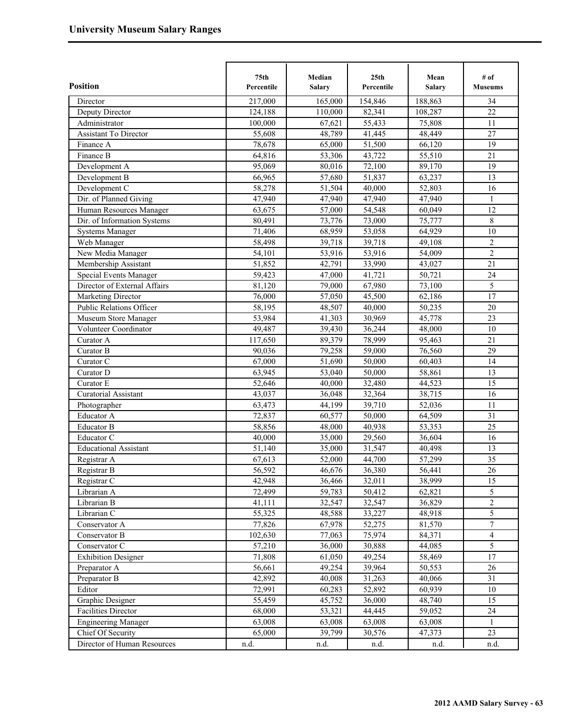## University Museum Salary Ranges

| Position | 75th Percentile | Median Salary | 25th Percentile | Mean Salary | # of Museums |
|---|---|---|---|---|---|
| Director | 217,000 | 165,000 | 154,846 | 188,863 | 34 |
| Deputy Director | 124,188 | 110,000 | 82,341 | 108,287 | 22 |
| Administrator | 100,000 | 67,621 | 55,433 | 75,808 | 11 |
| Assistant To Director | 55,608 | 48,789 | 41,445 | 48,449 | 27 |
| Finance A | 78,678 | 65,000 | 51,500 | 66,120 | 19 |
| Finance B | 64,816 | 53,306 | 43,722 | 55,510 | 21 |
| Development A | 95,069 | 80,016 | 72,100 | 89,170 | 19 |
| Development B | 66,965 | 57,680 | 51,837 | 63,237 | 13 |
| Development C | 58,278 | 51,504 | 40,000 | 52,803 | 16 |
| Dir. of Planned Giving | 47,940 | 47,940 | 47,940 | 47,940 | 1 |
| Human Resources Manager | 63,675 | 57,000 | 54,548 | 60,049 | 12 |
| Dir. of Information Systems | 80,491 | 73,776 | 73,000 | 75,777 | 8 |
| Systems Manager | 71,406 | 68,959 | 53,058 | 64,929 | 10 |
| Web Manager | 58,498 | 39,718 | 39,718 | 49,108 | 2 |
| New Media Manager | 54,101 | 53,916 | 53,916 | 54,009 | 2 |
| Membership Assistant | 51,852 | 42,791 | 33,990 | 43,027 | 21 |
| Special Events Manager | 59,423 | 47,000 | 41,721 | 50,721 | 24 |
| Director of External Affairs | 81,120 | 79,000 | 67,980 | 73,100 | 5 |
| Marketing Director | 76,000 | 57,050 | 45,500 | 62,186 | 17 |
| Public Relations Officer | 58,195 | 48,507 | 40,000 | 50,235 | 20 |
| Museum Store Manager | 53,984 | 41,303 | 30,969 | 45,778 | 23 |
| Volunteer Coordinator | 49,487 | 39,430 | 36,244 | 48,000 | 10 |
| Curator A | 117,650 | 89,379 | 78,999 | 95,463 | 21 |
| Curator B | 90,036 | 79,258 | 59,000 | 76,560 | 29 |
| Curator C | 67,000 | 51,690 | 50,000 | 60,403 | 14 |
| Curator D | 63,945 | 53,040 | 50,000 | 58,861 | 13 |
| Curator E | 52,646 | 40,000 | 32,480 | 44,523 | 15 |
| Curatorial Assistant | 43,037 | 36,048 | 32,364 | 38,715 | 16 |
| Photographer | 63,473 | 44,199 | 39,710 | 52,036 | 11 |
| Educator A | 72,837 | 60,577 | 50,000 | 64,509 | 31 |
| Educator B | 58,856 | 48,000 | 40,938 | 53,353 | 25 |
| Educator C | 40,000 | 35,000 | 29,560 | 36,604 | 16 |
| Educational Assistant | 51,140 | 35,000 | 31,547 | 40,498 | 13 |
| Registrar A | 67,613 | 52,000 | 44,700 | 57,299 | 35 |
| Registrar B | 56,592 | 46,676 | 36,380 | 56,441 | 26 |
| Registrar C | 42,948 | 36,466 | 32,011 | 38,999 | 15 |
| Librarian A | 72,499 | 59,783 | 50,412 | 62,821 | 5 |
| Librarian B | 41,111 | 32,547 | 32,547 | 36,829 | 2 |
| Librarian C | 55,325 | 48,588 | 33,227 | 48,918 | 5 |
| Conservator A | 77,826 | 67,978 | 52,275 | 81,570 | 7 |
| Conservator B | 102,630 | 77,063 | 75,974 | 84,371 | 4 |
| Conservator C | 57,210 | 36,000 | 30,888 | 44,085 | 5 |
| Exhibition Designer | 71,808 | 61,050 | 49,254 | 58,469 | 17 |
| Preparator A | 56,661 | 49,254 | 39,964 | 50,553 | 26 |
| Preparator B | 42,892 | 40,008 | 31,263 | 40,066 | 31 |
| Editor | 72,991 | 60,283 | 52,892 | 60,939 | 10 |
| Graphic Designer | 55,459 | 45,752 | 36,000 | 48,740 | 15 |
| Facilities Director | 68,000 | 53,321 | 44,445 | 59,052 | 24 |
| Engineering Manager | 63,008 | 63,008 | 63,008 | 63,008 | 1 |
| Chief Of Security | 65,000 | 39,799 | 30,576 | 47,373 | 23 |
| Director of Human Resources | n.d. | n.d. | n.d. | n.d. | n.d. |